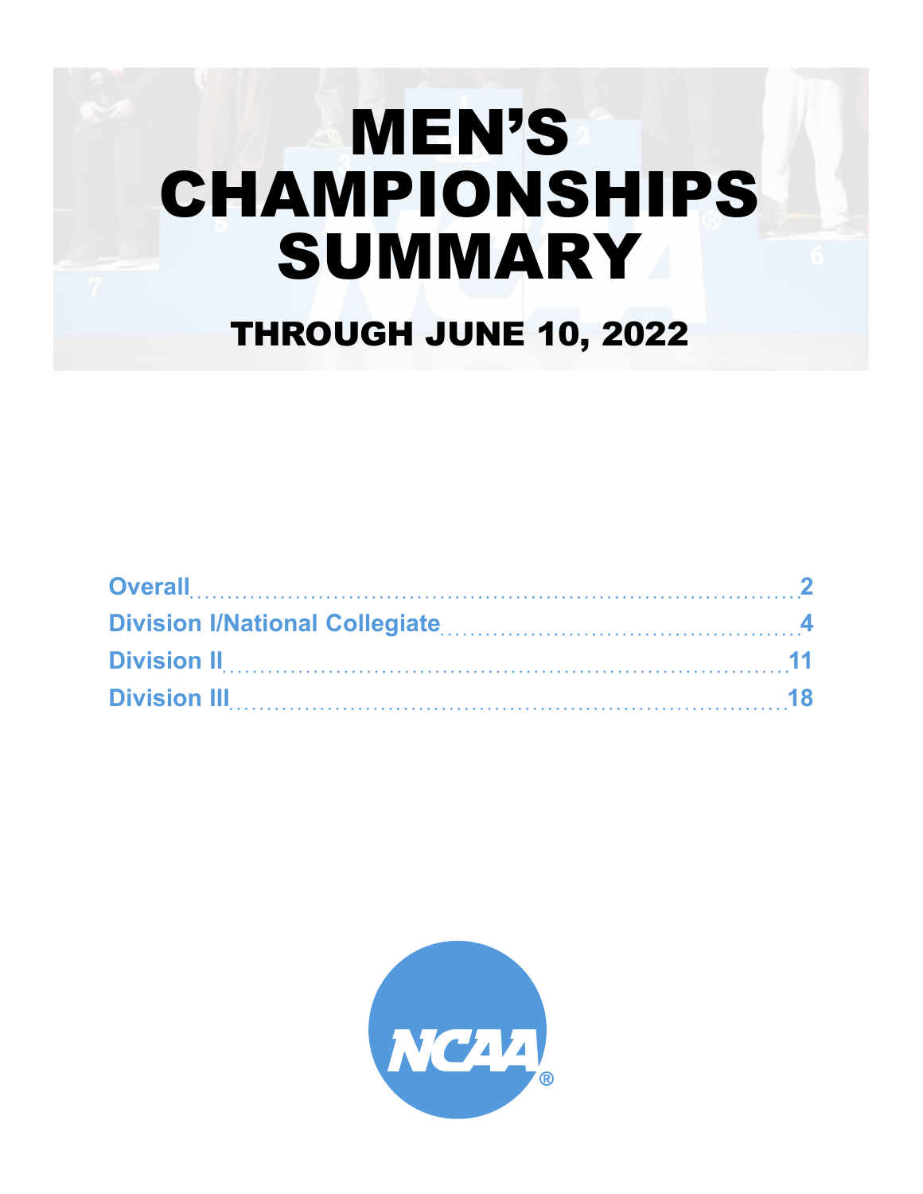# MEN'S CHAMPIONSHIPS SUMMARY

## THROUGH JUNE 10, 2022

Overall .......... 2
Division I/National Collegiate .......... 4
Division II .......... 11
Division III .......... 18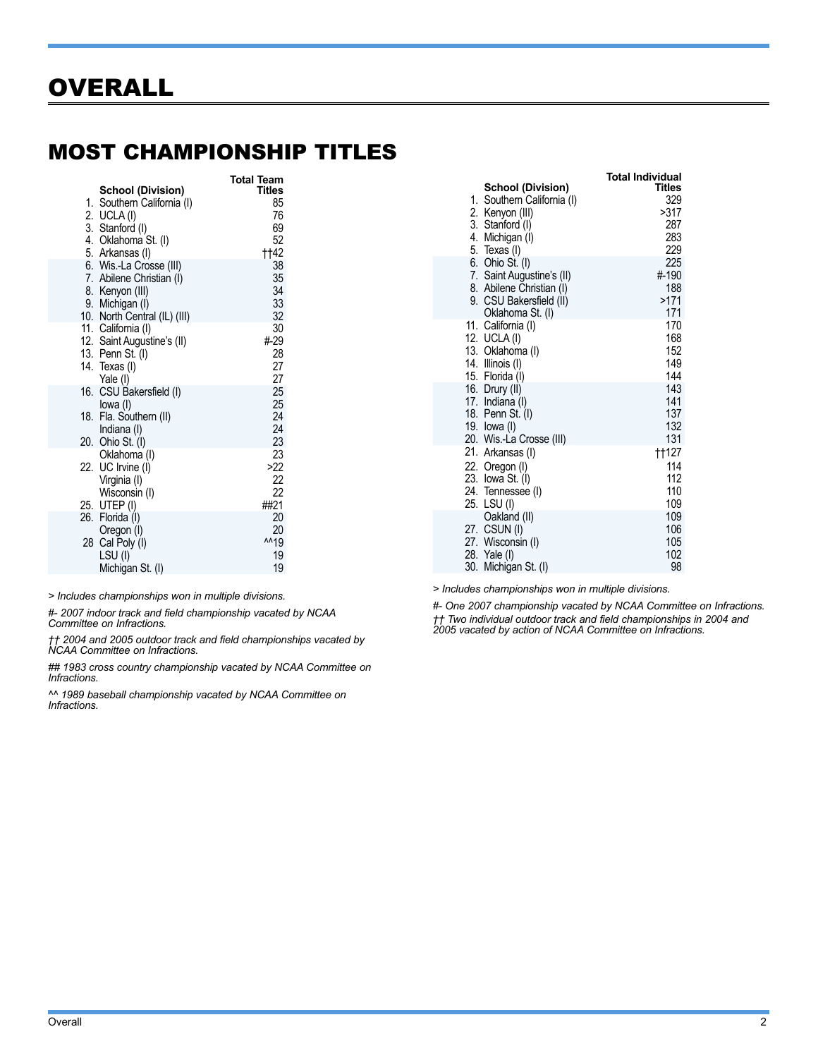# OVERALL

## MOST CHAMPIONSHIP TITLES

| | School (Division) | Total Team Titles |
|---|---|---|
| 1. | Southern California (I) | 85 |
| 2. | UCLA (I) | 76 |
| 3. | Stanford (I) | 69 |
| 4. | Oklahoma St. (I) | 52 |
| 5. | Arkansas (I) | ††42 |
| 6. | Wis.-La Crosse (III) | 38 |
| 7. | Abilene Christian (I) | 35 |
| 8. | Kenyon (III) | 34 |
| 9. | Michigan (I) | 33 |
| 10. | North Central (IL) (III) | 32 |
| 11. | California (I) | 30 |
| 12. | Saint Augustine's (II) | #-29 |
| 13. | Penn St. (I) | 28 |
| 14. | Texas (I) | 27 |
| | Yale (I) | 27 |
| 16. | CSU Bakersfield (I) | 25 |
| | Iowa (I) | 25 |
| 18. | Fla. Southern (II) | 24 |
| | Indiana (I) | 24 |
| 20. | Ohio St. (I) | 23 |
| | Oklahoma (I) | 23 |
| 22. | UC Irvine (I) | >22 |
| | Virginia (I) | 22 |
| | Wisconsin (I) | 22 |
| 25. | UTEP (I) | ##21 |
| 26. | Florida (I) | 20 |
| | Oregon (I) | 20 |
| 28 | Cal Poly (I) | ^^19 |
| | LSU (I) | 19 |
| | Michigan St. (I) | 19 |

*> Includes championships won in multiple divisions.*

*#- 2007 indoor track and field championship vacated by NCAA Committee on Infractions.*

*†† 2004 and 2005 outdoor track and field championships vacated by NCAA Committee on Infractions.*

*## 1983 cross country championship vacated by NCAA Committee on Infractions.*

*^^ 1989 baseball championship vacated by NCAA Committee on Infractions.*

| | School (Division) | Total Individual Titles |
|---|---|---|
| 1. | Southern California (I) | 329 |
| 2. | Kenyon (III) | >317 |
| 3. | Stanford (I) | 287 |
| 4. | Michigan (I) | 283 |
| 5. | Texas (I) | 229 |
| 6. | Ohio St. (I) | 225 |
| 7. | Saint Augustine's (II) | #-190 |
| 8. | Abilene Christian (I) | 188 |
| 9. | CSU Bakersfield (II) | >171 |
| | Oklahoma St. (I) | 171 |
| 11. | California (I) | 170 |
| 12. | UCLA (I) | 168 |
| 13. | Oklahoma (I) | 152 |
| 14. | Illinois (I) | 149 |
| 15. | Florida (I) | 144 |
| 16. | Drury (II) | 143 |
| 17. | Indiana (I) | 141 |
| 18. | Penn St. (I) | 137 |
| 19. | Iowa (I) | 132 |
| 20. | Wis.-La Crosse (III) | 131 |
| 21. | Arkansas (I) | ††127 |
| 22. | Oregon (I) | 114 |
| 23. | Iowa St. (I) | 112 |
| 24. | Tennessee (I) | 110 |
| 25. | LSU (I) | 109 |
| | Oakland (II) | 109 |
| 27. | CSUN (I) | 106 |
| 27. | Wisconsin (I) | 105 |
| 28. | Yale (I) | 102 |
| 30. | Michigan St. (I) | 98 |

*> Includes championships won in multiple divisions.*

*#- One 2007 championship vacated by NCAA Committee on Infractions.*

*†† Two individual outdoor track and field championships in 2004 and 2005 vacated by action of NCAA Committee on Infractions.*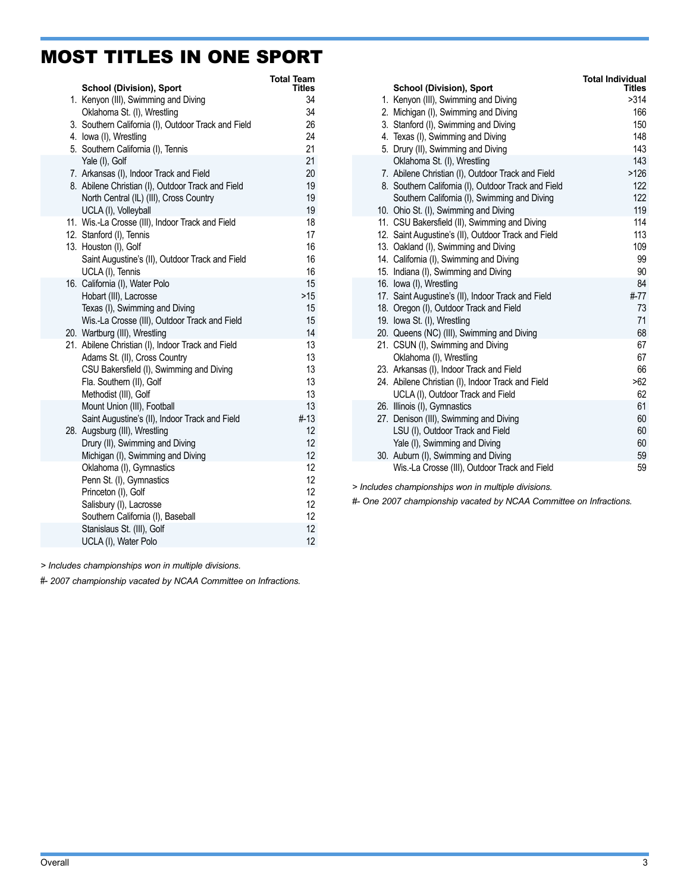# MOST TITLES IN ONE SPORT

| | School (Division), Sport | Total Team Titles |
|---|---|---|
| 1. | Kenyon (III), Swimming and Diving | 34 |
| | Oklahoma St. (I), Wrestling | 34 |
| 3. | Southern California (I), Outdoor Track and Field | 26 |
| 4. | Iowa (I), Wrestling | 24 |
| 5. | Southern California (I), Tennis | 21 |
| | Yale (I), Golf | 21 |
| 7. | Arkansas (I), Indoor Track and Field | 20 |
| 8. | Abilene Christian (I), Outdoor Track and Field | 19 |
| | North Central (IL) (III), Cross Country | 19 |
| | UCLA (I), Volleyball | 19 |
| 11. | Wis.-La Crosse (III), Indoor Track and Field | 18 |
| 12. | Stanford (I), Tennis | 17 |
| 13. | Houston (I), Golf | 16 |
| | Saint Augustine's (II), Outdoor Track and Field | 16 |
| | UCLA (I), Tennis | 16 |
| 16. | California (I), Water Polo | 15 |
| | Hobart (III), Lacrosse | >15 |
| | Texas (I), Swimming and Diving | 15 |
| | Wis.-La Crosse (III), Outdoor Track and Field | 15 |
| 20. | Wartburg (III), Wrestling | 14 |
| 21. | Abilene Christian (I), Indoor Track and Field | 13 |
| | Adams St. (II), Cross Country | 13 |
| | CSU Bakersfield (I), Swimming and Diving | 13 |
| | Fla. Southern (II), Golf | 13 |
| | Methodist (III), Golf | 13 |
| | Mount Union (III), Football | 13 |
| | Saint Augustine's (II), Indoor Track and Field | #-13 |
| 28. | Augsburg (III), Wrestling | 12 |
| | Drury (II), Swimming and Diving | 12 |
| | Michigan (I), Swimming and Diving | 12 |
| | Oklahoma (I), Gymnastics | 12 |
| | Penn St. (I), Gymnastics | 12 |
| | Princeton (I), Golf | 12 |
| | Salisbury (I), Lacrosse | 12 |
| | Southern California (I), Baseball | 12 |
| | Stanislaus St. (III), Golf | 12 |
| | UCLA (I), Water Polo | 12 |

*> Includes championships won in multiple divisions.*

*#- 2007 championship vacated by NCAA Committee on Infractions.*

| | School (Division), Sport | Total Individual Titles |
|---|---|---|
| 1. | Kenyon (III), Swimming and Diving | >314 |
| 2. | Michigan (I), Swimming and Diving | 166 |
| 3. | Stanford (I), Swimming and Diving | 150 |
| 4. | Texas (I), Swimming and Diving | 148 |
| 5. | Drury (II), Swimming and Diving | 143 |
| | Oklahoma St. (I), Wrestling | 143 |
| 7. | Abilene Christian (I), Outdoor Track and Field | >126 |
| 8. | Southern California (I), Outdoor Track and Field | 122 |
| | Southern California (I), Swimming and Diving | 122 |
| 10. | Ohio St. (I), Swimming and Diving | 119 |
| 11. | CSU Bakersfield (II), Swimming and Diving | 114 |
| 12. | Saint Augustine's (II), Outdoor Track and Field | 113 |
| 13. | Oakland (I), Swimming and Diving | 109 |
| 14. | California (I), Swimming and Diving | 99 |
| 15. | Indiana (I), Swimming and Diving | 90 |
| 16. | Iowa (I), Wrestling | 84 |
| 17. | Saint Augustine's (II), Indoor Track and Field | #-77 |
| 18. | Oregon (I), Outdoor Track and Field | 73 |
| 19. | Iowa St. (I), Wrestling | 71 |
| 20. | Queens (NC) (III), Swimming and Diving | 68 |
| 21. | CSUN (I), Swimming and Diving | 67 |
| | Oklahoma (I), Wrestling | 67 |
| 23. | Arkansas (I), Indoor Track and Field | 66 |
| 24. | Abilene Christian (I), Indoor Track and Field | >62 |
| | UCLA (I), Outdoor Track and Field | 62 |
| 26. | Illinois (I), Gymnastics | 61 |
| 27. | Denison (III), Swimming and Diving | 60 |
| | LSU (I), Outdoor Track and Field | 60 |
| | Yale (I), Swimming and Diving | 60 |
| 30. | Auburn (I), Swimming and Diving | 59 |
| | Wis.-La Crosse (III), Outdoor Track and Field | 59 |

*> Includes championships won in multiple divisions.*

*#- One 2007 championship vacated by NCAA Committee on Infractions.*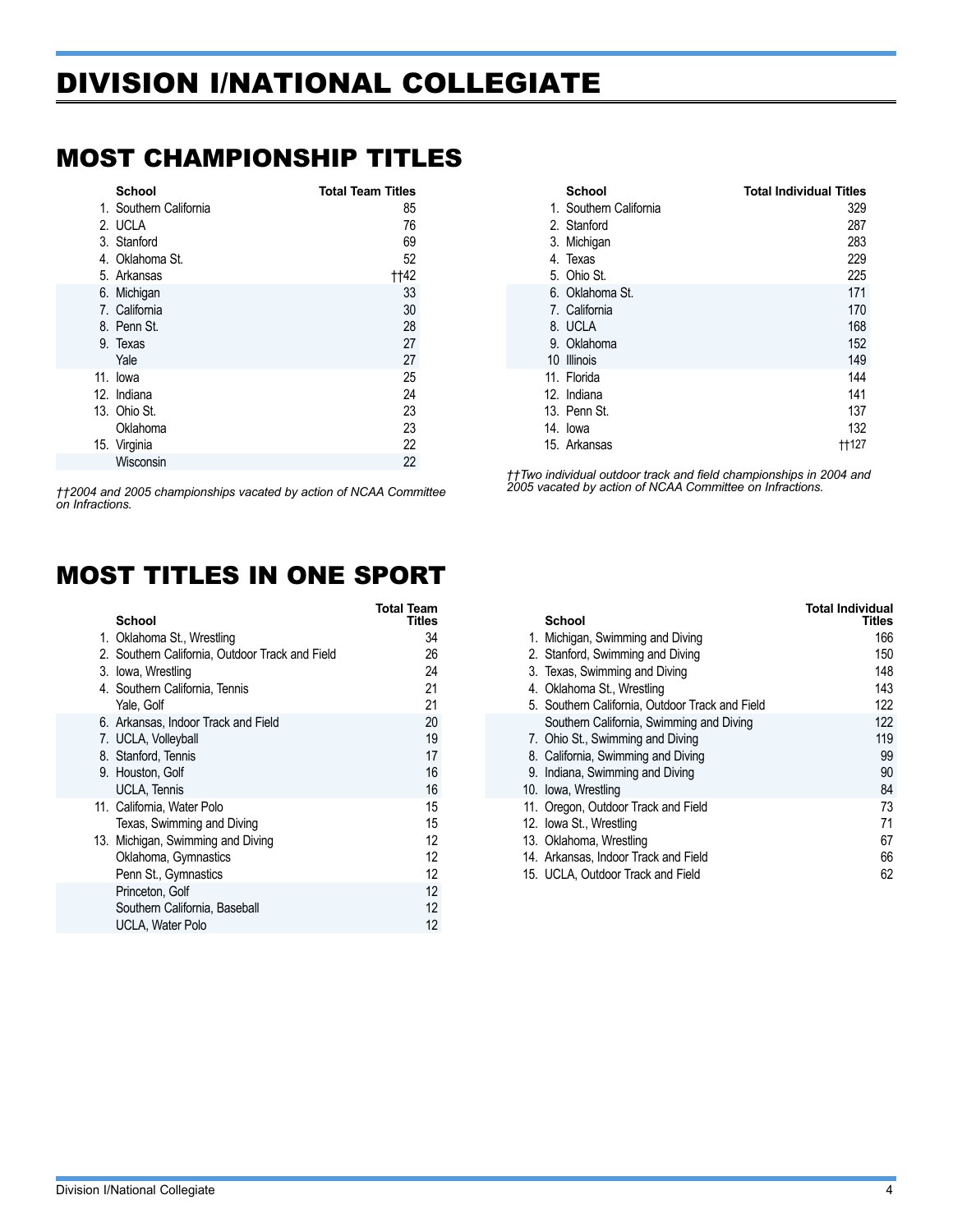# DIVISION I/NATIONAL COLLEGIATE

## MOST CHAMPIONSHIP TITLES

| | School | Total Team Titles |
|---|---|---|
| 1. | Southern California | 85 |
| 2. | UCLA | 76 |
| 3. | Stanford | 69 |
| 4. | Oklahoma St. | 52 |
| 5. | Arkansas | ††42 |
| 6. | Michigan | 33 |
| 7. | California | 30 |
| 8. | Penn St. | 28 |
| 9. | Texas | 27 |
| | Yale | 27 |
| 11. | Iowa | 25 |
| 12. | Indiana | 24 |
| 13. | Ohio St. | 23 |
| | Oklahoma | 23 |
| 15. | Virginia | 22 |
| | Wisconsin | 22 |

*††2004 and 2005 championships vacated by action of NCAA Committee on Infractions.*

| | School | Total Individual Titles |
|---|---|---|
| 1. | Southern California | 329 |
| 2. | Stanford | 287 |
| 3. | Michigan | 283 |
| 4. | Texas | 229 |
| 5. | Ohio St. | 225 |
| 6. | Oklahoma St. | 171 |
| 7. | California | 170 |
| 8. | UCLA | 168 |
| 9. | Oklahoma | 152 |
| 10 | Illinois | 149 |
| 11. | Florida | 144 |
| 12. | Indiana | 141 |
| 13. | Penn St. | 137 |
| 14. | Iowa | 132 |
| 15. | Arkansas | ††127 |

*††Two individual outdoor track and field championships in 2004 and 2005 vacated by action of NCAA Committee on Infractions.*

## MOST TITLES IN ONE SPORT

| | School | Total Team Titles |
|---|---|---|
| 1. | Oklahoma St., Wrestling | 34 |
| 2. | Southern California, Outdoor Track and Field | 26 |
| 3. | Iowa, Wrestling | 24 |
| 4. | Southern California, Tennis | 21 |
| | Yale, Golf | 21 |
| 6. | Arkansas, Indoor Track and Field | 20 |
| 7. | UCLA, Volleyball | 19 |
| 8. | Stanford, Tennis | 17 |
| 9. | Houston, Golf | 16 |
| | UCLA, Tennis | 16 |
| 11. | California, Water Polo | 15 |
| | Texas, Swimming and Diving | 15 |
| 13. | Michigan, Swimming and Diving | 12 |
| | Oklahoma, Gymnastics | 12 |
| | Penn St., Gymnastics | 12 |
| | Princeton, Golf | 12 |
| | Southern California, Baseball | 12 |
| | UCLA, Water Polo | 12 |

| | School | Total Individual Titles |
|---|---|---|
| 1. | Michigan, Swimming and Diving | 166 |
| 2. | Stanford, Swimming and Diving | 150 |
| 3. | Texas, Swimming and Diving | 148 |
| 4. | Oklahoma St., Wrestling | 143 |
| 5. | Southern California, Outdoor Track and Field | 122 |
| | Southern California, Swimming and Diving | 122 |
| 7. | Ohio St., Swimming and Diving | 119 |
| 8. | California, Swimming and Diving | 99 |
| 9. | Indiana, Swimming and Diving | 90 |
| 10. | Iowa, Wrestling | 84 |
| 11. | Oregon, Outdoor Track and Field | 73 |
| 12. | Iowa St., Wrestling | 71 |
| 13. | Oklahoma, Wrestling | 67 |
| 14. | Arkansas, Indoor Track and Field | 66 |
| 15. | UCLA, Outdoor Track and Field | 62 |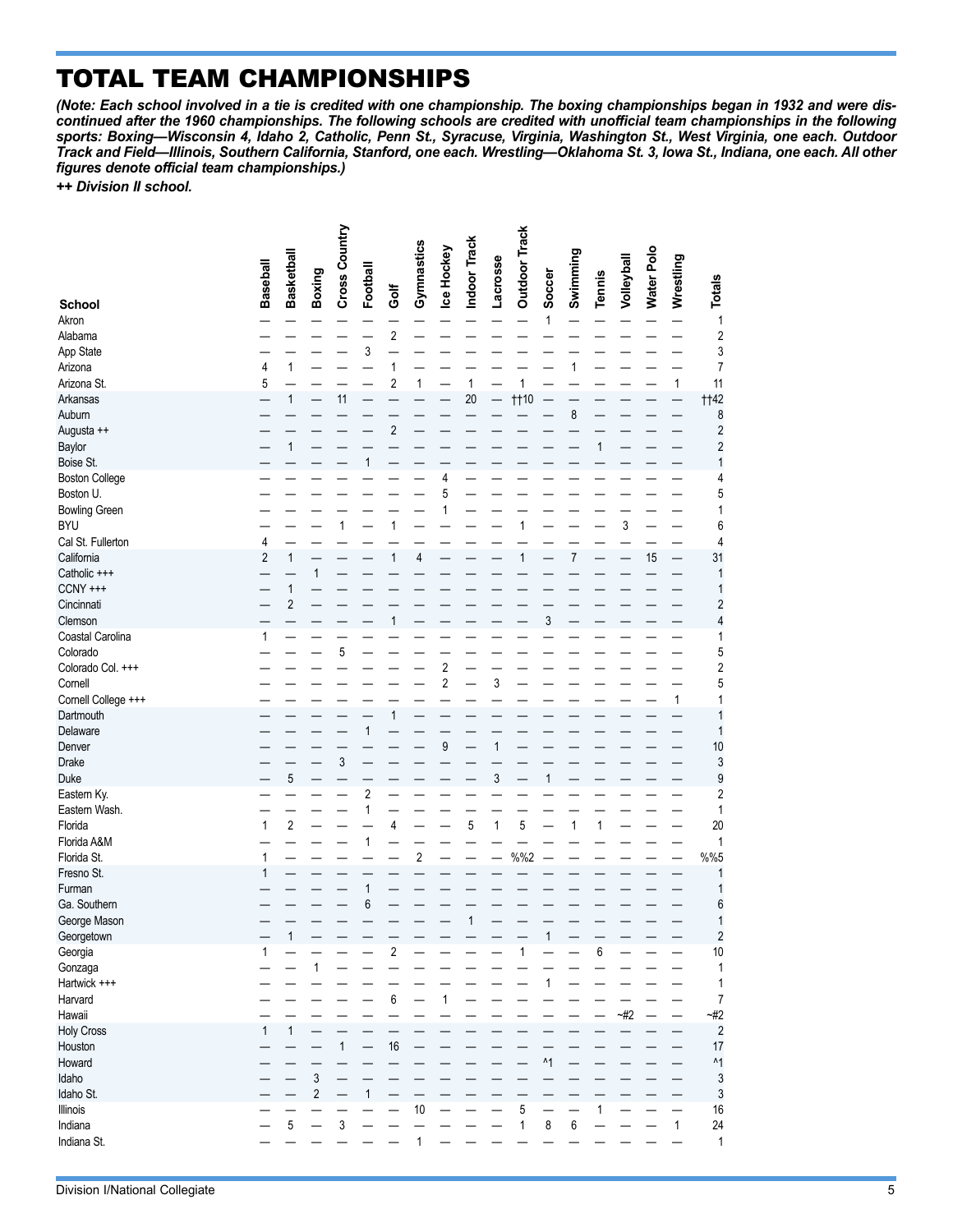# TOTAL TEAM CHAMPIONSHIPS

***(Note: Each school involved in a tie is credited with one championship. The boxing championships began in 1932 and were discontinued after the 1960 championships. The following schools are credited with unofficial team championships in the following sports: Boxing—Wisconsin 4, Idaho 2, Catholic, Penn St., Syracuse, Virginia, Washington St., West Virginia, one each. Outdoor Track and Field—Illinois, Southern California, Stanford, one each. Wrestling—Oklahoma St. 3, Iowa St., Indiana, one each. All other figures denote official team championships.)***

***++ Division II school.***

| School | Baseball | Basketball | Boxing | Cross Country | Football | Golf | Gymnastics | Ice Hockey | Indoor Track | Lacrosse | Outdoor Track | Soccer | Swimming | Tennis | Volleyball | Water Polo | Wrestling | Totals |
|---|---|---|---|---|---|---|---|---|---|---|---|---|---|---|---|---|---|---|
| Akron | — | — | — | — | — | — | — | — | — | — | — | 1 | — | — | — | — | — | 1 |
| Alabama | — | — | — | — | — | 2 | — | — | — | — | — | — | — | — | — | — | — | 2 |
| App State | — | — | — | — | 3 | — | — | — | — | — | — | — | — | — | — | — | — | 3 |
| Arizona | 4 | 1 | — | — | — | 1 | — | — | — | — | — | — | 1 | — | — | — | — | 7 |
| Arizona St. | 5 | — | — | — | — | 2 | 1 | — | 1 | — | 1 | — | — | — | — | — | 1 | 11 |
| Arkansas | — | 1 | — | 11 | — | — | — | — | 20 | — | ††10 | — | — | — | — | — | — | ††42 |
| Auburn | — | — | — | — | — | — | — | — | — | — | — | — | 8 | — | — | — | — | 8 |
| Augusta ++ | — | — | — | — | — | 2 | — | — | — | — | — | — | — | — | — | — | — | 2 |
| Baylor | — | 1 | — | — | — | — | — | — | — | — | — | — | — | 1 | — | — | — | 2 |
| Boise St. | — | — | — | — | 1 | — | — | — | — | — | — | — | — | — | — | — | — | 1 |
| Boston College | — | — | — | — | — | — | — | 4 | — | — | — | — | — | — | — | — | — | 4 |
| Boston U. | — | — | — | — | — | — | — | 5 | — | — | — | — | — | — | — | — | — | 5 |
| Bowling Green | — | — | — | — | — | — | — | 1 | — | — | — | — | — | — | — | — | — | 1 |
| BYU | — | — | — | 1 | — | 1 | — | — | — | — | 1 | — | — | — | 3 | — | — | 6 |
| Cal St. Fullerton | 4 | — | — | — | — | — | — | — | — | — | — | — | — | — | — | — | — | 4 |
| California | 2 | 1 | — | — | — | 1 | 4 | — | — | — | 1 | — | 7 | — | — | 15 | — | 31 |
| Catholic +++ | — | — | 1 | — | — | — | — | — | — | — | — | — | — | — | — | — | — | 1 |
| CCNY +++ | — | 1 | — | — | — | — | — | — | — | — | — | — | — | — | — | — | — | 1 |
| Cincinnati | — | 2 | — | — | — | — | — | — | — | — | — | — | — | — | — | — | — | 2 |
| Clemson | — | — | — | — | — | 1 | — | — | — | — | — | 3 | — | — | — | — | — | 4 |
| Coastal Carolina | 1 | — | — | — | — | — | — | — | — | — | — | — | — | — | — | — | — | 1 |
| Colorado | — | — | — | 5 | — | — | — | — | — | — | — | — | — | — | — | — | — | 5 |
| Colorado Col. +++ | — | — | — | — | — | — | — | 2 | — | — | — | — | — | — | — | — | — | 2 |
| Cornell | — | — | — | — | — | — | — | 2 | — | 3 | — | — | — | — | — | — | — | 5 |
| Cornell College +++ | — | — | — | — | — | — | — | — | — | — | — | — | — | — | — | — | 1 | 1 |
| Dartmouth | — | — | — | — | — | 1 | — | — | — | — | — | — | — | — | — | — | — | 1 |
| Delaware | — | — | — | — | 1 | — | — | — | — | — | — | — | — | — | — | — | — | 1 |
| Denver | — | — | — | — | — | — | — | 9 | — | 1 | — | — | — | — | — | — | — | 10 |
| Drake | — | — | — | 3 | — | — | — | — | — | — | — | — | — | — | — | — | — | 3 |
| Duke | — | 5 | — | — | — | — | — | — | — | 3 | — | 1 | — | — | — | — | — | 9 |
| Eastern Ky. | — | — | — | — | 2 | — | — | — | — | — | — | — | — | — | — | — | — | 2 |
| Eastern Wash. | — | — | — | — | 1 | — | — | — | — | — | — | — | — | — | — | — | — | 1 |
| Florida | 1 | 2 | — | — | — | 4 | — | — | 5 | 1 | 5 | — | 1 | 1 | — | — | — | 20 |
| Florida A&M | — | — | — | — | 1 | — | — | — | — | — | — | — | — | — | — | — | — | 1 |
| Florida St. | 1 | — | — | — | — | — | 2 | — | — | — | %%2 | — | — | — | — | — | — | %%5 |
| Fresno St. | 1 | — | — | — | — | — | — | — | — | — | — | — | — | — | — | — | — | 1 |
| Furman | — | — | — | — | 1 | — | — | — | — | — | — | — | — | — | — | — | — | 1 |
| Ga. Southern | — | — | — | — | 6 | — | — | — | — | — | — | — | — | — | — | — | — | 6 |
| George Mason | — | — | — | — | — | — | — | — | 1 | — | — | — | — | — | — | — | — | 1 |
| Georgetown | — | 1 | — | — | — | — | — | — | — | — | — | 1 | — | — | — | — | — | 2 |
| Georgia | 1 | — | — | — | — | 2 | — | — | — | — | 1 | — | — | 6 | — | — | — | 10 |
| Gonzaga | — | — | 1 | — | — | — | — | — | — | — | — | — | — | — | — | — | — | 1 |
| Hartwick +++ | — | — | — | — | — | — | — | — | — | — | — | 1 | — | — | — | — | — | 1 |
| Harvard | — | — | — | — | — | 6 | — | 1 | — | — | — | — | — | — | — | — | — | 7 |
| Hawaii | — | — | — | — | — | — | — | — | — | — | — | — | — | — | ~#2 | — | — | ~#2 |
| Holy Cross | 1 | 1 | — | — | — | — | — | — | — | — | — | — | — | — | — | — | — | 2 |
| Houston | — | — | — | 1 | — | 16 | — | — | — | — | — | — | — | — | — | — | — | 17 |
| Howard | — | — | — | — | — | — | — | — | — | — | — | ^1 | — | — | — | — | — | ^1 |
| Idaho | — | — | 3 | — | — | — | — | — | — | — | — | — | — | — | — | — | — | 3 |
| Idaho St. | — | — | 2 | — | 1 | — | — | — | — | — | — | — | — | — | — | — | — | 3 |
| Illinois | — | — | — | — | — | — | 10 | — | — | — | 5 | — | — | 1 | — | — | — | 16 |
| Indiana | — | 5 | — | 3 | — | — | — | — | — | — | 1 | 8 | 6 | — | — | — | 1 | 24 |
| Indiana St. | — | — | — | — | — | — | 1 | — | — | — | — | — | — | — | — | — | — | 1 |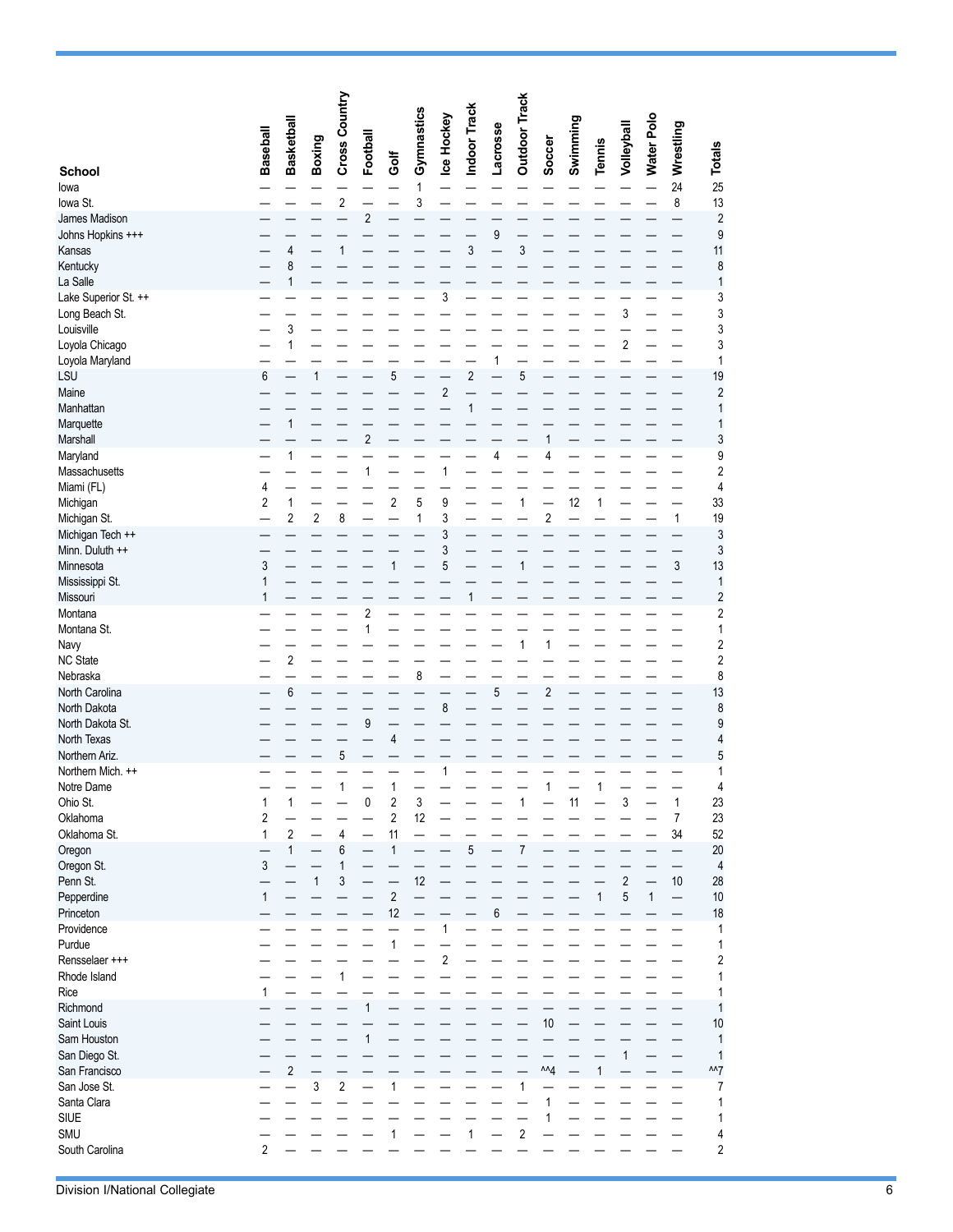| School | Baseball | Basketball | Boxing | Cross Country | Football | Golf | Gymnastics | Ice Hockey | Indoor Track | Lacrosse | Outdoor Track | Soccer | Swimming | Tennis | Volleyball | Water Polo | Wrestling | Totals |
|---|---|---|---|---|---|---|---|---|---|---|---|---|---|---|---|---|---|---|
| Iowa | — | — | — | — | — | — | 1 | — | — | — | — | — | — | — | — | — | 24 | 25 |
| Iowa St. | — | — | — | 2 | — | — | 3 | — | — | — | — | — | — | — | — | — | 8 | 13 |
| James Madison | — | — | — | — | 2 | — | — | — | — | — | — | — | — | — | — | — | — | 2 |
| Johns Hopkins +++ | — | — | — | — | — | — | — | — | — | 9 | — | — | — | — | — | — | — | 9 |
| Kansas | — | 4 | — | 1 | — | — | — | — | 3 | — | 3 | — | — | — | — | — | — | 11 |
| Kentucky | — | 8 | — | — | — | — | — | — | — | — | — | — | — | — | — | — | — | 8 |
| La Salle | — | 1 | — | — | — | — | — | — | — | — | — | — | — | — | — | — | — | 1 |
| Lake Superior St. ++ | — | — | — | — | — | — | — | 3 | — | — | — | — | — | — | — | — | — | 3 |
| Long Beach St. | — | — | — | — | — | — | — | — | — | — | — | — | — | — | 3 | — | — | 3 |
| Louisville | — | 3 | — | — | — | — | — | — | — | — | — | — | — | — | — | — | — | 3 |
| Loyola Chicago | — | 1 | — | — | — | — | — | — | — | — | — | — | — | — | 2 | — | — | 3 |
| Loyola Maryland | — | — | — | — | — | — | — | — | — | 1 | — | — | — | — | — | — | — | 1 |
| LSU | 6 | — | 1 | — | — | 5 | — | — | 2 | — | 5 | — | — | — | — | — | — | 19 |
| Maine | — | — | — | — | — | — | — | 2 | — | — | — | — | — | — | — | — | — | 2 |
| Manhattan | — | — | — | — | — | — | — | — | 1 | — | — | — | — | — | — | — | — | 1 |
| Marquette | — | 1 | — | — | — | — | — | — | — | — | — | — | — | — | — | — | — | 1 |
| Marshall | — | — | — | — | 2 | — | — | — | — | — | — | 1 | — | — | — | — | — | 3 |
| Maryland | — | 1 | — | — | — | — | — | — | — | 4 | — | 4 | — | — | — | — | — | 9 |
| Massachusetts | — | — | — | — | 1 | — | — | 1 | — | — | — | — | — | — | — | — | — | 2 |
| Miami (FL) | 4 | — | — | — | — | — | — | — | — | — | — | — | — | — | — | — | — | 4 |
| Michigan | 2 | 1 | — | — | — | 2 | 5 | 9 | — | — | 1 | — | 12 | 1 | — | — | — | 33 |
| Michigan St. | — | 2 | 2 | 8 | — | — | 1 | 3 | — | — | — | 2 | — | — | — | — | 1 | 19 |
| Michigan Tech ++ | — | — | — | — | — | — | — | 3 | — | — | — | — | — | — | — | — | — | 3 |
| Minn. Duluth ++ | — | — | — | — | — | — | — | 3 | — | — | — | — | — | — | — | — | — | 3 |
| Minnesota | 3 | — | — | — | — | 1 | — | 5 | — | — | 1 | — | — | — | — | — | 3 | 13 |
| Mississippi St. | 1 | — | — | — | — | — | — | — | — | — | — | — | — | — | — | — | — | 1 |
| Missouri | 1 | — | — | — | — | — | — | — | 1 | — | — | — | — | — | — | — | — | 2 |
| Montana | — | — | — | — | 2 | — | — | — | — | — | — | — | — | — | — | — | — | 2 |
| Montana St. | — | — | — | — | 1 | — | — | — | — | — | — | — | — | — | — | — | — | 1 |
| Navy | — | — | — | — | — | — | — | — | — | — | 1 | 1 | — | — | — | — | — | 2 |
| NC State | — | 2 | — | — | — | — | — | — | — | — | — | — | — | — | — | — | — | 2 |
| Nebraska | — | — | — | — | — | — | 8 | — | — | — | — | — | — | — | — | — | — | 8 |
| North Carolina | — | 6 | — | — | — | — | — | — | — | 5 | — | 2 | — | — | — | — | — | 13 |
| North Dakota | — | — | — | — | — | — | — | 8 | — | — | — | — | — | — | — | — | — | 8 |
| North Dakota St. | — | — | — | — | 9 | — | — | — | — | — | — | — | — | — | — | — | — | 9 |
| North Texas | — | — | — | — | — | 4 | — | — | — | — | — | — | — | — | — | — | — | 4 |
| Northern Ariz. | — | — | — | 5 | — | — | — | — | — | — | — | — | — | — | — | — | — | 5 |
| Northern Mich. ++ | — | — | — | — | — | — | — | 1 | — | — | — | — | — | — | — | — | — | 1 |
| Notre Dame | — | — | — | 1 | — | 1 | — | — | — | — | — | 1 | — | 1 | — | — | — | 4 |
| Ohio St. | 1 | 1 | — | — | 0 | 2 | 3 | — | — | — | 1 | — | 11 | — | 3 | — | 1 | 23 |
| Oklahoma | 2 | — | — | — | — | 2 | 12 | — | — | — | — | — | — | — | — | — | 7 | 23 |
| Oklahoma St. | 1 | 2 | — | 4 | — | 11 | — | — | — | — | — | — | — | — | — | — | 34 | 52 |
| Oregon | — | 1 | — | 6 | — | 1 | — | — | 5 | — | 7 | — | — | — | — | — | — | 20 |
| Oregon St. | 3 | — | — | 1 | — | — | — | — | — | — | — | — | — | — | — | — | — | 4 |
| Penn St. | — | — | 1 | 3 | — | — | 12 | — | — | — | — | — | — | — | 2 | — | 10 | 28 |
| Pepperdine | 1 | — | — | — | — | 2 | — | — | — | — | — | — | — | 1 | 5 | 1 | — | 10 |
| Princeton | — | — | — | — | — | 12 | — | — | — | 6 | — | — | — | — | — | — | — | 18 |
| Providence | — | — | — | — | — | — | — | 1 | — | — | — | — | — | — | — | — | — | 1 |
| Purdue | — | — | — | — | — | 1 | — | — | — | — | — | — | — | — | — | — | — | 1 |
| Rensselaer +++ | — | — | — | — | — | — | — | 2 | — | — | — | — | — | — | — | — | — | 2 |
| Rhode Island | — | — | — | 1 | — | — | — | — | — | — | — | — | — | — | — | — | — | 1 |
| Rice | 1 | — | — | — | — | — | — | — | — | — | — | — | — | — | — | — | — | 1 |
| Richmond | — | — | — | — | 1 | — | — | — | — | — | — | — | — | — | — | — | — | 1 |
| Saint Louis | — | — | — | — | — | — | — | — | — | — | — | 10 | — | — | — | — | — | 10 |
| Sam Houston | — | — | — | — | 1 | — | — | — | — | — | — | — | — | — | — | — | — | 1 |
| San Diego St. | — | — | — | — | — | — | — | — | — | — | — | — | — | — | 1 | — | — | 1 |
| San Francisco | — | 2 | — | — | — | — | — | — | — | — | — | ^^4 | — | 1 | — | — | — | ^^7 |
| San Jose St. | — | — | 3 | 2 | — | 1 | — | — | — | — | 1 | — | — | — | — | — | — | 7 |
| Santa Clara | — | — | — | — | — | — | — | — | — | — | — | 1 | — | — | — | — | — | 1 |
| SIUE | — | — | — | — | — | — | — | — | — | — | — | 1 | — | — | — | — | — | 1 |
| SMU | — | — | — | — | — | 1 | — | — | 1 | — | 2 | — | — | — | — | — | — | 4 |
| South Carolina | 2 | — | — | — | — | — | — | — | — | — | — | — | — | — | — | — | — | 2 |

Division I/National Collegiate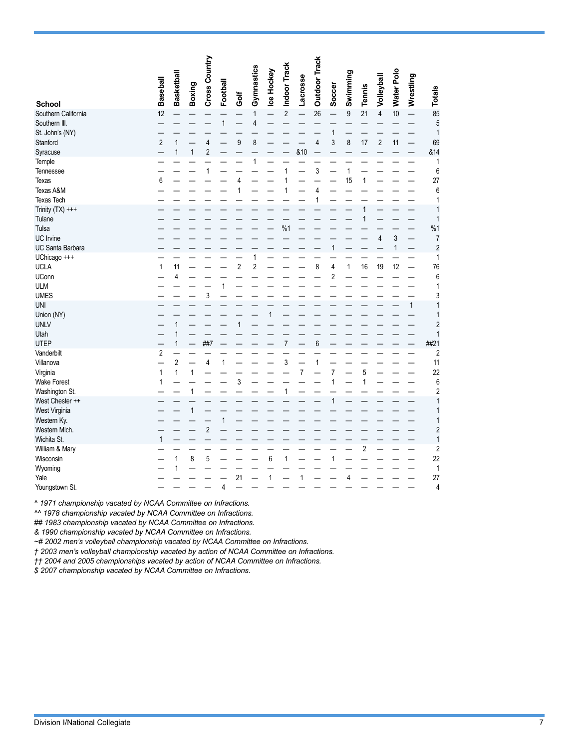| School | Baseball | Basketball | Boxing | Cross Country | Football | Golf | Gymnastics | Ice Hockey | Indoor Track | Lacrosse | Outdoor Track | Soccer | Swimming | Tennis | Volleyball | Water Polo | Wrestling | Totals |
|---|---|---|---|---|---|---|---|---|---|---|---|---|---|---|---|---|---|---|
| Southern California | 12 | — | — | — | — | — | 1 | — | 2 | — | 26 | — | 9 | 21 | 4 | 10 | — | 85 |
| Southern Ill. | — | — | — | — | 1 | — | 4 | — | — | — | — | — | — | — | — | — | — | 5 |
| St. John's (NY) | — | — | — | — | — | — | — | — | — | — | — | 1 | — | — | — | — | — | 1 |
| Stanford | 2 | 1 | — | 4 | — | 9 | 8 | — | — | — | 4 | 3 | 8 | 17 | 2 | 11 | — | 69 |
| Syracuse | — | 1 | 1 | 2 | — | — | — | — | — | &10 | — | — | — | — | — | — | — | &14 |
| Temple | — | — | — | — | — | — | 1 | — | — | — | — | — | — | — | — | — | — | 1 |
| Tennessee | — | — | — | 1 | — | — | — | — | 1 | — | 3 | — | 1 | — | — | — | — | 6 |
| Texas | 6 | — | — | — | — | 4 | — | — | 1 | — | — | — | 15 | 1 | — | — | — | 27 |
| Texas A&M | — | — | — | — | — | 1 | — | — | 1 | — | 4 | — | — | — | — | — | — | 6 |
| Texas Tech | — | — | — | — | — | — | — | — | — | — | 1 | — | — | — | — | — | — | 1 |
| Trinity (TX) +++ | — | — | — | — | — | — | — | — | — | — | — | — | — | 1 | — | — | — | 1 |
| Tulane | — | — | — | — | — | — | — | — | — | — | — | — | — | 1 | — | — | — | 1 |
| Tulsa | — | — | — | — | — | — | — | — | %1 | — | — | — | — | — | — | — | — | %1 |
| UC Irvine | — | — | — | — | — | — | — | — | — | — | — | — | — | — | 4 | 3 | — | 7 |
| UC Santa Barbara | — | — | — | — | — | — | — | — | — | — | — | 1 | — | — | — | 1 | — | 2 |
| UChicago +++ | — | — | — | — | — | — | 1 | — | — | — | — | — | — | — | — | — | — | 1 |
| UCLA | 1 | 11 | — | — | — | 2 | 2 | — | — | — | 8 | 4 | 1 | 16 | 19 | 12 | — | 76 |
| UConn | — | 4 | — | — | — | — | — | — | — | — | — | 2 | — | — | — | — | — | 6 |
| ULM | — | — | — | — | 1 | — | — | — | — | — | — | — | — | — | — | — | — | 1 |
| UMES | — | — | — | 3 | — | — | — | — | — | — | — | — | — | — | — | — | — | 3 |
| UNI | — | — | — | — | — | — | — | — | — | — | — | — | — | — | — | — | 1 | 1 |
| Union (NY) | — | — | — | — | — | — | — | 1 | — | — | — | — | — | — | — | — | — | 1 |
| UNLV | — | 1 | — | — | — | 1 | — | — | — | — | — | — | — | — | — | — | — | 2 |
| Utah | — | 1 | — | — | — | — | — | — | — | — | — | — | — | — | — | — | — | 1 |
| UTEP | — | 1 | — | ##7 | — | — | — | — | 7 | — | 6 | — | — | — | — | — | — | ##21 |
| Vanderbilt | 2 | — | — | — | — | — | — | — | — | — | — | — | — | — | — | — | — | 2 |
| Villanova | — | 2 | — | 4 | 1 | — | — | — | 3 | — | 1 | — | — | — | — | — | — | 11 |
| Virginia | 1 | 1 | 1 | — | — | — | — | — | — | 7 | — | 7 | — | 5 | — | — | — | 22 |
| Wake Forest | 1 | — | — | — | — | 3 | — | — | — | — | — | 1 | — | 1 | — | — | — | 6 |
| Washington St. | — | — | 1 | — | — | — | — | — | 1 | — | — | — | — | — | — | — | — | 2 |
| West Chester ++ | — | — | — | — | — | — | — | — | — | — | — | 1 | — | — | — | — | — | 1 |
| West Virginia | — | — | 1 | — | — | — | — | — | — | — | — | — | — | — | — | — | — | 1 |
| Western Ky. | — | — | — | — | 1 | — | — | — | — | — | — | — | — | — | — | — | — | 1 |
| Western Mich. | — | — | — | 2 | — | — | — | — | — | — | — | — | — | — | — | — | — | 2 |
| Wichita St. | 1 | — | — | — | — | — | — | — | — | — | — | — | — | — | — | — | — | 1 |
| William & Mary | — | — | — | — | — | — | — | — | — | — | — | — | — | 2 | — | — | — | 2 |
| Wisconsin | — | 1 | 8 | 5 | — | — | — | 6 | 1 | — | — | 1 | — | — | — | — | — | 22 |
| Wyoming | — | 1 | — | — | — | — | — | — | — | — | — | — | — | — | — | — | — | 1 |
| Yale | — | — | — | — | — | 21 | — | 1 | — | 1 | — | — | 4 | — | — | — | — | 27 |
| Youngstown St. | — | — | — | — | 4 | — | — | — | — | — | — | — | — | — | — | — | — | 4 |

*^ 1971 championship vacated by NCAA Committee on Infractions.*

*^^ 1978 championship vacated by NCAA Committee on Infractions.*

*## 1983 championship vacated by NCAA Committee on Infractions.*

*& 1990 championship vacated by NCAA Committee on Infractions.*

*~# 2002 men's volleyball championship vacated by NCAA Committee on Infractions.*

*† 2003 men's volleyball championship vacated by action of NCAA Committee on Infractions.*

*†† 2004 and 2005 championships vacated by action of NCAA Committee on Infractions.*

*$ 2007 championship vacated by NCAA Committee on Infractions.*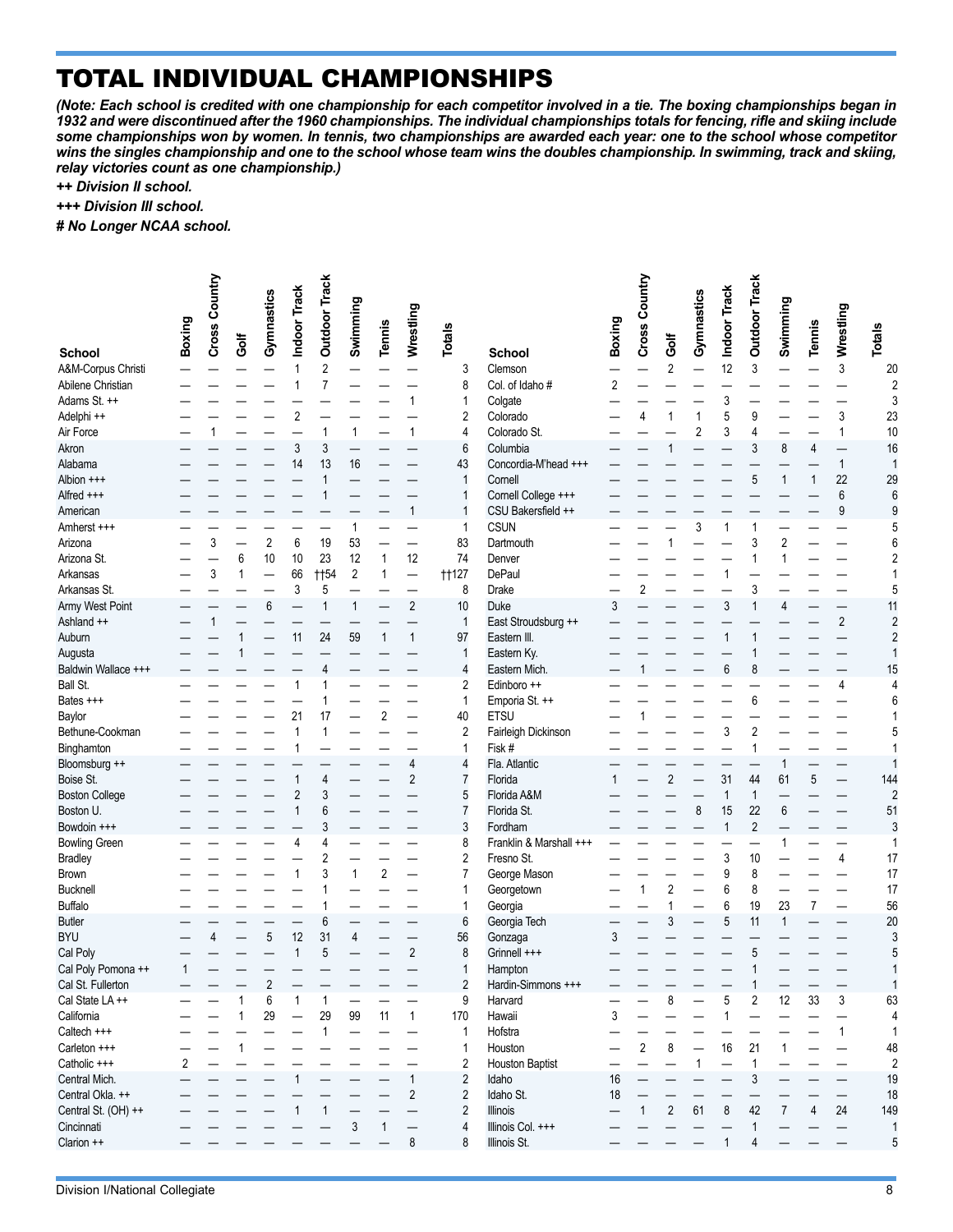# TOTAL INDIVIDUAL CHAMPIONSHIPS

***(Note: Each school is credited with one championship for each competitor involved in a tie. The boxing championships began in 1932 and were discontinued after the 1960 championships. The individual championships totals for fencing, rifle and skiing include some championships won by women. In tennis, two championships are awarded each year: one to the school whose competitor wins the singles championship and one to the school whose team wins the doubles championship. In swimming, track and skiing, relay victories count as one championship.)***

***++ Division II school.***

***+++ Division III school.***

***# No Longer NCAA school.***

| School | Boxing | Cross Country | Golf | Gymnastics | Indoor Track | Outdoor Track | Swimming | Tennis | Wrestling | Totals |
|---|---|---|---|---|---|---|---|---|---|---|
| A&M-Corpus Christi | — | — | — | — | 1 | 2 | — | — | — | 3 |
| Abilene Christian | — | — | — | — | 1 | 7 | — | — | — | 8 |
| Adams St. ++ | — | — | — | — | — | — | — | — | 1 | 1 |
| Adelphi ++ | — | — | — | — | 2 | — | — | — | — | 2 |
| Air Force | — | 1 | — | — | — | 1 | 1 | — | 1 | 4 |
| Akron | — | — | — | — | 3 | 3 | — | — | — | 6 |
| Alabama | — | — | — | — | 14 | 13 | 16 | — | — | 43 |
| Albion +++ | — | — | — | — | — | 1 | — | — | — | 1 |
| Alfred +++ | — | — | — | — | — | 1 | — | — | — | 1 |
| American | — | — | — | — | — | — | — | — | 1 | 1 |
| Amherst +++ | — | — | — | — | — | — | 1 | — | — | 1 |
| Arizona | — | 3 | — | 2 | 6 | 19 | 53 | — | — | 83 |
| Arizona St. | — | — | 6 | 10 | 10 | 23 | 12 | 1 | 12 | 74 |
| Arkansas | — | 3 | 1 | — | 66 | ††54 | 2 | 1 | — | ††127 |
| Arkansas St. | — | — | — | — | 3 | 5 | — | — | — | 8 |
| Army West Point | — | — | — | 6 | — | 1 | 1 | — | 2 | 10 |
| Ashland ++ | — | 1 | — | — | — | — | — | — | — | 1 |
| Auburn | — | — | 1 | — | 11 | 24 | 59 | 1 | 1 | 97 |
| Augusta | — | — | 1 | — | — | — | — | — | — | 1 |
| Baldwin Wallace +++ | — | — | — | — | — | 4 | — | — | — | 4 |
| Ball St. | — | — | — | — | 1 | 1 | — | — | — | 2 |
| Bates +++ | — | — | — | — | — | 1 | — | — | — | 1 |
| Baylor | — | — | — | — | 21 | 17 | — | 2 | — | 40 |
| Bethune-Cookman | — | — | — | — | 1 | 1 | — | — | — | 2 |
| Binghamton | — | — | — | — | 1 | — | — | — | — | 1 |
| Bloomsburg ++ | — | — | — | — | — | — | — | — | 4 | 4 |
| Boise St. | — | — | — | — | 1 | 4 | — | — | 2 | 7 |
| Boston College | — | — | — | — | 2 | 3 | — | — | — | 5 |
| Boston U. | — | — | — | — | 1 | 6 | — | — | — | 7 |
| Bowdoin +++ | — | — | — | — | — | 3 | — | — | — | 3 |
| Bowling Green | — | — | — | — | 4 | 4 | — | — | — | 8 |
| Bradley | — | — | — | — | — | 2 | — | — | — | 2 |
| Brown | — | — | — | — | 1 | 3 | 1 | 2 | — | 7 |
| Bucknell | — | — | — | — | — | 1 | — | — | — | 1 |
| Buffalo | — | — | — | — | — | 1 | — | — | — | 1 |
| Butler | — | — | — | — | — | 6 | — | — | — | 6 |
| BYU | — | 4 | — | 5 | 12 | 31 | 4 | — | — | 56 |
| Cal Poly | — | — | — | — | 1 | 5 | — | — | 2 | 8 |
| Cal Poly Pomona ++ | 1 | — | — | — | — | — | — | — | — | 1 |
| Cal St. Fullerton | — | — | — | 2 | — | — | — | — | — | 2 |
| Cal State LA ++ | — | — | 1 | 6 | 1 | 1 | — | — | — | 9 |
| California | — | — | 1 | 29 | — | 29 | 99 | 11 | 1 | 170 |
| Caltech +++ | — | — | — | — | — | 1 | — | — | — | 1 |
| Carleton +++ | — | — | 1 | — | — | — | — | — | — | 1 |
| Catholic +++ | 2 | — | — | — | — | — | — | — | — | 2 |
| Central Mich. | — | — | — | — | 1 | — | — | — | 1 | 2 |
| Central Okla. ++ | — | — | — | — | — | — | — | — | 2 | 2 |
| Central St. (OH) ++ | — | — | — | — | 1 | 1 | — | — | — | 2 |
| Cincinnati | — | — | — | — | — | — | 3 | 1 | — | 4 |
| Clarion ++ | — | — | — | — | — | — | — | — | 8 | 8 |
| Clemson | — | — | 2 | — | 12 | 3 | — | — | 3 | 20 |
| Col. of Idaho # | 2 | — | — | — | — | — | — | — | — | 2 |
| Colgate | — | — | — | — | 3 | — | — | — | — | 3 |
| Colorado | — | 4 | 1 | 1 | 5 | 9 | — | — | 3 | 23 |
| Colorado St. | — | — | — | 2 | 3 | 4 | — | — | 1 | 10 |
| Columbia | — | — | 1 | — | — | 3 | 8 | 4 | — | 16 |
| Concordia-M'head +++ | — | — | — | — | — | — | — | — | 1 | 1 |
| Cornell | — | — | — | — | — | 5 | 1 | 1 | 22 | 29 |
| Cornell College +++ | — | — | — | — | — | — | — | — | 6 | 6 |
| CSU Bakersfield ++ | — | — | — | — | — | — | — | — | 9 | 9 |
| CSUN | — | — | — | 3 | 1 | 1 | — | — | — | 5 |
| Dartmouth | — | — | 1 | — | — | 3 | 2 | — | — | 6 |
| Denver | — | — | — | — | — | 1 | 1 | — | — | 2 |
| DePaul | — | — | — | — | 1 | — | — | — | — | 1 |
| Drake | — | 2 | — | — | — | 3 | — | — | — | 5 |
| Duke | 3 | — | — | — | 3 | 1 | 4 | — | — | 11 |
| East Stroudsburg ++ | — | — | — | — | — | — | — | — | 2 | 2 |
| Eastern Ill. | — | — | — | — | 1 | 1 | — | — | — | 2 |
| Eastern Ky. | — | — | — | — | — | 1 | — | — | — | 1 |
| Eastern Mich. | — | 1 | — | — | 6 | 8 | — | — | — | 15 |
| Edinboro ++ | — | — | — | — | — | — | — | — | 4 | 4 |
| Emporia St. ++ | — | — | — | — | — | 6 | — | — | — | 6 |
| ETSU | — | 1 | — | — | — | — | — | — | — | 1 |
| Fairleigh Dickinson | — | — | — | — | 3 | 2 | — | — | — | 5 |
| Fisk # | — | — | — | — | — | 1 | — | — | — | 1 |
| Fla. Atlantic | — | — | — | — | — | — | 1 | — | — | 1 |
| Florida | 1 | — | 2 | — | 31 | 44 | 61 | 5 | — | 144 |
| Florida A&M | — | — | — | — | 1 | 1 | — | — | — | 2 |
| Florida St. | — | — | — | 8 | 15 | 22 | 6 | — | — | 51 |
| Fordham | — | — | — | — | 1 | 2 | — | — | — | 3 |
| Franklin & Marshall +++ | — | — | — | — | — | — | 1 | — | — | 1 |
| Fresno St. | — | — | — | — | 3 | 10 | — | — | 4 | 17 |
| George Mason | — | — | — | — | 9 | 8 | — | — | — | 17 |
| Georgetown | — | 1 | 2 | — | 6 | 8 | — | — | — | 17 |
| Georgia | — | — | 1 | — | 6 | 19 | 23 | 7 | — | 56 |
| Georgia Tech | — | — | 3 | — | 5 | 11 | 1 | — | — | 20 |
| Gonzaga | 3 | — | — | — | — | — | — | — | — | 3 |
| Grinnell +++ | — | — | — | — | — | 5 | — | — | — | 5 |
| Hampton | — | — | — | — | — | 1 | — | — | — | 1 |
| Hardin-Simmons +++ | — | — | — | — | — | 1 | — | — | — | 1 |
| Harvard | — | — | 8 | — | 5 | 2 | 12 | 33 | 3 | 63 |
| Hawaii | 3 | — | — | — | 1 | — | — | — | — | 4 |
| Hofstra | — | — | — | — | — | — | — | — | 1 | 1 |
| Houston | — | 2 | 8 | — | 16 | 21 | 1 | — | — | 48 |
| Houston Baptist | — | — | — | 1 | — | 1 | — | — | — | 2 |
| Idaho | 16 | — | — | — | — | 3 | — | — | — | 19 |
| Idaho St. | 18 | — | — | — | — | — | — | — | — | 18 |
| Illinois | — | 1 | 2 | 61 | 8 | 42 | 7 | 4 | 24 | 149 |
| Illinois Col. +++ | — | — | — | — | — | 1 | — | — | — | 1 |
| Illinois St. | — | — | — | — | 1 | 4 | — | — | — | 5 |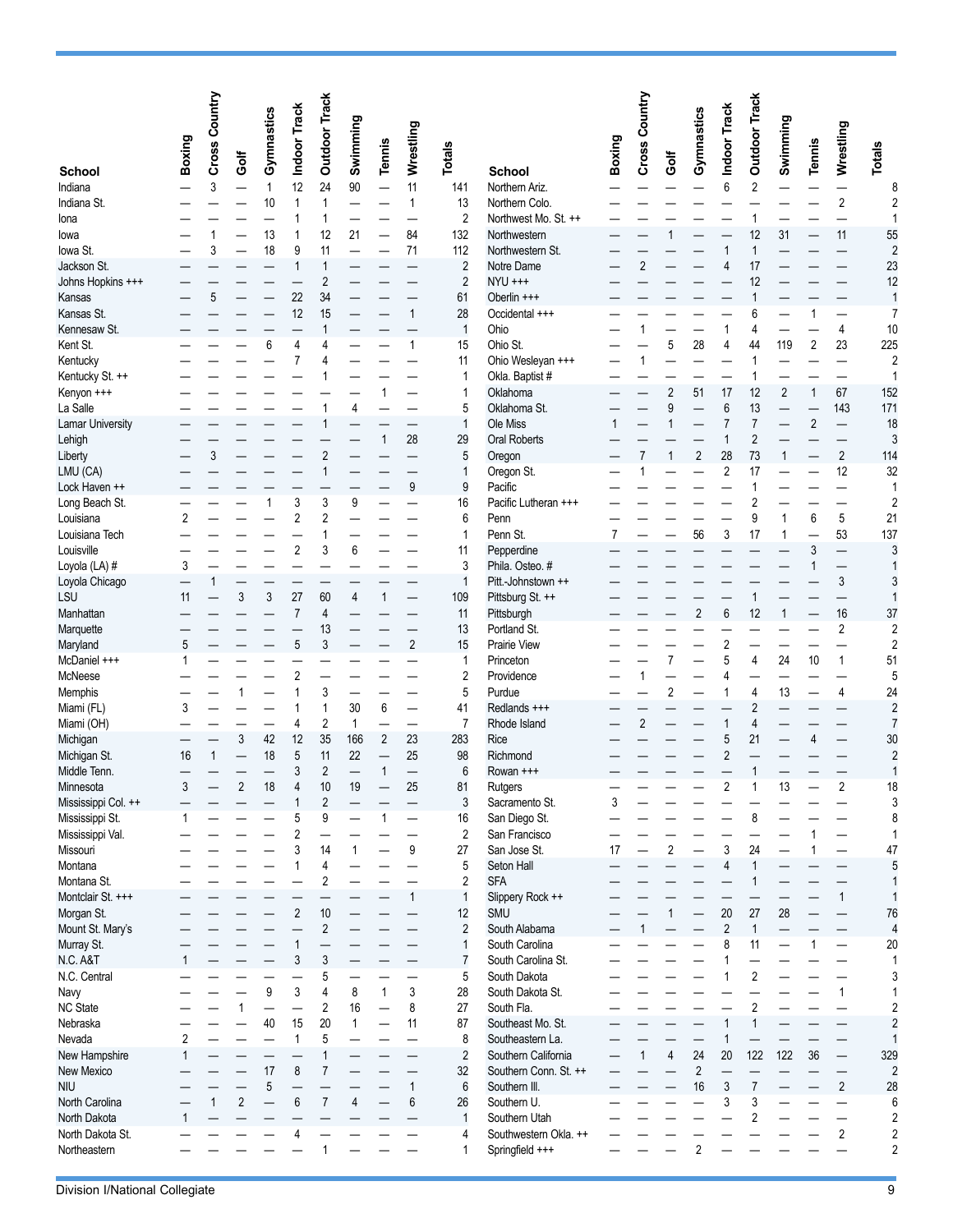| School | Boxing | Cross Country | Golf | Gymnastics | Indoor Track | Outdoor Track | Swimming | Tennis | Wrestling | Totals |
|---|---|---|---|---|---|---|---|---|---|---|
| Indiana | — | 3 | — | 1 | 12 | 24 | 90 | — | 11 | 141 |
| Indiana St. | — | — | — | 10 | 1 | 1 | — | — | 1 | 13 |
| Iona | — | — | — | — | 1 | 1 | — | — | — | 2 |
| Iowa | — | 1 | — | 13 | 1 | 12 | 21 | — | 84 | 132 |
| Iowa St. | — | 3 | — | 18 | 9 | 11 | — | — | 71 | 112 |
| Jackson St. | — | — | — | — | 1 | 1 | — | — | — | 2 |
| Johns Hopkins +++ | — | — | — | — | — | 2 | — | — | — | 2 |
| Kansas | — | 5 | — | — | 22 | 34 | — | — | — | 61 |
| Kansas St. | — | — | — | — | 12 | 15 | — | — | 1 | 28 |
| Kennesaw St. | — | — | — | — | — | 1 | — | — | — | 1 |
| Kent St. | — | — | — | 6 | 4 | 4 | — | — | 1 | 15 |
| Kentucky | — | — | — | — | 7 | 4 | — | — | — | 11 |
| Kentucky St. ++ | — | — | — | — | — | 1 | — | — | — | 1 |
| Kenyon +++ | — | — | — | — | — | — | — | 1 | — | 1 |
| La Salle | — | — | — | — | — | 1 | 4 | — | — | 5 |
| Lamar University | — | — | — | — | — | 1 | — | — | — | 1 |
| Lehigh | — | — | — | — | — | — | — | 1 | 28 | 29 |
| Liberty | — | 3 | — | — | — | 2 | — | — | — | 5 |
| LMU (CA) | — | — | — | — | — | 1 | — | — | — | 1 |
| Lock Haven ++ | — | — | — | — | — | — | — | — | 9 | 9 |
| Long Beach St. | — | — | — | 1 | 3 | 3 | 9 | — | — | 16 |
| Louisiana | 2 | — | — | — | 2 | 2 | — | — | — | 6 |
| Louisiana Tech | — | — | — | — | — | 1 | — | — | — | 1 |
| Louisville | — | — | — | — | 2 | 3 | 6 | — | — | 11 |
| Loyola (LA) # | 3 | — | — | — | — | — | — | — | — | 3 |
| Loyola Chicago | — | 1 | — | — | — | — | — | — | — | 1 |
| LSU | 11 | — | 3 | 3 | 27 | 60 | 4 | 1 | — | 109 |
| Manhattan | — | — | — | — | 7 | 4 | — | — | — | 11 |
| Marquette | — | — | — | — | — | 13 | — | — | — | 13 |
| Maryland | 5 | — | — | — | 5 | 3 | — | — | 2 | 15 |
| McDaniel +++ | 1 | — | — | — | — | — | — | — | — | 1 |
| McNeese | — | — | — | — | 2 | — | — | — | — | 2 |
| Memphis | — | — | 1 | — | 1 | 3 | — | — | — | 5 |
| Miami (FL) | 3 | — | — | — | 1 | 1 | 30 | 6 | — | 41 |
| Miami (OH) | — | — | — | — | 4 | 2 | 1 | — | — | 7 |
| Michigan | — | — | 3 | 42 | 12 | 35 | 166 | 2 | 23 | 283 |
| Michigan St. | 16 | 1 | — | 18 | 5 | 11 | 22 | — | 25 | 98 |
| Middle Tenn. | — | — | — | — | 3 | 2 | — | 1 | — | 6 |
| Minnesota | 3 | — | 2 | 18 | 4 | 10 | 19 | — | 25 | 81 |
| Mississippi Col. ++ | — | — | — | — | 1 | 2 | — | — | — | 3 |
| Mississippi St. | 1 | — | — | — | 5 | 9 | — | 1 | — | 16 |
| Mississippi Val. | — | — | — | — | 2 | — | — | — | — | 2 |
| Missouri | — | — | — | — | 3 | 14 | 1 | — | 9 | 27 |
| Montana | — | — | — | — | 1 | 4 | — | — | — | 5 |
| Montana St. | — | — | — | — | — | 2 | — | — | — | 2 |
| Montclair St. +++ | — | — | — | — | — | — | — | — | 1 | 1 |
| Morgan St. | — | — | — | — | 2 | 10 | — | — | — | 12 |
| Mount St. Mary's | — | — | — | — | — | 2 | — | — | — | 2 |
| Murray St. | — | — | — | — | 1 | — | — | — | — | 1 |
| N.C. A&T | 1 | — | — | — | 3 | 3 | — | — | — | 7 |
| N.C. Central | — | — | — | — | — | 5 | — | — | — | 5 |
| Navy | — | — | — | 9 | 3 | 4 | 8 | 1 | 3 | 28 |
| NC State | — | — | 1 | — | — | 2 | 16 | — | 8 | 27 |
| Nebraska | — | — | — | 40 | 15 | 20 | 1 | — | 11 | 87 |
| Nevada | 2 | — | — | — | 1 | 5 | — | — | — | 8 |
| New Hampshire | 1 | — | — | — | — | 1 | — | — | — | 2 |
| New Mexico | — | — | — | 17 | 8 | 7 | — | — | — | 32 |
| NIU | — | — | — | 5 | — | — | — | — | 1 | 6 |
| North Carolina | — | 1 | 2 | — | 6 | 7 | 4 | — | 6 | 26 |
| North Dakota | 1 | — | — | — | — | — | — | — | — | 1 |
| North Dakota St. | — | — | — | — | 4 | — | — | — | — | 4 |
| Northeastern | — | — | — | — | — | 1 | — | — | — | 1 |
| Northern Ariz. | — | — | — | — | 6 | 2 | — | — | — | 8 |
| Northern Colo. | — | — | — | — | — | — | — | — | 2 | 2 |
| Northwest Mo. St. ++ | — | — | — | — | — | 1 | — | — | — | 1 |
| Northwestern | — | — | 1 | — | — | 12 | 31 | — | 11 | 55 |
| Northwestern St. | — | — | — | — | 1 | 1 | — | — | — | 2 |
| Notre Dame | — | 2 | — | — | 4 | 17 | — | — | — | 23 |
| NYU +++ | — | — | — | — | — | 12 | — | — | — | 12 |
| Oberlin +++ | — | — | — | — | — | 1 | — | — | — | 1 |
| Occidental +++ | — | — | — | — | — | 6 | — | 1 | — | 7 |
| Ohio | — | 1 | — | — | 1 | 4 | — | — | 4 | 10 |
| Ohio St. | — | — | 5 | 28 | 4 | 44 | 119 | 2 | 23 | 225 |
| Ohio Wesleyan +++ | — | 1 | — | — | — | 1 | — | — | — | 2 |
| Okla. Baptist # | — | — | — | — | — | 1 | — | — | — | 1 |
| Oklahoma | — | — | 2 | 51 | 17 | 12 | 2 | 1 | 67 | 152 |
| Oklahoma St. | — | — | 9 | — | 6 | 13 | — | — | 143 | 171 |
| Ole Miss | 1 | — | 1 | — | 7 | 7 | — | 2 | — | 18 |
| Oral Roberts | — | — | — | — | 1 | 2 | — | — | — | 3 |
| Oregon | — | 7 | 1 | 2 | 28 | 73 | 1 | — | 2 | 114 |
| Oregon St. | — | 1 | — | — | 2 | 17 | — | — | 12 | 32 |
| Pacific | — | — | — | — | — | 1 | — | — | — | 1 |
| Pacific Lutheran +++ | — | — | — | — | — | 2 | — | — | — | 2 |
| Penn | — | — | — | — | — | 9 | 1 | 6 | 5 | 21 |
| Penn St. | 7 | — | — | 56 | 3 | 17 | 1 | — | 53 | 137 |
| Pepperdine | — | — | — | — | — | — | — | 3 | — | 3 |
| Phila. Osteo. # | — | — | — | — | — | — | — | 1 | — | 1 |
| Pitt.-Johnstown ++ | — | — | — | — | — | — | — | — | 3 | 3 |
| Pittsburg St. ++ | — | — | — | — | — | 1 | — | — | — | 1 |
| Pittsburgh | — | — | — | 2 | 6 | 12 | 1 | — | 16 | 37 |
| Portland St. | — | — | — | — | — | — | — | — | 2 | 2 |
| Prairie View | — | — | — | — | 2 | — | — | — | — | 2 |
| Princeton | — | — | 7 | — | 5 | 4 | 24 | 10 | 1 | 51 |
| Providence | — | 1 | — | — | 4 | — | — | — | — | 5 |
| Purdue | — | — | 2 | — | 1 | 4 | 13 | — | 4 | 24 |
| Redlands +++ | — | — | — | — | — | 2 | — | — | — | 2 |
| Rhode Island | — | 2 | — | — | 1 | 4 | — | — | — | 7 |
| Rice | — | — | — | — | 5 | 21 | — | 4 | — | 30 |
| Richmond | — | — | — | — | 2 | — | — | — | — | 2 |
| Rowan +++ | — | — | — | — | — | 1 | — | — | — | 1 |
| Rutgers | — | — | — | — | 2 | 1 | 13 | — | 2 | 18 |
| Sacramento St. | 3 | — | — | — | — | — | — | — | — | 3 |
| San Diego St. | — | — | — | — | — | 8 | — | — | — | 8 |
| San Francisco | — | — | — | — | — | — | — | 1 | — | 1 |
| San Jose St. | 17 | — | 2 | — | 3 | 24 | — | 1 | — | 47 |
| Seton Hall | — | — | — | — | 4 | 1 | — | — | — | 5 |
| SFA | — | — | — | — | — | 1 | — | — | — | 1 |
| Slippery Rock ++ | — | — | — | — | — | — | — | — | 1 | 1 |
| SMU | — | — | 1 | — | 20 | 27 | 28 | — | — | 76 |
| South Alabama | — | 1 | — | — | 2 | 1 | — | — | — | 4 |
| South Carolina | — | — | — | — | 8 | 11 | — | 1 | — | 20 |
| South Carolina St. | — | — | — | — | 1 | — | — | — | — | 1 |
| South Dakota | — | — | — | — | 1 | 2 | — | — | — | 3 |
| South Dakota St. | — | — | — | — | — | — | — | — | 1 | 1 |
| South Fla. | — | — | — | — | — | 2 | — | — | — | 2 |
| Southeast Mo. St. | — | — | — | — | 1 | 1 | — | — | — | 2 |
| Southeastern La. | — | — | — | — | 1 | — | — | — | — | 1 |
| Southern California | — | 1 | 4 | 24 | 20 | 122 | 122 | 36 | — | 329 |
| Southern Conn. St. ++ | — | — | — | 2 | — | — | — | — | — | 2 |
| Southern Ill. | — | — | — | 16 | 3 | 7 | — | — | 2 | 28 |
| Southern U. | — | — | — | — | 3 | 3 | — | — | — | 6 |
| Southern Utah | — | — | — | — | — | 2 | — | — | — | 2 |
| Southwestern Okla. ++ | — | — | — | — | — | — | — | — | 2 | 2 |
| Springfield +++ | — | — | — | 2 | — | — | — | — | — | 2 |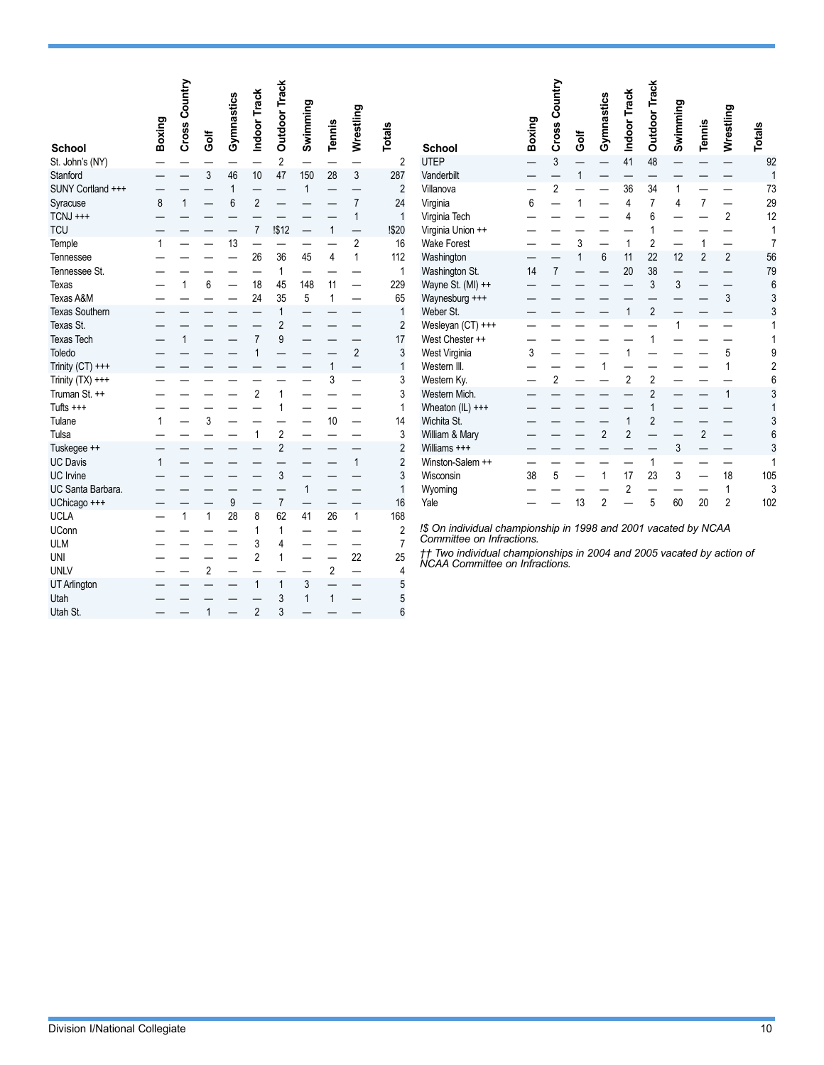| School | Boxing | Cross Country | Golf | Gymnastics | Indoor Track | Outdoor Track | Swimming | Tennis | Wrestling | Totals |
|---|---|---|---|---|---|---|---|---|---|---|
| St. John's (NY) | — | — | — | — | — | 2 | — | — | — | 2 |
| Stanford | — | — | 3 | 46 | 10 | 47 | 150 | 28 | 3 | 287 |
| SUNY Cortland +++ | — | — | — | 1 | — | — | 1 | — | — | 2 |
| Syracuse | 8 | 1 | — | 6 | 2 | — | — | — | 7 | 24 |
| TCNJ +++ | — | — | — | — | — | — | — | — | 1 | 1 |
| TCU | — | — | — | — | 7 | !$12 | — | 1 | — | !$20 |
| Temple | 1 | — | — | 13 | — | — | — | — | 2 | 16 |
| Tennessee | — | — | — | — | 26 | 36 | 45 | 4 | 1 | 112 |
| Tennessee St. | — | — | — | — | — | 1 | — | — | — | 1 |
| Texas | — | 1 | 6 | — | 18 | 45 | 148 | 11 | — | 229 |
| Texas A&M | — | — | — | — | 24 | 35 | 5 | 1 | — | 65 |
| Texas Southern | — | — | — | — | — | 1 | — | — | — | 1 |
| Texas St. | — | — | — | — | — | 2 | — | — | — | 2 |
| Texas Tech | — | 1 | — | — | 7 | 9 | — | — | — | 17 |
| Toledo | — | — | — | — | 1 | — | — | — | 2 | 3 |
| Trinity (CT) +++ | — | — | — | — | — | — | — | 1 | — | 1 |
| Trinity (TX) +++ | — | — | — | — | — | — | — | 3 | — | 3 |
| Truman St. ++ | — | — | — | — | 2 | 1 | — | — | — | 3 |
| Tufts +++ | — | — | — | — | — | 1 | — | — | — | 1 |
| Tulane | 1 | — | 3 | — | — | — | — | 10 | — | 14 |
| Tulsa | — | — | — | — | 1 | 2 | — | — | — | 3 |
| Tuskegee ++ | — | — | — | — | — | 2 | — | — | — | 2 |
| UC Davis | 1 | — | — | — | — | — | — | — | 1 | 2 |
| UC Irvine | — | — | — | — | — | 3 | — | — | — | 3 |
| UC Santa Barbara. | — | — | — | — | — | — | 1 | — | — | 1 |
| UChicago +++ | — | — | — | 9 | — | 7 | — | — | — | 16 |
| UCLA | — | 1 | 1 | 28 | 8 | 62 | 41 | 26 | 1 | 168 |
| UConn | — | — | — | — | 1 | 1 | — | — | — | 2 |
| ULM | — | — | — | — | 3 | 4 | — | — | — | 7 |
| UNI | — | — | — | — | 2 | 1 | — | — | 22 | 25 |
| UNLV | — | — | 2 | — | — | — | — | 2 | — | 4 |
| UT Arlington | — | — | — | — | 1 | 1 | 3 | — | — | 5 |
| Utah | — | — | — | — | — | 3 | 1 | 1 | — | 5 |
| Utah St. | — | — | 1 | — | 2 | 3 | — | — | — | 6 |
| UTEP | — | 3 | — | — | 41 | 48 | — | — | — | 92 |
| Vanderbilt | — | — | 1 | — | — | — | — | — | — | 1 |
| Villanova | — | 2 | — | — | 36 | 34 | 1 | — | — | 73 |
| Virginia | 6 | — | 1 | — | 4 | 7 | 4 | 7 | — | 29 |
| Virginia Tech | — | — | — | — | 4 | 6 | — | — | 2 | 12 |
| Virginia Union ++ | — | — | — | — | — | 1 | — | — | — | 1 |
| Wake Forest | — | — | 3 | — | 1 | 2 | — | 1 | — | 7 |
| Washington | — | — | 1 | 6 | 11 | 22 | 12 | 2 | 2 | 56 |
| Washington St. | 14 | 7 | — | — | 20 | 38 | — | — | — | 79 |
| Wayne St. (MI) ++ | — | — | — | — | — | 3 | 3 | — | — | 6 |
| Waynesburg +++ | — | — | — | — | — | — | — | — | 3 | 3 |
| Weber St. | — | — | — | — | 1 | 2 | — | — | — | 3 |
| Wesleyan (CT) +++ | — | — | — | — | — | — | 1 | — | — | 1 |
| West Chester ++ | — | — | — | — | — | 1 | — | — | — | 1 |
| West Virginia | 3 | — | — | — | 1 | — | — | — | 5 | 9 |
| Western Ill. | — | — | — | 1 | — | — | — | — | 1 | 2 |
| Western Ky. | — | 2 | — | — | 2 | 2 | — | — | — | 6 |
| Western Mich. | — | — | — | — | — | 2 | — | — | 1 | 3 |
| Wheaton (IL) +++ | — | — | — | — | — | 1 | — | — | — | 1 |
| Wichita St. | — | — | — | — | 1 | 2 | — | — | — | 3 |
| William & Mary | — | — | — | 2 | 2 | — | — | 2 | — | 6 |
| Williams +++ | — | — | — | — | — | — | 3 | — | — | 3 |
| Winston-Salem ++ | — | — | — | — | — | 1 | — | — | — | 1 |
| Wisconsin | 38 | 5 | — | 1 | 17 | 23 | 3 | — | 18 | 105 |
| Wyoming | — | — | — | — | 2 | — | — | — | 1 | 3 |
| Yale | — | — | 13 | 2 | — | 5 | 60 | 20 | 2 | 102 |

*!$ On individual championship in 1998 and 2001 vacated by NCAA Committee on Infractions.*

*†† Two individual championships in 2004 and 2005 vacated by action of NCAA Committee on Infractions.*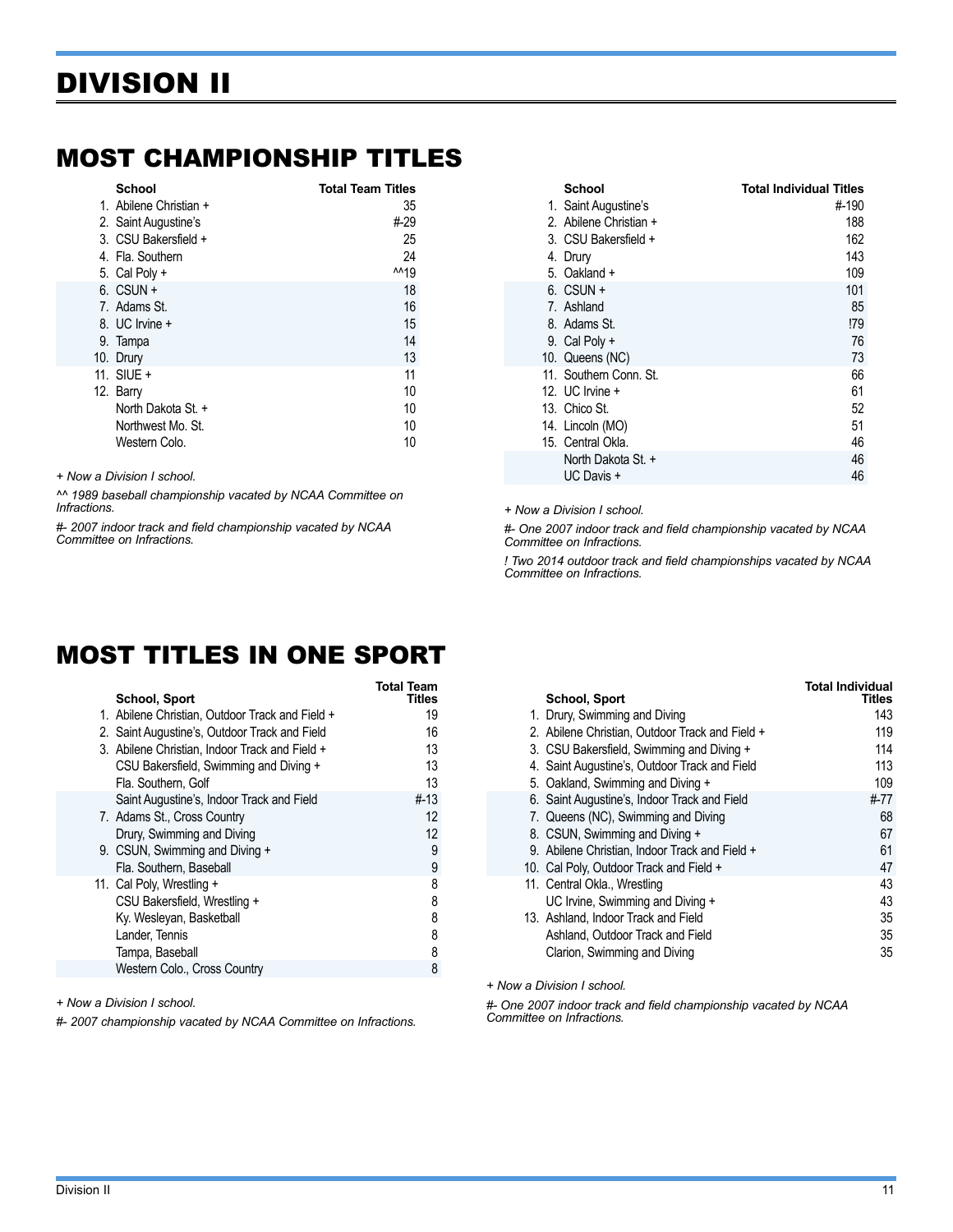# DIVISION II

## MOST CHAMPIONSHIP TITLES

| | School | Total Team Titles |
|---|---|---|
| 1. | Abilene Christian + | 35 |
| 2. | Saint Augustine's | #-29 |
| 3. | CSU Bakersfield + | 25 |
| 4. | Fla. Southern | 24 |
| 5. | Cal Poly + | ^^19 |
| 6. | CSUN + | 18 |
| 7. | Adams St. | 16 |
| 8. | UC Irvine + | 15 |
| 9. | Tampa | 14 |
| 10. | Drury | 13 |
| 11. | SIUE + | 11 |
| 12. | Barry | 10 |
| | North Dakota St. + | 10 |
| | Northwest Mo. St. | 10 |
| | Western Colo. | 10 |

*+ Now a Division I school.*

*^^ 1989 baseball championship vacated by NCAA Committee on Infractions.*

*#- 2007 indoor track and field championship vacated by NCAA Committee on Infractions.*

| | School | Total Individual Titles |
|---|---|---|
| 1. | Saint Augustine's | #-190 |
| 2. | Abilene Christian + | 188 |
| 3. | CSU Bakersfield + | 162 |
| 4. | Drury | 143 |
| 5. | Oakland + | 109 |
| 6. | CSUN + | 101 |
| 7. | Ashland | 85 |
| 8. | Adams St. | !79 |
| 9. | Cal Poly + | 76 |
| 10. | Queens (NC) | 73 |
| 11. | Southern Conn. St. | 66 |
| 12. | UC Irvine + | 61 |
| 13. | Chico St. | 52 |
| 14. | Lincoln (MO) | 51 |
| 15. | Central Okla. | 46 |
| | North Dakota St. + | 46 |
| | UC Davis + | 46 |

*+ Now a Division I school.*

*#- One 2007 indoor track and field championship vacated by NCAA Committee on Infractions.*

*! Two 2014 outdoor track and field championships vacated by NCAA Committee on Infractions.*

## MOST TITLES IN ONE SPORT

| | School, Sport | Total Team Titles |
|---|---|---|
| 1. | Abilene Christian, Outdoor Track and Field + | 19 |
| 2. | Saint Augustine's, Outdoor Track and Field | 16 |
| 3. | Abilene Christian, Indoor Track and Field + | 13 |
| | CSU Bakersfield, Swimming and Diving + | 13 |
| | Fla. Southern, Golf | 13 |
| | Saint Augustine's, Indoor Track and Field | #-13 |
| 7. | Adams St., Cross Country | 12 |
| | Drury, Swimming and Diving | 12 |
| 9. | CSUN, Swimming and Diving + | 9 |
| | Fla. Southern, Baseball | 9 |
| 11. | Cal Poly, Wrestling + | 8 |
| | CSU Bakersfield, Wrestling + | 8 |
| | Ky. Wesleyan, Basketball | 8 |
| | Lander, Tennis | 8 |
| | Tampa, Baseball | 8 |
| | Western Colo., Cross Country | 8 |

*+ Now a Division I school.*

*#- 2007 championship vacated by NCAA Committee on Infractions.*

| | School, Sport | Total Individual Titles |
|---|---|---|
| 1. | Drury, Swimming and Diving | 143 |
| 2. | Abilene Christian, Outdoor Track and Field + | 119 |
| 3. | CSU Bakersfield, Swimming and Diving + | 114 |
| 4. | Saint Augustine's, Outdoor Track and Field | 113 |
| 5. | Oakland, Swimming and Diving + | 109 |
| 6. | Saint Augustine's, Indoor Track and Field | #-77 |
| 7. | Queens (NC), Swimming and Diving | 68 |
| 8. | CSUN, Swimming and Diving + | 67 |
| 9. | Abilene Christian, Indoor Track and Field + | 61 |
| 10. | Cal Poly, Outdoor Track and Field + | 47 |
| 11. | Central Okla., Wrestling | 43 |
| | UC Irvine, Swimming and Diving + | 43 |
| 13. | Ashland, Indoor Track and Field | 35 |
| | Ashland, Outdoor Track and Field | 35 |
| | Clarion, Swimming and Diving | 35 |

*+ Now a Division I school.*

*#- One 2007 indoor track and field championship vacated by NCAA Committee on Infractions.*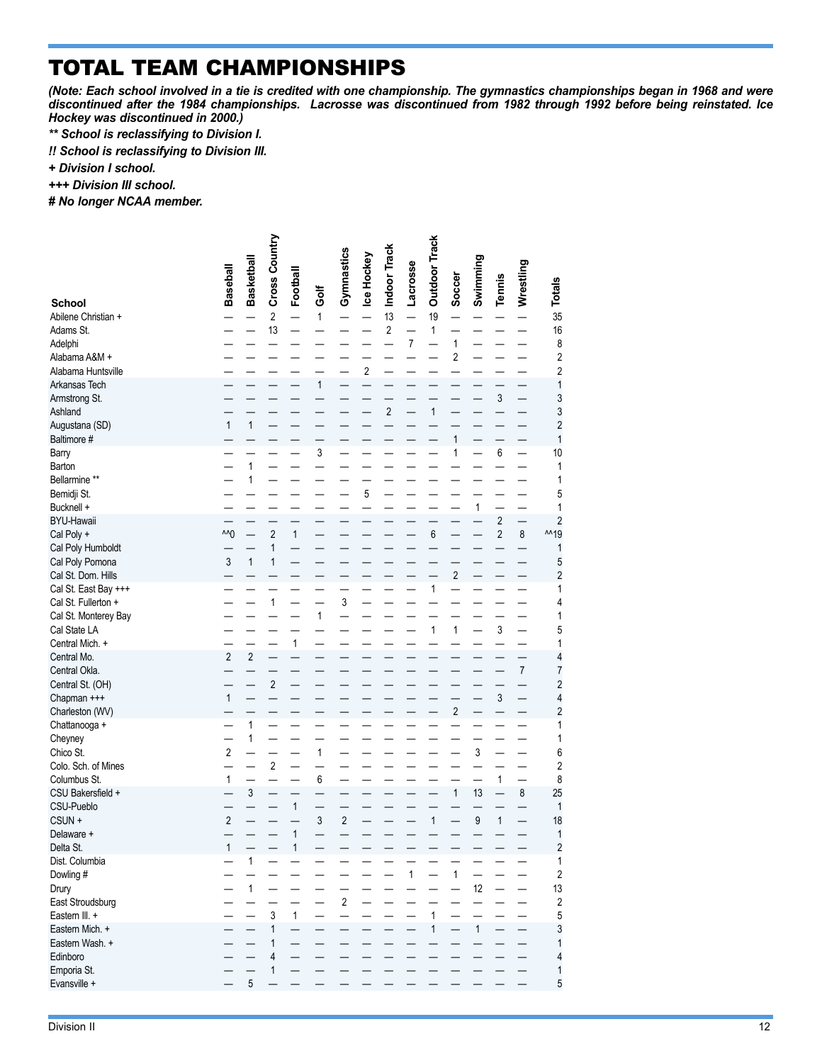# TOTAL TEAM CHAMPIONSHIPS

*(Note: Each school involved in a tie is credited with one championship. The gymnastics championships began in 1968 and were discontinued after the 1984 championships. Lacrosse was discontinued from 1982 through 1992 before being reinstated. Ice Hockey was discontinued in 2000.)*

*** School is reclassifying to Division I.***

***!! School is reclassifying to Division III.***

***+ Division I school.***

***+++ Division III school.***

***# No longer NCAA member.***

| School | Baseball | Basketball | Cross Country | Football | Golf | Gymnastics | Ice Hockey | Indoor Track | Lacrosse | Outdoor Track | Soccer | Swimming | Tennis | Wrestling | Totals |
|---|---|---|---|---|---|---|---|---|---|---|---|---|---|---|---|
| Abilene Christian + | — | — | 2 | — | 1 | — | — | 13 | — | 19 | — | — | — | — | 35 |
| Adams St. | — | — | 13 | — | — | — | — | 2 | — | 1 | — | — | — | — | 16 |
| Adelphi | — | — | — | — | — | — | — | — | 7 | — | 1 | — | — | — | 8 |
| Alabama A&M + | — | — | — | — | — | — | — | — | — | — | 2 | — | — | — | 2 |
| Alabama Huntsville | — | — | — | — | — | — | 2 | — | — | — | — | — | — | — | 2 |
| Arkansas Tech | — | — | — | — | 1 | — | — | — | — | — | — | — | — | — | 1 |
| Armstrong St. | — | — | — | — | — | — | — | — | — | — | — | — | 3 | — | 3 |
| Ashland | — | — | — | — | — | — | — | 2 | — | 1 | — | — | — | — | 3 |
| Augustana (SD) | 1 | 1 | — | — | — | — | — | — | — | — | — | — | — | — | 2 |
| Baltimore # | — | — | — | — | — | — | — | — | — | — | 1 | — | — | — | 1 |
| Barry | — | — | — | — | 3 | — | — | — | — | — | 1 | — | 6 | — | 10 |
| Barton | — | 1 | — | — | — | — | — | — | — | — | — | — | — | — | 1 |
| Bellarmine ** | — | 1 | — | — | — | — | — | — | — | — | — | — | — | — | 1 |
| Bemidji St. | — | — | — | — | — | — | 5 | — | — | — | — | — | — | — | 5 |
| Bucknell + | — | — | — | — | — | — | — | — | — | — | — | 1 | — | — | 1 |
| BYU-Hawaii | — | — | — | — | — | — | — | — | — | — | — | — | 2 | — | 2 |
| Cal Poly + | ^^0 | — | 2 | 1 | — | — | — | — | — | 6 | — | — | 2 | 8 | ^^19 |
| Cal Poly Humboldt | — | — | 1 | — | — | — | — | — | — | — | — | — | — | — | 1 |
| Cal Poly Pomona | 3 | 1 | 1 | — | — | — | — | — | — | — | — | — | — | — | 5 |
| Cal St. Dom. Hills | — | — | — | — | — | — | — | — | — | — | 2 | — | — | — | 2 |
| Cal St. East Bay +++ | — | — | — | — | — | — | — | — | — | 1 | — | — | — | — | 1 |
| Cal St. Fullerton + | — | — | 1 | — | — | 3 | — | — | — | — | — | — | — | — | 4 |
| Cal St. Monterey Bay | — | — | — | — | 1 | — | — | — | — | — | — | — | — | — | 1 |
| Cal State LA | — | — | — | — | — | — | — | — | — | 1 | 1 | — | 3 | — | 5 |
| Central Mich. + | — | — | — | 1 | — | — | — | — | — | — | — | — | — | — | 1 |
| Central Mo. | 2 | 2 | — | — | — | — | — | — | — | — | — | — | — | — | 4 |
| Central Okla. | — | — | — | — | — | — | — | — | — | — | — | — | — | 7 | 7 |
| Central St. (OH) | — | — | 2 | — | — | — | — | — | — | — | — | — | — | — | 2 |
| Chapman +++ | 1 | — | — | — | — | — | — | — | — | — | — | — | 3 | — | 4 |
| Charleston (WV) | — | — | — | — | — | — | — | — | — | — | 2 | — | — | — | 2 |
| Chattanooga + | — | 1 | — | — | — | — | — | — | — | — | — | — | — | — | 1 |
| Cheyney | — | 1 | — | — | — | — | — | — | — | — | — | — | — | — | 1 |
| Chico St. | 2 | — | — | — | 1 | — | — | — | — | — | — | 3 | — | — | 6 |
| Colo. Sch. of Mines | — | — | 2 | — | — | — | — | — | — | — | — | — | — | — | 2 |
| Columbus St. | 1 | — | — | — | 6 | — | — | — | — | — | — | — | 1 | — | 8 |
| CSU Bakersfield + | — | 3 | — | — | — | — | — | — | — | — | 1 | 13 | — | 8 | 25 |
| CSU-Pueblo | — | — | — | 1 | — | — | — | — | — | — | — | — | — | — | 1 |
| CSUN + | 2 | — | — | — | 3 | 2 | — | — | — | 1 | — | 9 | 1 | — | 18 |
| Delaware + | — | — | — | 1 | — | — | — | — | — | — | — | — | — | — | 1 |
| Delta St. | 1 | — | — | 1 | — | — | — | — | — | — | — | — | — | — | 2 |
| Dist. Columbia | — | 1 | — | — | — | — | — | — | — | — | — | — | — | — | 1 |
| Dowling # | — | — | — | — | — | — | — | — | 1 | — | 1 | — | — | — | 2 |
| Drury | — | 1 | — | — | — | — | — | — | — | — | — | 12 | — | — | 13 |
| East Stroudsburg | — | — | — | — | — | 2 | — | — | — | — | — | — | — | — | 2 |
| Eastern Ill. + | — | — | 3 | 1 | — | — | — | — | — | 1 | — | — | — | — | 5 |
| Eastern Mich. + | — | — | 1 | — | — | — | — | — | — | 1 | — | 1 | — | — | 3 |
| Eastern Wash. + | — | — | 1 | — | — | — | — | — | — | — | — | — | — | — | 1 |
| Edinboro | — | — | 4 | — | — | — | — | — | — | — | — | — | — | — | 4 |
| Emporia St. | — | — | 1 | — | — | — | — | — | — | — | — | — | — | — | 1 |
| Evansville + | — | 5 | — | — | — | — | — | — | — | — | — | — | — | — | 5 |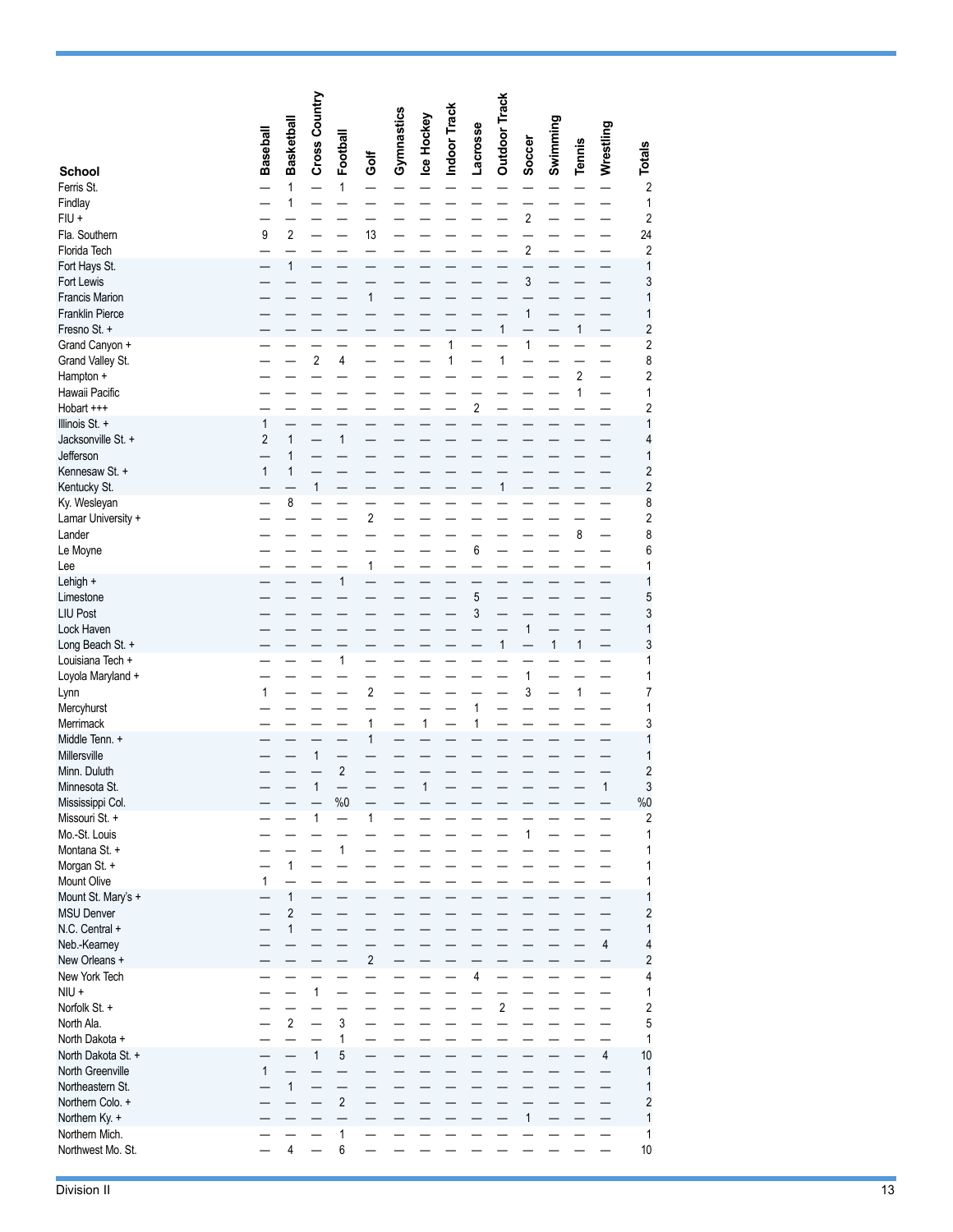| School | Baseball | Basketball | Cross Country | Football | Golf | Gymnastics | Ice Hockey | Indoor Track | Lacrosse | Outdoor Track | Soccer | Swimming | Tennis | Wrestling | Totals |
|---|---|---|---|---|---|---|---|---|---|---|---|---|---|---|---|
| Ferris St. | — | 1 | — | 1 | — | — | — | — | — | — | — | — | — | — | 2 |
| Findlay | — | 1 | — | — | — | — | — | — | — | — | — | — | — | — | 1 |
| FIU + | — | — | — | — | — | — | — | — | — | — | 2 | — | — | — | 2 |
| Fla. Southern | 9 | 2 | — | — | 13 | — | — | — | — | — | — | — | — | — | 24 |
| Florida Tech | — | — | — | — | — | — | — | — | — | — | 2 | — | — | — | 2 |
| Fort Hays St. | — | 1 | — | — | — | — | — | — | — | — | — | — | — | — | 1 |
| Fort Lewis | — | — | — | — | — | — | — | — | — | — | 3 | — | — | — | 3 |
| Francis Marion | — | — | — | — | 1 | — | — | — | — | — | — | — | — | — | 1 |
| Franklin Pierce | — | — | — | — | — | — | — | — | — | — | 1 | — | — | — | 1 |
| Fresno St. + | — | — | — | — | — | — | — | — | — | 1 | — | — | 1 | — | 2 |
| Grand Canyon + | — | — | — | — | — | — | — | 1 | — | — | 1 | — | — | — | 2 |
| Grand Valley St. | — | — | 2 | 4 | — | — | — | 1 | — | 1 | — | — | — | — | 8 |
| Hampton + | — | — | — | — | — | — | — | — | — | — | — | — | 2 | — | 2 |
| Hawaii Pacific | — | — | — | — | — | — | — | — | — | — | — | — | 1 | — | 1 |
| Hobart +++ | — | — | — | — | — | — | — | — | 2 | — | — | — | — | — | 2 |
| Illinois St. + | 1 | — | — | — | — | — | — | — | — | — | — | — | — | — | 1 |
| Jacksonville St. + | 2 | 1 | — | 1 | — | — | — | — | — | — | — | — | — | — | 4 |
| Jefferson | — | 1 | — | — | — | — | — | — | — | — | — | — | — | — | 1 |
| Kennesaw St. + | 1 | 1 | — | — | — | — | — | — | — | — | — | — | — | — | 2 |
| Kentucky St. | — | — | 1 | — | — | — | — | — | — | 1 | — | — | — | — | 2 |
| Ky. Wesleyan | — | 8 | — | — | — | — | — | — | — | — | — | — | — | — | 8 |
| Lamar University + | — | — | — | — | 2 | — | — | — | — | — | — | — | — | — | 2 |
| Lander | — | — | — | — | — | — | — | — | — | — | — | — | 8 | — | 8 |
| Le Moyne | — | — | — | — | — | — | — | — | 6 | — | — | — | — | — | 6 |
| Lee | — | — | — | — | 1 | — | — | — | — | — | — | — | — | — | 1 |
| Lehigh + | — | — | — | 1 | — | — | — | — | — | — | — | — | — | — | 1 |
| Limestone | — | — | — | — | — | — | — | — | 5 | — | — | — | — | — | 5 |
| LIU Post | — | — | — | — | — | — | — | — | 3 | — | — | — | — | — | 3 |
| Lock Haven | — | — | — | — | — | — | — | — | — | — | 1 | — | — | — | 1 |
| Long Beach St. + | — | — | — | — | — | — | — | — | — | 1 | — | 1 | 1 | — | 3 |
| Louisiana Tech + | — | — | — | 1 | — | — | — | — | — | — | — | — | — | — | 1 |
| Loyola Maryland + | — | — | — | — | — | — | — | — | — | — | 1 | — | — | — | 1 |
| Lynn | 1 | — | — | — | 2 | — | — | — | — | — | 3 | — | 1 | — | 7 |
| Mercyhurst | — | — | — | — | — | — | — | — | 1 | — | — | — | — | — | 1 |
| Merrimack | — | — | — | — | 1 | — | 1 | — | 1 | — | — | — | — | — | 3 |
| Middle Tenn. + | — | — | — | — | 1 | — | — | — | — | — | — | — | — | — | 1 |
| Millersville | — | — | 1 | — | — | — | — | — | — | — | — | — | — | — | 1 |
| Minn. Duluth | — | — | — | 2 | — | — | — | — | — | — | — | — | — | — | 2 |
| Minnesota St. | — | — | 1 | — | — | — | 1 | — | — | — | — | — | — | 1 | 3 |
| Mississippi Col. | — | — | — | %0 | — | — | — | — | — | — | — | — | — | — | %0 |
| Missouri St. + | — | — | 1 | — | 1 | — | — | — | — | — | — | — | — | — | 2 |
| Mo.-St. Louis | — | — | — | — | — | — | — | — | — | — | 1 | — | — | — | 1 |
| Montana St. + | — | — | — | 1 | — | — | — | — | — | — | — | — | — | — | 1 |
| Morgan St. + | — | 1 | — | — | — | — | — | — | — | — | — | — | — | — | 1 |
| Mount Olive | 1 | — | — | — | — | — | — | — | — | — | — | — | — | — | 1 |
| Mount St. Mary's + | — | 1 | — | — | — | — | — | — | — | — | — | — | — | — | 1 |
| MSU Denver | — | 2 | — | — | — | — | — | — | — | — | — | — | — | — | 2 |
| N.C. Central + | — | 1 | — | — | — | — | — | — | — | — | — | — | — | — | 1 |
| Neb.-Kearney | — | — | — | — | — | — | — | — | — | — | — | — | — | 4 | 4 |
| New Orleans + | — | — | — | — | 2 | — | — | — | — | — | — | — | — | — | 2 |
| New York Tech | — | — | — | — | — | — | — | — | 4 | — | — | — | — | — | 4 |
| NIU + | — | — | 1 | — | — | — | — | — | — | — | — | — | — | — | 1 |
| Norfolk St. + | — | — | — | — | — | — | — | — | — | 2 | — | — | — | — | 2 |
| North Ala. | — | 2 | — | 3 | — | — | — | — | — | — | — | — | — | — | 5 |
| North Dakota + | — | — | — | 1 | — | — | — | — | — | — | — | — | — | — | 1 |
| North Dakota St. + | — | — | 1 | 5 | — | — | — | — | — | — | — | — | — | 4 | 10 |
| North Greenville | 1 | — | — | — | — | — | — | — | — | — | — | — | — | — | 1 |
| Northeastern St. | — | 1 | — | — | — | — | — | — | — | — | — | — | — | — | 1 |
| Northern Colo. + | — | — | — | 2 | — | — | — | — | — | — | — | — | — | — | 2 |
| Northern Ky. + | — | — | — | — | — | — | — | — | — | — | 1 | — | — | — | 1 |
| Northern Mich. | — | — | — | 1 | — | — | — | — | — | — | — | — | — | — | 1 |
| Northwest Mo. St. | — | 4 | — | 6 | — | — | — | — | — | — | — | — | — | — | 10 |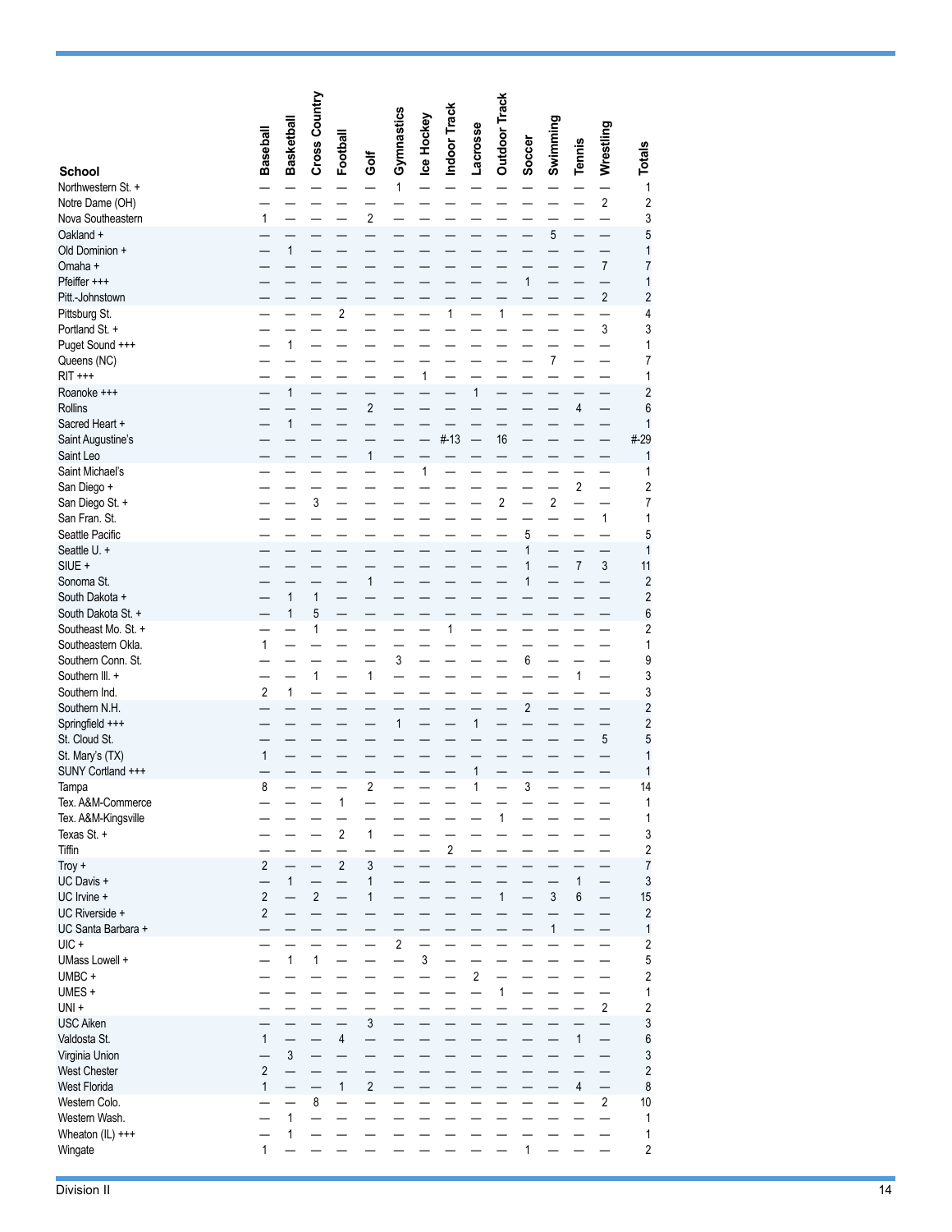| School | Baseball | Basketball | Cross Country | Football | Golf | Gymnastics | Ice Hockey | Indoor Track | Lacrosse | Outdoor Track | Soccer | Swimming | Tennis | Wrestling | Totals |
|---|---|---|---|---|---|---|---|---|---|---|---|---|---|---|---|
| Northwestern St. + | — | — | — | — | — | 1 | — | — | — | — | — | — | — | — | 1 |
| Notre Dame (OH) | — | — | — | — | — | — | — | — | — | — | — | — | — | 2 | 2 |
| Nova Southeastern | 1 | — | — | — | 2 | — | — | — | — | — | — | — | — | — | 3 |
| Oakland + | — | — | — | — | — | — | — | — | — | — | — | 5 | — | — | 5 |
| Old Dominion + | — | 1 | — | — | — | — | — | — | — | — | — | — | — | — | 1 |
| Omaha + | — | — | — | — | — | — | — | — | — | — | — | — | — | 7 | 7 |
| Pfeiffer +++ | — | — | — | — | — | — | — | — | — | — | 1 | — | — | — | 1 |
| Pitt.-Johnstown | — | — | — | — | — | — | — | — | — | — | — | — | — | 2 | 2 |
| Pittsburg St. | — | — | — | 2 | — | — | — | 1 | — | 1 | — | — | — | — | 4 |
| Portland St. + | — | — | — | — | — | — | — | — | — | — | — | — | — | 3 | 3 |
| Puget Sound +++ | — | 1 | — | — | — | — | — | — | — | — | — | — | — | — | 1 |
| Queens (NC) | — | — | — | — | — | — | — | — | — | — | — | 7 | — | — | 7 |
| RIT +++ | — | — | — | — | — | — | 1 | — | — | — | — | — | — | — | 1 |
| Roanoke +++ | — | 1 | — | — | — | — | — | — | 1 | — | — | — | — | — | 2 |
| Rollins | — | — | — | — | 2 | — | — | — | — | — | — | — | 4 | — | 6 |
| Sacred Heart + | — | 1 | — | — | — | — | — | — | — | — | — | — | — | — | 1 |
| Saint Augustine's | — | — | — | — | — | — | — | #-13 | — | 16 | — | — | — | — | #-29 |
| Saint Leo | — | — | — | — | 1 | — | — | — | — | — | — | — | — | — | 1 |
| Saint Michael's | — | — | — | — | — | — | 1 | — | — | — | — | — | — | — | 1 |
| San Diego + | — | — | — | — | — | — | — | — | — | — | — | — | 2 | — | 2 |
| San Diego St. + | — | — | 3 | — | — | — | — | — | — | 2 | — | 2 | — | — | 7 |
| San Fran. St. | — | — | — | — | — | — | — | — | — | — | — | — | — | 1 | 1 |
| Seattle Pacific | — | — | — | — | — | — | — | — | — | — | 5 | — | — | — | 5 |
| Seattle U. + | — | — | — | — | — | — | — | — | — | — | 1 | — | — | — | 1 |
| SIUE + | — | — | — | — | — | — | — | — | — | — | 1 | — | 7 | 3 | 11 |
| Sonoma St. | — | — | — | — | 1 | — | — | — | — | — | 1 | — | — | — | 2 |
| South Dakota + | — | 1 | 1 | — | — | — | — | — | — | — | — | — | — | — | 2 |
| South Dakota St. + | — | 1 | 5 | — | — | — | — | — | — | — | — | — | — | — | 6 |
| Southeast Mo. St. + | — | — | 1 | — | — | — | — | 1 | — | — | — | — | — | — | 2 |
| Southeastern Okla. | 1 | — | — | — | — | — | — | — | — | — | — | — | — | — | 1 |
| Southern Conn. St. | — | — | — | — | — | 3 | — | — | — | — | 6 | — | — | — | 9 |
| Southern Ill. + | — | — | 1 | — | 1 | — | — | — | — | — | — | — | 1 | — | 3 |
| Southern Ind. | 2 | 1 | — | — | — | — | — | — | — | — | — | — | — | — | 3 |
| Southern N.H. | — | — | — | — | — | — | — | — | — | — | 2 | — | — | — | 2 |
| Springfield +++ | — | — | — | — | — | 1 | — | — | 1 | — | — | — | — | — | 2 |
| St. Cloud St. | — | — | — | — | — | — | — | — | — | — | — | — | — | 5 | 5 |
| St. Mary's (TX) | 1 | — | — | — | — | — | — | — | — | — | — | — | — | — | 1 |
| SUNY Cortland +++ | — | — | — | — | — | — | — | — | 1 | — | — | — | — | — | 1 |
| Tampa | 8 | — | — | — | 2 | — | — | — | 1 | — | 3 | — | — | — | 14 |
| Tex. A&M-Commerce | — | — | — | 1 | — | — | — | — | — | — | — | — | — | — | 1 |
| Tex. A&M-Kingsville | — | — | — | — | — | — | — | — | — | 1 | — | — | — | — | 1 |
| Texas St. + | — | — | — | 2 | 1 | — | — | — | — | — | — | — | — | — | 3 |
| Tiffin | — | — | — | — | — | — | — | 2 | — | — | — | — | — | — | 2 |
| Troy + | 2 | — | — | 2 | 3 | — | — | — | — | — | — | — | — | — | 7 |
| UC Davis + | — | 1 | — | — | 1 | — | — | — | — | — | — | — | 1 | — | 3 |
| UC Irvine + | 2 | — | 2 | — | 1 | — | — | — | — | 1 | — | 3 | 6 | — | 15 |
| UC Riverside + | 2 | — | — | — | — | — | — | — | — | — | — | — | — | — | 2 |
| UC Santa Barbara + | — | — | — | — | — | — | — | — | — | — | — | 1 | — | — | 1 |
| UIC + | — | — | — | — | — | 2 | — | — | — | — | — | — | — | — | 2 |
| UMass Lowell + | — | 1 | 1 | — | — | — | 3 | — | — | — | — | — | — | — | 5 |
| UMBC + | — | — | — | — | — | — | — | — | 2 | — | — | — | — | — | 2 |
| UMES + | — | — | — | — | — | — | — | — | — | 1 | — | — | — | — | 1 |
| UNI + | — | — | — | — | — | — | — | — | — | — | — | — | — | 2 | 2 |
| USC Aiken | — | — | — | — | 3 | — | — | — | — | — | — | — | — | — | 3 |
| Valdosta St. | 1 | — | — | 4 | — | — | — | — | — | — | — | — | 1 | — | 6 |
| Virginia Union | — | 3 | — | — | — | — | — | — | — | — | — | — | — | — | 3 |
| West Chester | 2 | — | — | — | — | — | — | — | — | — | — | — | — | — | 2 |
| West Florida | 1 | — | — | 1 | 2 | — | — | — | — | — | — | — | 4 | — | 8 |
| Western Colo. | — | — | 8 | — | — | — | — | — | — | — | — | — | — | 2 | 10 |
| Western Wash. | — | 1 | — | — | — | — | — | — | — | — | — | — | — | — | 1 |
| Wheaton (IL) +++ | — | 1 | — | — | — | — | — | — | — | — | — | — | — | — | 1 |
| Wingate | 1 | — | — | — | — | — | — | — | — | — | 1 | — | — | — | 2 |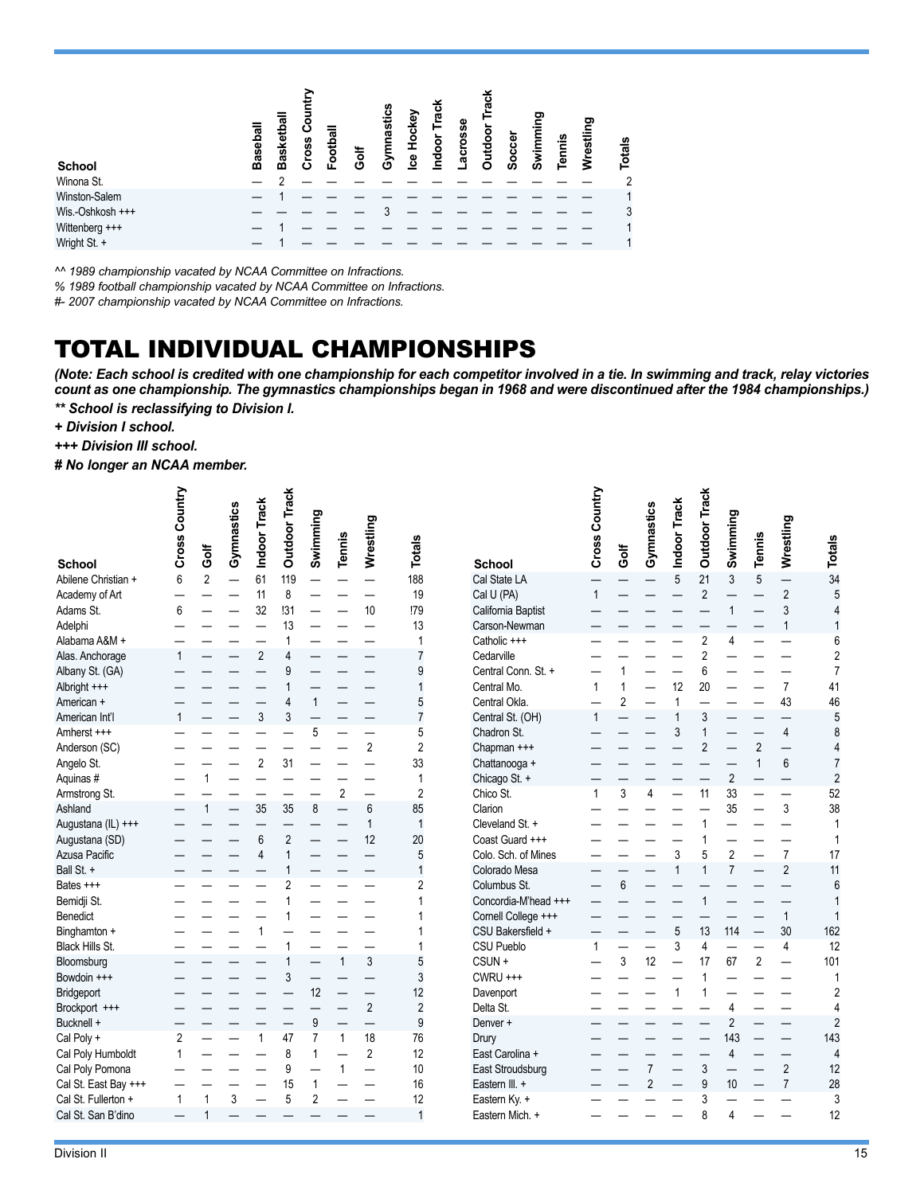| School | Baseball | Basketball | Cross Country | Football | Golf | Gymnastics | Ice Hockey | Indoor Track | Lacrosse | Outdoor Track | Soccer | Swimming | Tennis | Wrestling | Totals |
|---|---|---|---|---|---|---|---|---|---|---|---|---|---|---|---|
| Winona St. | — | 2 | — | — | — | — | — | — | — | — | — | — | — | — | 2 |
| Winston-Salem | — | 1 | — | — | — | — | — | — | — | — | — | — | — | — | 1 |
| Wis.-Oshkosh +++ | — | — | — | — | — | 3 | — | — | — | — | — | — | — | — | 3 |
| Wittenberg +++ | — | 1 | — | — | — | — | — | — | — | — | — | — | — | — | 1 |
| Wright St. + | — | 1 | — | — | — | — | — | — | — | — | — | — | — | — | 1 |

*^^ 1989 championship vacated by NCAA Committee on Infractions.*

*% 1989 football championship vacated by NCAA Committee on Infractions.*

*#- 2007 championship vacated by NCAA Committee on Infractions.*

# TOTAL INDIVIDUAL CHAMPIONSHIPS

***(Note: Each school is credited with one championship for each competitor involved in a tie. In swimming and track, relay victories count as one championship. The gymnastics championships began in 1968 and were discontinued after the 1984 championships.)***

***** School is reclassifying to Division I.***

***+ Division I school.***

***+++ Division III school.***

***# No longer an NCAA member.***

| School | Cross Country | Golf | Gymnastics | Indoor Track | Outdoor Track | Swimming | Tennis | Wrestling | Totals |
|---|---|---|---|---|---|---|---|---|---|
| Abilene Christian + | 6 | 2 | — | 61 | 119 | — | — | — | 188 |
| Academy of Art | — | — | — | 11 | 8 | — | — | — | 19 |
| Adams St. | 6 | — | — | 32 | !31 | — | — | 10 | !79 |
| Adelphi | — | — | — | — | 13 | — | — | — | 13 |
| Alabama A&M + | — | — | — | — | 1 | — | — | — | 1 |
| Alas. Anchorage | 1 | — | — | 2 | 4 | — | — | — | 7 |
| Albany St. (GA) | — | — | — | — | 9 | — | — | — | 9 |
| Albright +++ | — | — | — | — | 1 | — | — | — | 1 |
| American + | — | — | — | — | 4 | 1 | — | — | 5 |
| American Int'l | 1 | — | — | 3 | 3 | — | — | — | 7 |
| Amherst +++ | — | — | — | — | — | 5 | — | — | 5 |
| Anderson (SC) | — | — | — | — | — | — | — | 2 | 2 |
| Angelo St. | — | — | — | 2 | 31 | — | — | — | 33 |
| Aquinas # | — | 1 | — | — | — | — | — | — | 1 |
| Armstrong St. | — | — | — | — | — | — | 2 | — | 2 |
| Ashland | — | 1 | — | 35 | 35 | 8 | — | 6 | 85 |
| Augustana (IL) +++ | — | — | — | — | — | — | — | 1 | 1 |
| Augustana (SD) | — | — | — | 6 | 2 | — | — | 12 | 20 |
| Azusa Pacific | — | — | — | 4 | 1 | — | — | — | 5 |
| Ball St. + | — | — | — | — | 1 | — | — | — | 1 |
| Bates +++ | — | — | — | — | 2 | — | — | — | 2 |
| Bemidji St. | — | — | — | — | 1 | — | — | — | 1 |
| Benedict | — | — | — | — | 1 | — | — | — | 1 |
| Binghamton + | — | — | — | 1 | — | — | — | — | 1 |
| Black Hills St. | — | — | — | — | 1 | — | — | — | 1 |
| Bloomsburg | — | — | — | — | 1 | — | 1 | 3 | 5 |
| Bowdoin +++ | — | — | — | — | 3 | — | — | — | 3 |
| Bridgeport | — | — | — | — | — | 12 | — | — | 12 |
| Brockport +++ | — | — | — | — | — | — | — | 2 | 2 |
| Bucknell + | — | — | — | — | — | 9 | — | — | 9 |
| Cal Poly + | 2 | — | — | 1 | 47 | 7 | 1 | 18 | 76 |
| Cal Poly Humboldt | 1 | — | — | — | 8 | 1 | — | 2 | 12 |
| Cal Poly Pomona | — | — | — | — | 9 | — | 1 | — | 10 |
| Cal St. East Bay +++ | — | — | — | — | 15 | 1 | — | — | 16 |
| Cal St. Fullerton + | 1 | 1 | 3 | — | 5 | 2 | — | — | 12 |
| Cal St. San B'dino | — | 1 | — | — | — | — | — | — | 1 |
| Cal State LA | — | — | — | 5 | 21 | 3 | 5 | — | 34 |
| Cal U (PA) | 1 | — | — | — | 2 | — | — | 2 | 5 |
| California Baptist | — | — | — | — | — | 1 | — | 3 | 4 |
| Carson-Newman | — | — | — | — | — | — | — | 1 | 1 |
| Catholic +++ | — | — | — | — | 2 | 4 | — | — | 6 |
| Cedarville | — | — | — | — | 2 | — | — | — | 2 |
| Central Conn. St. + | — | 1 | — | — | 6 | — | — | — | 7 |
| Central Mo. | 1 | 1 | — | 12 | 20 | — | — | 7 | 41 |
| Central Okla. | — | 2 | — | 1 | — | — | — | 43 | 46 |
| Central St. (OH) | 1 | — | — | 1 | 3 | — | — | — | 5 |
| Chadron St. | — | — | — | 3 | 1 | — | — | 4 | 8 |
| Chapman +++ | — | — | — | — | 2 | — | 2 | — | 4 |
| Chattanooga + | — | — | — | — | — | — | 1 | 6 | 7 |
| Chicago St. + | — | — | — | — | — | 2 | — | — | 2 |
| Chico St. | 1 | 3 | 4 | — | 11 | 33 | — | — | 52 |
| Clarion | — | — | — | — | — | 35 | — | 3 | 38 |
| Cleveland St. + | — | — | — | — | 1 | — | — | — | 1 |
| Coast Guard +++ | — | — | — | — | 1 | — | — | — | 1 |
| Colo. Sch. of Mines | — | — | — | 3 | 5 | 2 | — | 7 | 17 |
| Colorado Mesa | — | — | — | 1 | 1 | 7 | — | 2 | 11 |
| Columbus St. | — | 6 | — | — | — | — | — | — | 6 |
| Concordia-M'head +++ | — | — | — | — | 1 | — | — | — | 1 |
| Cornell College +++ | — | — | — | — | — | — | — | 1 | 1 |
| CSU Bakersfield + | — | — | — | 5 | 13 | 114 | — | 30 | 162 |
| CSU Pueblo | 1 | — | — | 3 | 4 | — | — | 4 | 12 |
| CSUN + | — | 3 | 12 | — | 17 | 67 | 2 | — | 101 |
| CWRU +++ | — | — | — | — | 1 | — | — | — | 1 |
| Davenport | — | — | — | 1 | 1 | — | — | — | 2 |
| Delta St. | — | — | — | — | — | 4 | — | — | 4 |
| Denver + | — | — | — | — | — | 2 | — | — | 2 |
| Drury | — | — | — | — | — | 143 | — | — | 143 |
| East Carolina + | — | — | — | — | — | 4 | — | — | 4 |
| East Stroudsburg | — | — | 7 | — | 3 | — | — | 2 | 12 |
| Eastern Ill. + | — | — | 2 | — | 9 | 10 | — | 7 | 28 |
| Eastern Ky. + | — | — | — | — | 3 | — | — | — | 3 |
| Eastern Mich. + | — | — | — | — | 8 | 4 | — | — | 12 |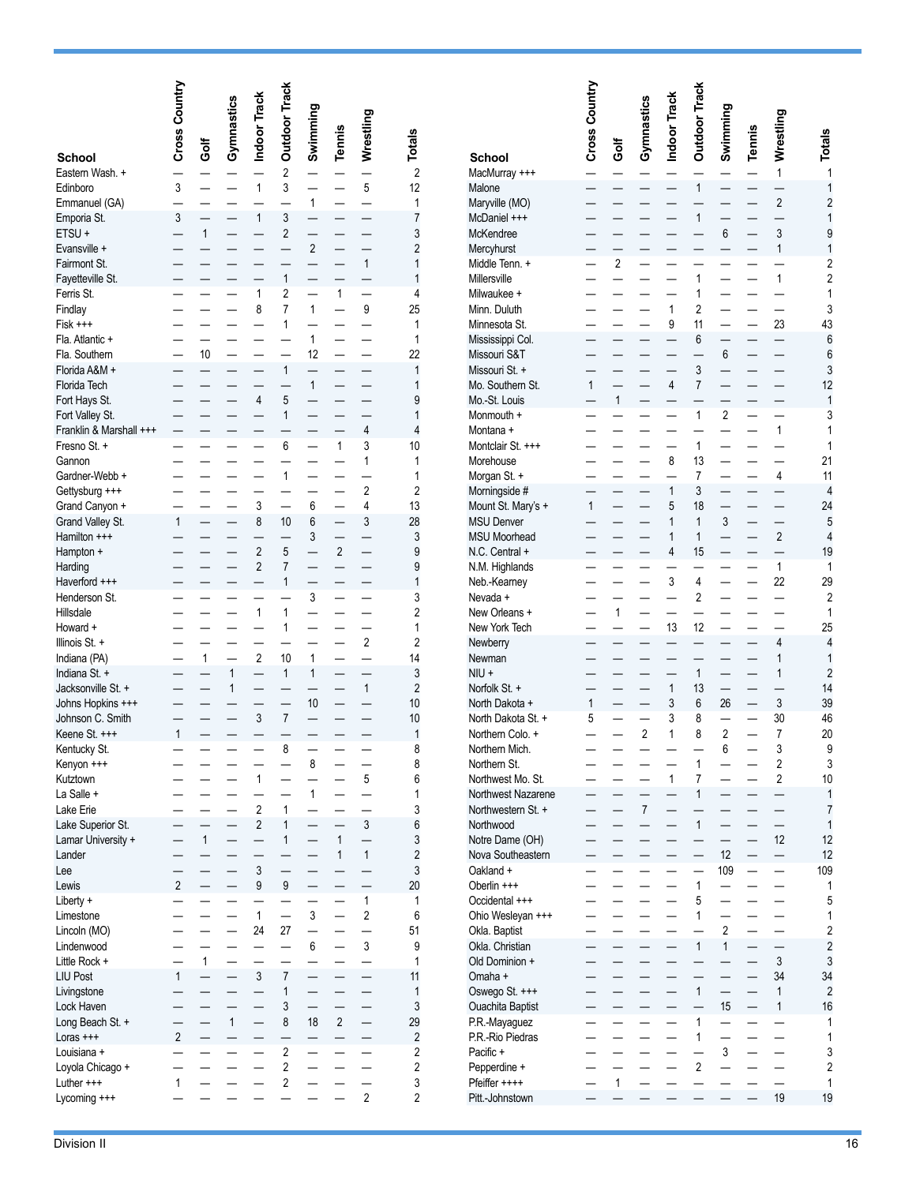| School | Cross Country | Golf | Gymnastics | Indoor Track | Outdoor Track | Swimming | Tennis | Wrestling | Totals |
|---|---|---|---|---|---|---|---|---|---|
| Eastern Wash. + | — | — | — | — | 2 | — | — | — | 2 |
| Edinboro | 3 | — | — | 1 | 3 | — | — | 5 | 12 |
| Emmanuel (GA) | — | — | — | — | — | 1 | — | — | 1 |
| Emporia St. | 3 | — | — | 1 | 3 | — | — | — | 7 |
| ETSU + | — | 1 | — | — | 2 | — | — | — | 3 |
| Evansville + | — | — | — | — | — | 2 | — | — | 2 |
| Fairmont St. | — | — | — | — | — | — | — | 1 | 1 |
| Fayetteville St. | — | — | — | — | 1 | — | — | — | 1 |
| Ferris St. | — | — | — | 1 | 2 | — | 1 | — | 4 |
| Findlay | — | — | — | 8 | 7 | 1 | — | 9 | 25 |
| Fisk +++ | — | — | — | — | 1 | — | — | — | 1 |
| Fla. Atlantic + | — | — | — | — | — | 1 | — | — | 1 |
| Fla. Southern | — | 10 | — | — | — | 12 | — | — | 22 |
| Florida A&M + | — | — | — | — | 1 | — | — | — | 1 |
| Florida Tech | — | — | — | — | — | 1 | — | — | 1 |
| Fort Hays St. | — | — | — | 4 | 5 | — | — | — | 9 |
| Fort Valley St. | — | — | — | — | 1 | — | — | — | 1 |
| Franklin & Marshall +++ | — | — | — | — | — | — | — | 4 | 4 |
| Fresno St. + | — | — | — | — | 6 | — | 1 | 3 | 10 |
| Gannon | — | — | — | — | — | — | — | 1 | 1 |
| Gardner-Webb + | — | — | — | — | 1 | — | — | — | 1 |
| Gettysburg +++ | — | — | — | — | — | — | — | 2 | 2 |
| Grand Canyon + | — | — | — | 3 | — | 6 | — | 4 | 13 |
| Grand Valley St. | 1 | — | — | 8 | 10 | 6 | — | 3 | 28 |
| Hamilton +++ | — | — | — | — | — | 3 | — | — | 3 |
| Hampton + | — | — | — | 2 | 5 | — | 2 | — | 9 |
| Harding | — | — | — | 2 | 7 | — | — | — | 9 |
| Haverford +++ | — | — | — | — | 1 | — | — | — | 1 |
| Henderson St. | — | — | — | — | — | 3 | — | — | 3 |
| Hillsdale | — | — | — | 1 | 1 | — | — | — | 2 |
| Howard + | — | — | — | — | 1 | — | — | — | 1 |
| Illinois St. + | — | — | — | — | — | — | — | 2 | 2 |
| Indiana (PA) | — | 1 | — | 2 | 10 | 1 | — | — | 14 |
| Indiana St. + | — | — | 1 | — | 1 | 1 | — | — | 3 |
| Jacksonville St. + | — | — | 1 | — | — | — | — | 1 | 2 |
| Johns Hopkins +++ | — | — | — | — | — | 10 | — | — | 10 |
| Johnson C. Smith | — | — | — | 3 | 7 | — | — | — | 10 |
| Keene St. +++ | 1 | — | — | — | — | — | — | — | 1 |
| Kentucky St. | — | — | — | — | 8 | — | — | — | 8 |
| Kenyon +++ | — | — | — | — | — | 8 | — | — | 8 |
| Kutztown | — | — | — | 1 | — | — | — | 5 | 6 |
| La Salle + | — | — | — | — | — | 1 | — | — | 1 |
| Lake Erie | — | — | — | 2 | 1 | — | — | — | 3 |
| Lake Superior St. | — | — | — | 2 | 1 | — | — | 3 | 6 |
| Lamar University + | — | 1 | — | — | 1 | — | 1 | — | 3 |
| Lander | — | — | — | — | — | — | 1 | 1 | 2 |
| Lee | — | — | — | 3 | — | — | — | — | 3 |
| Lewis | 2 | — | — | 9 | 9 | — | — | — | 20 |
| Liberty + | — | — | — | — | — | — | — | 1 | 1 |
| Limestone | — | — | — | 1 | — | 3 | — | 2 | 6 |
| Lincoln (MO) | — | — | — | 24 | 27 | — | — | — | 51 |
| Lindenwood | — | — | — | — | — | 6 | — | 3 | 9 |
| Little Rock + | — | 1 | — | — | — | — | — | — | 1 |
| LIU Post | 1 | — | — | 3 | 7 | — | — | — | 11 |
| Livingstone | — | — | — | — | 1 | — | — | — | 1 |
| Lock Haven | — | — | — | — | 3 | — | — | — | 3 |
| Long Beach St. + | — | — | 1 | — | 8 | 18 | 2 | — | 29 |
| Loras +++ | 2 | — | — | — | — | — | — | — | 2 |
| Louisiana + | — | — | — | — | 2 | — | — | — | 2 |
| Loyola Chicago + | — | — | — | — | 2 | — | — | — | 2 |
| Luther +++ | 1 | — | — | — | 2 | — | — | — | 3 |
| Lycoming +++ | — | — | — | — | — | — | — | 2 | 2 |
| MacMurray +++ | — | — | — | — | — | — | — | 1 | 1 |
| Malone | — | — | — | — | 1 | — | — | — | 1 |
| Maryville (MO) | — | — | — | — | — | — | — | 2 | 2 |
| McDaniel +++ | — | — | — | — | 1 | — | — | — | 1 |
| McKendree | — | — | — | — | — | 6 | — | 3 | 9 |
| Mercyhurst | — | — | — | — | — | — | — | 1 | 1 |
| Middle Tenn. + | — | 2 | — | — | — | — | — | — | 2 |
| Millersville | — | — | — | — | 1 | — | — | 1 | 2 |
| Milwaukee + | — | — | — | — | 1 | — | — | — | 1 |
| Minn. Duluth | — | — | — | 1 | 2 | — | — | — | 3 |
| Minnesota St. | — | — | — | 9 | 11 | — | — | 23 | 43 |
| Mississippi Col. | — | — | — | — | 6 | — | — | — | 6 |
| Missouri S&T | — | — | — | — | — | 6 | — | — | 6 |
| Missouri St. + | — | — | — | — | 3 | — | — | — | 3 |
| Mo. Southern St. | 1 | — | — | 4 | 7 | — | — | — | 12 |
| Mo.-St. Louis | — | 1 | — | — | — | — | — | — | 1 |
| Monmouth + | — | — | — | — | 1 | 2 | — | — | 3 |
| Montana + | — | — | — | — | — | — | — | 1 | 1 |
| Montclair St. +++ | — | — | — | — | 1 | — | — | — | 1 |
| Morehouse | — | — | — | 8 | 13 | — | — | — | 21 |
| Morgan St. + | — | — | — | — | 7 | — | — | 4 | 11 |
| Morningside # | — | — | — | 1 | 3 | — | — | — | 4 |
| Mount St. Mary's + | 1 | — | — | 5 | 18 | — | — | — | 24 |
| MSU Denver | — | — | — | 1 | 1 | 3 | — | — | 5 |
| MSU Moorhead | — | — | — | 1 | 1 | — | — | 2 | 4 |
| N.C. Central + | — | — | — | 4 | 15 | — | — | — | 19 |
| N.M. Highlands | — | — | — | — | — | — | — | 1 | 1 |
| Neb.-Kearney | — | — | — | 3 | 4 | — | — | 22 | 29 |
| Nevada + | — | — | — | — | 2 | — | — | — | 2 |
| New Orleans + | — | 1 | — | — | — | — | — | — | 1 |
| New York Tech | — | — | — | 13 | 12 | — | — | — | 25 |
| Newberry | — | — | — | — | — | — | — | 4 | 4 |
| Newman | — | — | — | — | — | — | — | 1 | 1 |
| NIU + | — | — | — | — | 1 | — | — | 1 | 2 |
| Norfolk St. + | — | — | — | 1 | 13 | — | — | — | 14 |
| North Dakota + | 1 | — | — | 3 | 6 | 26 | — | 3 | 39 |
| North Dakota St. + | 5 | — | — | 3 | 8 | — | — | 30 | 46 |
| Northern Colo. + | — | — | 2 | 1 | 8 | 2 | — | 7 | 20 |
| Northern Mich. | — | — | — | — | — | 6 | — | 3 | 9 |
| Northern St. | — | — | — | — | 1 | — | — | 2 | 3 |
| Northwest Mo. St. | — | — | — | 1 | 7 | — | — | 2 | 10 |
| Northwest Nazarene | — | — | — | — | 1 | — | — | — | 1 |
| Northwestern St. + | — | — | 7 | — | — | — | — | — | 7 |
| Northwood | — | — | — | — | 1 | — | — | — | 1 |
| Notre Dame (OH) | — | — | — | — | — | — | — | 12 | 12 |
| Nova Southeastern | — | — | — | — | — | 12 | — | — | 12 |
| Oakland + | — | — | — | — | — | 109 | — | — | 109 |
| Oberlin +++ | — | — | — | — | 1 | — | — | — | 1 |
| Occidental +++ | — | — | — | — | 5 | — | — | — | 5 |
| Ohio Wesleyan +++ | — | — | — | — | 1 | — | — | — | 1 |
| Okla. Baptist | — | — | — | — | — | 2 | — | — | 2 |
| Okla. Christian | — | — | — | — | 1 | 1 | — | — | 2 |
| Old Dominion + | — | — | — | — | — | — | — | 3 | 3 |
| Omaha + | — | — | — | — | — | — | — | 34 | 34 |
| Oswego St. +++ | — | — | — | — | 1 | — | — | 1 | 2 |
| Ouachita Baptist | — | — | — | — | — | 15 | — | 1 | 16 |
| P.R.-Mayaguez | — | — | — | — | 1 | — | — | — | 1 |
| P.R.-Rio Piedras | — | — | — | — | 1 | — | — | — | 1 |
| Pacific + | — | — | — | — | — | 3 | — | — | 3 |
| Pepperdine + | — | — | — | — | 2 | — | — | — | 2 |
| Pfeiffer ++++ | — | 1 | — | — | — | — | — | — | 1 |
| Pitt.-Johnstown | — | — | — | — | — | — | — | 19 | 19 |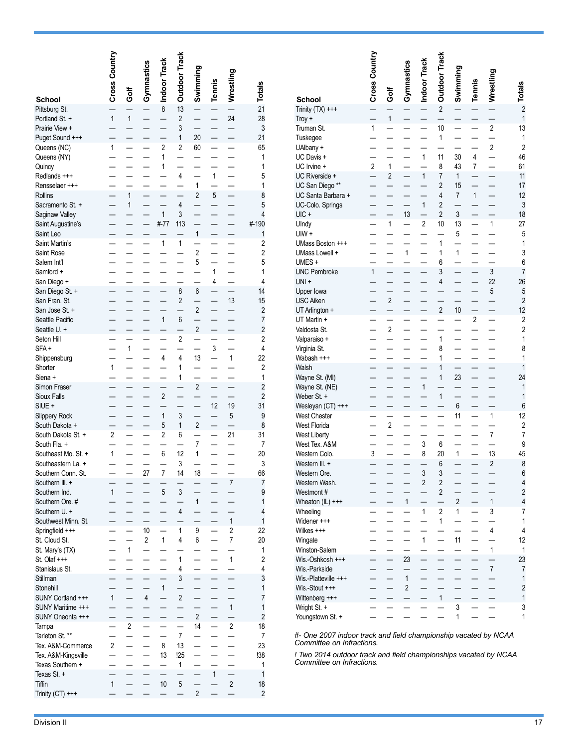| School | Cross Country | Golf | Gymnastics | Indoor Track | Outdoor Track | Swimming | Tennis | Wrestling | Totals |
|---|---|---|---|---|---|---|---|---|---|
| Pittsburg St. | — | — | — | 8 | 13 | — | — | — | 21 |
| Portland St. + | 1 | 1 | — | — | 2 | — | — | 24 | 28 |
| Prairie View + | — | — | — | — | 3 | — | — | — | 3 |
| Puget Sound +++ | — | — | — | — | 1 | 20 | — | — | 21 |
| Queens (NC) | 1 | — | — | 2 | 2 | 60 | — | — | 65 |
| Queens (NY) | — | — | — | 1 | — | — | — | — | 1 |
| Quincy | — | — | — | 1 | — | — | — | — | 1 |
| Redlands +++ | — | — | — | — | 4 | — | 1 | — | 5 |
| Rensselaer +++ | — | — | — | — | — | 1 | — | — | 1 |
| Rollins | — | 1 | — | — | — | 2 | 5 | — | 8 |
| Sacramento St. + | — | 1 | — | — | 4 | — | — | — | 5 |
| Saginaw Valley | — | — | — | 1 | 3 | — | — | — | 4 |
| Saint Augustine's | — | — | — | #-77 | 113 | — | — | — | #-190 |
| Saint Leo | — | — | — | — | — | 1 | — | — | 1 |
| Saint Martin's | — | — | — | 1 | 1 | — | — | — | 2 |
| Saint Rose | — | — | — | — | — | 2 | — | — | 2 |
| Salem Int'l | — | — | — | — | — | 5 | — | — | 5 |
| Samford + | — | — | — | — | — | — | 1 | — | 1 |
| San Diego + | — | — | — | — | — | — | 4 | — | 4 |
| San Diego St. + | — | — | — | — | 8 | 6 | — | — | 14 |
| San Fran. St. | — | — | — | — | 2 | — | — | 13 | 15 |
| San Jose St. + | — | — | — | — | — | 2 | — | — | 2 |
| Seattle Pacific | — | — | — | 1 | 6 | — | — | — | 7 |
| Seattle U. + | — | — | — | — | — | 2 | — | — | 2 |
| Seton Hill | — | — | — | — | 2 | — | — | — | 2 |
| SFA + | — | 1 | — | — | — | — | 3 | — | 4 |
| Shippensburg | — | — | — | 4 | 4 | 13 | — | 1 | 22 |
| Shorter | 1 | — | — | — | 1 | — | — | — | 2 |
| Siena + | — | — | — | — | 1 | — | — | — | 1 |
| Simon Fraser | — | — | — | — | — | 2 | — | — | 2 |
| Sioux Falls | — | — | — | 2 | — | — | — | — | 2 |
| SIUE + | — | — | — | — | — | — | 12 | 19 | 31 |
| Slippery Rock | — | — | — | 1 | 3 | — | — | 5 | 9 |
| South Dakota + | — | — | — | 5 | 1 | 2 | — | — | 8 |
| South Dakota St. + | 2 | — | — | 2 | 6 | — | — | 21 | 31 |
| South Fla. + | — | — | — | — | — | 7 | — | — | 7 |
| Southeast Mo. St. + | 1 | — | — | 6 | 12 | 1 | — | — | 20 |
| Southeastern La. + | — | — | — | — | 3 | — | — | — | 3 |
| Southern Conn. St. | — | — | 27 | 7 | 14 | 18 | — | — | 66 |
| Southern Ill. + | — | — | — | — | — | — | — | 7 | 7 |
| Southern Ind. | 1 | — | — | 5 | 3 | — | — | — | 9 |
| Southern Ore. # | — | — | — | — | — | 1 | — | — | 1 |
| Southern U. + | — | — | — | — | 4 | — | — | — | 4 |
| Southwest Minn. St. | — | — | — | — | — | — | — | 1 | 1 |
| Springfield +++ | — | — | 10 | — | 1 | 9 | — | 2 | 22 |
| St. Cloud St. | — | — | 2 | 1 | 4 | 6 | — | 7 | 20 |
| St. Mary's (TX) | — | 1 | — | — | — | — | — | — | 1 |
| St. Olaf +++ | — | — | — | — | 1 | — | — | 1 | 2 |
| Stanislaus St. | — | — | — | — | 4 | — | — | — | 4 |
| Stillman | — | — | — | — | 3 | — | — | — | 3 |
| Stonehill | — | — | — | 1 | — | — | — | — | 1 |
| SUNY Cortland +++ | 1 | — | 4 | — | 2 | — | — | — | 7 |
| SUNY Maritime +++ | — | — | — | — | — | — | — | 1 | 1 |
| SUNY Oneonta +++ | — | — | — | — | — | 2 | — | — | 2 |
| Tampa | — | 2 | — | — | — | 14 | — | 2 | 18 |
| Tarleton St. ** | — | — | — | — | 7 | — | — | — | 7 |
| Tex. A&M-Commerce | 2 | — | — | 8 | 13 | — | — | — | 23 |
| Tex. A&M-Kingsville | — | — | — | 13 | !25 | — | — | — | !38 |
| Texas Southern + | — | — | — | — | 1 | — | — | — | 1 |
| Texas St. + | — | — | — | — | — | — | 1 | — | 1 |
| Tiffin | 1 | — | — | 10 | 5 | — | — | 2 | 18 |
| Trinity (CT) +++ | — | — | — | — | — | 2 | — | — | 2 |
| Trinity (TX) +++ | — | — | — | — | 2 | — | — | — | 2 |
| Troy + | — | 1 | — | — | — | — | — | — | 1 |
| Truman St. | 1 | — | — | — | 10 | — | — | 2 | 13 |
| Tuskegee | — | — | — | — | 1 | — | — | — | 1 |
| UAlbany + | — | — | — | — | — | — | — | 2 | 2 |
| UC Davis + | — | — | — | 1 | 11 | 30 | 4 | — | 46 |
| UC Irvine + | 2 | 1 | — | — | 8 | 43 | 7 | — | 61 |
| UC Riverside + | — | 2 | — | 1 | 7 | 1 | — | — | 11 |
| UC San Diego ** | — | — | — | — | 2 | 15 | — | — | 17 |
| UC Santa Barbara + | — | — | — | — | 4 | 7 | 1 | — | 12 |
| UC-Colo. Springs | — | — | — | 1 | 2 | — | — | — | 3 |
| UIC + | — | — | 13 | — | 2 | 3 | — | — | 18 |
| UIndy | — | 1 | — | 2 | 10 | 13 | — | 1 | 27 |
| UIW + | — | — | — | — | — | 5 | — | — | 5 |
| UMass Boston +++ | — | — | — | — | 1 | — | — | — | 1 |
| UMass Lowell + | — | — | 1 | — | 1 | 1 | — | — | 3 |
| UMES + | — | — | — | — | 6 | — | — | — | 6 |
| UNC Pembroke | 1 | — | — | — | 3 | — | — | 3 | 7 |
| UNI + | — | — | — | — | 4 | — | — | 22 | 26 |
| Upper Iowa | — | — | — | — | — | — | — | 5 | 5 |
| USC Aiken | — | 2 | — | — | — | — | — | — | 2 |
| UT Arlington + | — | — | — | — | 2 | 10 | — | — | 12 |
| UT Martin + | — | — | — | — | — | — | 2 | — | 2 |
| Valdosta St. | — | 2 | — | — | — | — | — | — | 2 |
| Valparaiso + | — | — | — | — | 1 | — | — | — | 1 |
| Virginia St. | — | — | — | — | 8 | — | — | — | 8 |
| Wabash +++ | — | — | — | — | 1 | — | — | — | 1 |
| Walsh | — | — | — | — | 1 | — | — | — | 1 |
| Wayne St. (MI) | — | — | — | — | 1 | 23 | — | — | 24 |
| Wayne St. (NE) | — | — | — | 1 | — | — | — | — | 1 |
| Weber St. + | — | — | — | — | 1 | — | — | — | 1 |
| Wesleyan (CT) +++ | — | — | — | — | — | 6 | — | — | 6 |
| West Chester | — | — | — | — | — | 11 | — | 1 | 12 |
| West Florida | — | 2 | — | — | — | — | — | — | 2 |
| West Liberty | — | — | — | — | — | — | — | 7 | 7 |
| West Tex. A&M | — | — | — | 3 | 6 | — | — | — | 9 |
| Western Colo. | 3 | — | — | 8 | 20 | 1 | — | 13 | 45 |
| Western Ill. + | — | — | — | — | 6 | — | — | 2 | 8 |
| Western Ore. | — | — | — | 3 | 3 | — | — | — | 6 |
| Western Wash. | — | — | — | 2 | 2 | — | — | — | 4 |
| Westmont # | — | — | — | — | 2 | — | — | — | 2 |
| Wheaton (IL) +++ | — | — | 1 | — | — | 2 | — | 1 | 4 |
| Wheeling | — | — | — | 1 | 2 | 1 | — | 3 | 7 |
| Widener +++ | — | — | — | — | 1 | — | — | — | 1 |
| Wilkes +++ | — | — | — | — | — | — | — | 4 | 4 |
| Wingate | — | — | — | 1 | — | 11 | — | — | 12 |
| Winston-Salem | — | — | — | — | — | — | — | 1 | 1 |
| Wis.-Oshkosh +++ | — | — | 23 | — | — | — | — | — | 23 |
| Wis.-Parkside | — | — | — | — | — | — | — | 7 | 7 |
| Wis.-Platteville +++ | — | — | 1 | — | — | — | — | — | 1 |
| Wis.-Stout +++ | — | — | 2 | — | — | — | — | — | 2 |
| Wittenberg +++ | — | — | — | — | 1 | — | — | — | 1 |
| Wright St. + | — | — | — | — | — | 3 | — | — | 3 |
| Youngstown St. + | — | — | — | — | — | 1 | — | — | 1 |

*#- One 2007 indoor track and field championship vacated by NCAA Committee on Infractions.*

*! Two 2014 outdoor track and field championships vacated by NCAA Committee on Infractions.*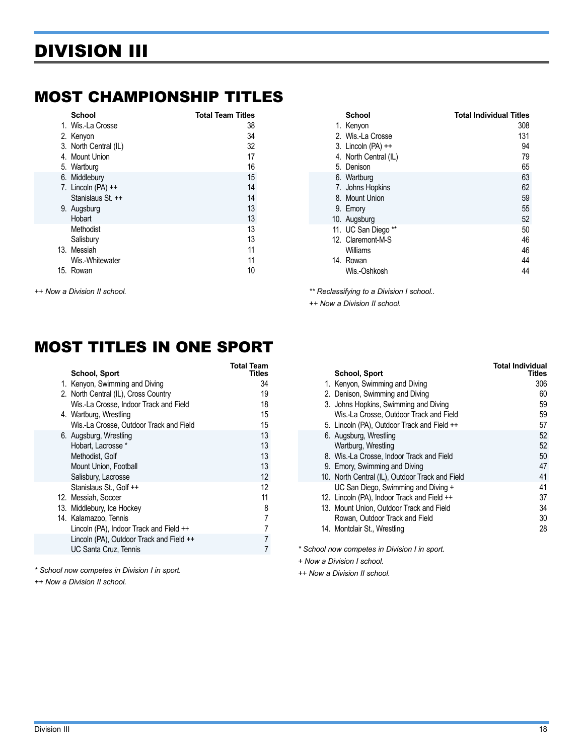# DIVISION III

## MOST CHAMPIONSHIP TITLES

| | School | Total Team Titles |
|---|---|---|
| 1. | Wis.-La Crosse | 38 |
| 2. | Kenyon | 34 |
| 3. | North Central (IL) | 32 |
| 4. | Mount Union | 17 |
| 5. | Wartburg | 16 |
| 6. | Middlebury | 15 |
| 7. | Lincoln (PA) ++ | 14 |
| | Stanislaus St. ++ | 14 |
| 9. | Augsburg | 13 |
| | Hobart | 13 |
| | Methodist | 13 |
| | Salisbury | 13 |
| 13. | Messiah | 11 |
| | Wis.-Whitewater | 11 |
| 15. | Rowan | 10 |

*++ Now a Division II school.*

| | School | Total Individual Titles |
|---|---|---|
| 1. | Kenyon | 308 |
| 2. | Wis.-La Crosse | 131 |
| 3. | Lincoln (PA) ++ | 94 |
| 4. | North Central (IL) | 79 |
| 5. | Denison | 65 |
| 6. | Wartburg | 63 |
| 7. | Johns Hopkins | 62 |
| 8. | Mount Union | 59 |
| 9. | Emory | 55 |
| 10. | Augsburg | 52 |
| 11. | UC San Diego ** | 50 |
| 12. | Claremont-M-S | 46 |
| | Williams | 46 |
| 14. | Rowan | 44 |
| | Wis.-Oshkosh | 44 |

*** Reclassifying to a Division I school..*

*++ Now a Division II school.*

## MOST TITLES IN ONE SPORT

| | School, Sport | Total Team Titles |
|---|---|---|
| 1. | Kenyon, Swimming and Diving | 34 |
| 2. | North Central (IL), Cross Country | 19 |
| | Wis.-La Crosse, Indoor Track and Field | 18 |
| 4. | Wartburg, Wrestling | 15 |
| | Wis.-La Crosse, Outdoor Track and Field | 15 |
| 6. | Augsburg, Wrestling | 13 |
| | Hobart, Lacrosse * | 13 |
| | Methodist, Golf | 13 |
| | Mount Union, Football | 13 |
| | Salisbury, Lacrosse | 12 |
| | Stanislaus St., Golf ++ | 12 |
| 12. | Messiah, Soccer | 11 |
| 13. | Middlebury, Ice Hockey | 8 |
| 14. | Kalamazoo, Tennis | 7 |
| | Lincoln (PA), Indoor Track and Field ++ | 7 |
| | Lincoln (PA), Outdoor Track and Field ++ | 7 |
| | UC Santa Cruz, Tennis | 7 |

** School now competes in Division I in sport.*

*++ Now a Division II school.*

| | School, Sport | Total Individual Titles |
|---|---|---|
| 1. | Kenyon, Swimming and Diving | 306 |
| 2. | Denison, Swimming and Diving | 60 |
| 3. | Johns Hopkins, Swimming and Diving | 59 |
| | Wis.-La Crosse, Outdoor Track and Field | 59 |
| 5. | Lincoln (PA), Outdoor Track and Field ++ | 57 |
| 6. | Augsburg, Wrestling | 52 |
| | Wartburg, Wrestling | 52 |
| 8. | Wis.-La Crosse, Indoor Track and Field | 50 |
| 9. | Emory, Swimming and Diving | 47 |
| 10. | North Central (IL), Outdoor Track and Field | 41 |
| | UC San Diego, Swimming and Diving + | 41 |
| 12. | Lincoln (PA), Indoor Track and Field ++ | 37 |
| 13. | Mount Union, Outdoor Track and Field | 34 |
| | Rowan, Outdoor Track and Field | 30 |
| 14. | Montclair St., Wrestling | 28 |

** School now competes in Division I in sport.*

*+ Now a Division I school.*

*++ Now a Division II school.*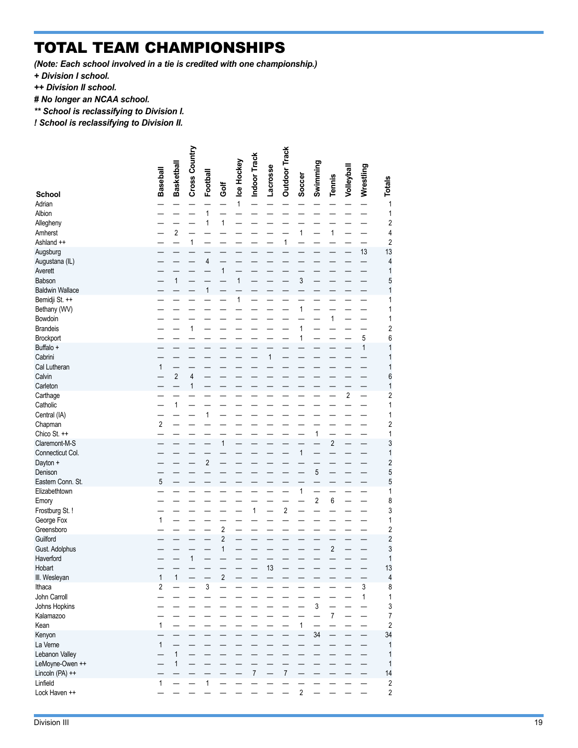# TOTAL TEAM CHAMPIONSHIPS

***(Note: Each school involved in a tie is credited with one championship.)***

***+ Division I school.***

***++ Division II school.***

***# No longer an NCAA school.***

***** School is reclassifying to Division I.***

***! School is reclassifying to Division II.***

| School | Baseball | Basketball | Cross Country | Football | Golf | Ice Hockey | Indoor Track | Lacrosse | Outdoor Track | Soccer | Swimming | Tennis | Volleyball | Wrestling | Totals |
|---|---|---|---|---|---|---|---|---|---|---|---|---|---|---|---|
| Adrian | — | — | — | — | — | 1 | — | — | — | — | — | — | — | — | 1 |
| Albion | — | — | — | 1 | — | — | — | — | — | — | — | — | — | — | 1 |
| Allegheny | — | — | — | 1 | 1 | — | — | — | — | — | — | — | — | — | 2 |
| Amherst | — | 2 | — | — | — | — | — | — | — | 1 | — | 1 | — | — | 4 |
| Ashland ++ | — | — | 1 | — | — | — | — | — | 1 | — | — | — | — | — | 2 |
| Augsburg | — | — | — | — | — | — | — | — | — | — | — | — | — | 13 | 13 |
| Augustana (IL) | — | — | — | 4 | — | — | — | — | — | — | — | — | — | — | 4 |
| Averett | — | — | — | — | 1 | — | — | — | — | — | — | — | — | — | 1 |
| Babson | — | 1 | — | — | — | 1 | — | — | — | 3 | — | — | — | — | 5 |
| Baldwin Wallace | — | — | — | 1 | — | — | — | — | — | — | — | — | — | — | 1 |
| Bemidji St. ++ | — | — | — | — | — | 1 | — | — | — | — | — | — | — | — | 1 |
| Bethany (WV) | — | — | — | — | — | — | — | — | — | 1 | — | — | — | — | 1 |
| Bowdoin | — | — | — | — | — | — | — | — | — | — | — | 1 | — | — | 1 |
| Brandeis | — | — | 1 | — | — | — | — | — | — | 1 | — | — | — | — | 2 |
| Brockport | — | — | — | — | — | — | — | — | — | 1 | — | — | — | 5 | 6 |
| Buffalo + | — | — | — | — | — | — | — | — | — | — | — | — | — | 1 | 1 |
| Cabrini | — | — | — | — | — | — | — | 1 | — | — | — | — | — | — | 1 |
| Cal Lutheran | 1 | — | — | — | — | — | — | — | — | — | — | — | — | — | 1 |
| Calvin | — | 2 | 4 | — | — | — | — | — | — | — | — | — | — | — | 6 |
| Carleton | — | — | 1 | — | — | — | — | — | — | — | — | — | — | — | 1 |
| Carthage | — | — | — | — | — | — | — | — | — | — | — | — | 2 | — | 2 |
| Catholic | — | 1 | — | — | — | — | — | — | — | — | — | — | — | — | 1 |
| Central (IA) | — | — | — | 1 | — | — | — | — | — | — | — | — | — | — | 1 |
| Chapman | 2 | — | — | — | — | — | — | — | — | — | — | — | — | — | 2 |
| Chico St. ++ | — | — | — | — | — | — | — | — | — | — | 1 | — | — | — | 1 |
| Claremont-M-S | — | — | — | — | 1 | — | — | — | — | — | — | 2 | — | — | 3 |
| Connecticut Col. | — | — | — | — | — | — | — | — | — | 1 | — | — | — | — | 1 |
| Dayton + | — | — | — | 2 | — | — | — | — | — | — | — | — | — | — | 2 |
| Denison | — | — | — | — | — | — | — | — | — | — | 5 | — | — | — | 5 |
| Eastern Conn. St. | 5 | — | — | — | — | — | — | — | — | — | — | — | — | — | 5 |
| Elizabethtown | — | — | — | — | — | — | — | — | — | 1 | — | — | — | — | 1 |
| Emory | — | — | — | — | — | — | — | — | — | — | 2 | 6 | — | — | 8 |
| Frostburg St. ! | — | — | — | — | — | — | 1 | — | 2 | — | — | — | — | — | 3 |
| George Fox | 1 | — | — | — | — | — | — | — | — | — | — | — | — | — | 1 |
| Greensboro | — | — | — | — | 2 | — | — | — | — | — | — | — | — | — | 2 |
| Guilford | — | — | — | — | 2 | — | — | — | — | — | — | — | — | — | 2 |
| Gust. Adolphus | — | — | — | — | 1 | — | — | — | — | — | — | 2 | — | — | 3 |
| Haverford | — | — | 1 | — | — | — | — | — | — | — | — | — | — | — | 1 |
| Hobart | — | — | — | — | — | — | — | 13 | — | — | — | — | — | — | 13 |
| Ill. Wesleyan | 1 | 1 | — | — | 2 | — | — | — | — | — | — | — | — | — | 4 |
| Ithaca | 2 | — | — | 3 | — | — | — | — | — | — | — | — | — | 3 | 8 |
| John Carroll | — | — | — | — | — | — | — | — | — | — | — | — | — | 1 | 1 |
| Johns Hopkins | — | — | — | — | — | — | — | — | — | — | 3 | — | — | — | 3 |
| Kalamazoo | — | — | — | — | — | — | — | — | — | — | — | 7 | — | — | 7 |
| Kean | 1 | — | — | — | — | — | — | — | — | 1 | — | — | — | — | 2 |
| Kenyon | — | — | — | — | — | — | — | — | — | — | 34 | — | — | — | 34 |
| La Verne | 1 | — | — | — | — | — | — | — | — | — | — | — | — | — | 1 |
| Lebanon Valley | — | 1 | — | — | — | — | — | — | — | — | — | — | — | — | 1 |
| LeMoyne-Owen ++ | — | 1 | — | — | — | — | — | — | — | — | — | — | — | — | 1 |
| Lincoln (PA) ++ | — | — | — | — | — | — | 7 | — | 7 | — | — | — | — | — | 14 |
| Linfield | 1 | — | — | 1 | — | — | — | — | — | — | — | — | — | — | 2 |
| Lock Haven ++ | — | — | — | — | — | — | — | — | — | 2 | — | — | — | — | 2 |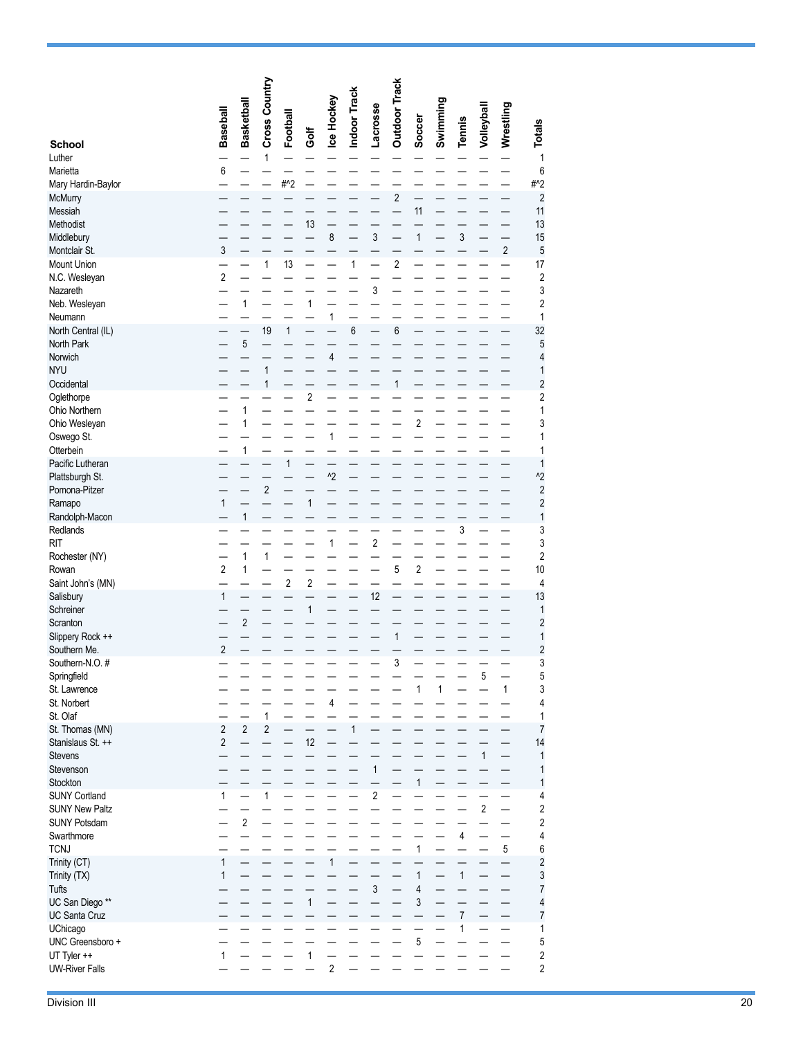| School | Baseball | Basketball | Cross Country | Football | Golf | Ice Hockey | Indoor Track | Lacrosse | Outdoor Track | Soccer | Swimming | Tennis | Volleyball | Wrestling | Totals |
|---|---|---|---|---|---|---|---|---|---|---|---|---|---|---|---|
| Luther | — | — | 1 | — | — | — | — | — | — | — | — | — | — | — | 1 |
| Marietta | 6 | — | — | — | — | — | — | — | — | — | — | — | — | — | 6 |
| Mary Hardin-Baylor | — | — | — | #^2 | — | — | — | — | — | — | — | — | — | — | #^2 |
| McMurry | — | — | — | — | — | — | — | — | 2 | — | — | — | — | — | 2 |
| Messiah | — | — | — | — | — | — | — | — | — | 11 | — | — | — | — | 11 |
| Methodist | — | — | — | — | 13 | — | — | — | — | — | — | — | — | — | 13 |
| Middlebury | — | — | — | — | — | 8 | — | 3 | — | 1 | — | 3 | — | — | 15 |
| Montclair St. | 3 | — | — | — | — | — | — | — | — | — | — | — | — | 2 | 5 |
| Mount Union | — | — | 1 | 13 | — | — | 1 | — | 2 | — | — | — | — | — | 17 |
| N.C. Wesleyan | 2 | — | — | — | — | — | — | — | — | — | — | — | — | — | 2 |
| Nazareth | — | — | — | — | — | — | — | 3 | — | — | — | — | — | — | 3 |
| Neb. Wesleyan | — | 1 | — | — | 1 | — | — | — | — | — | — | — | — | — | 2 |
| Neumann | — | — | — | — | — | 1 | — | — | — | — | — | — | — | — | 1 |
| North Central (IL) | — | — | 19 | 1 | — | — | 6 | — | 6 | — | — | — | — | — | 32 |
| North Park | — | 5 | — | — | — | — | — | — | — | — | — | — | — | — | 5 |
| Norwich | — | — | — | — | — | 4 | — | — | — | — | — | — | — | — | 4 |
| NYU | — | — | 1 | — | — | — | — | — | — | — | — | — | — | — | 1 |
| Occidental | — | — | 1 | — | — | — | — | — | 1 | — | — | — | — | — | 2 |
| Oglethorpe | — | — | — | — | 2 | — | — | — | — | — | — | — | — | — | 2 |
| Ohio Northern | — | 1 | — | — | — | — | — | — | — | — | — | — | — | — | 1 |
| Ohio Wesleyan | — | 1 | — | — | — | — | — | — | — | 2 | — | — | — | — | 3 |
| Oswego St. | — | — | — | — | — | 1 | — | — | — | — | — | — | — | — | 1 |
| Otterbein | — | 1 | — | — | — | — | — | — | — | — | — | — | — | — | 1 |
| Pacific Lutheran | — | — | — | 1 | — | — | — | — | — | — | — | — | — | — | 1 |
| Plattsburgh St. | — | — | — | — | — | ^2 | — | — | — | — | — | — | — | — | ^2 |
| Pomona-Pitzer | — | — | 2 | — | — | — | — | — | — | — | — | — | — | — | 2 |
| Ramapo | 1 | — | — | — | 1 | — | — | — | — | — | — | — | — | — | 2 |
| Randolph-Macon | — | 1 | — | — | — | — | — | — | — | — | — | — | — | — | 1 |
| Redlands | — | — | — | — | — | — | — | — | — | — | — | 3 | — | — | 3 |
| RIT | — | — | — | — | — | 1 | — | 2 | — | — | — | — | — | — | 3 |
| Rochester (NY) | — | 1 | 1 | — | — | — | — | — | — | — | — | — | — | — | 2 |
| Rowan | 2 | 1 | — | — | — | — | — | — | 5 | 2 | — | — | — | — | 10 |
| Saint John's (MN) | — | — | — | 2 | 2 | — | — | — | — | — | — | — | — | — | 4 |
| Salisbury | 1 | — | — | — | — | — | — | 12 | — | — | — | — | — | — | 13 |
| Schreiner | — | — | — | — | 1 | — | — | — | — | — | — | — | — | — | 1 |
| Scranton | — | 2 | — | — | — | — | — | — | — | — | — | — | — | — | 2 |
| Slippery Rock ++ | — | — | — | — | — | — | — | — | 1 | — | — | — | — | — | 1 |
| Southern Me. | 2 | — | — | — | — | — | — | — | — | — | — | — | — | — | 2 |
| Southern-N.O. # | — | — | — | — | — | — | — | — | 3 | — | — | — | — | — | 3 |
| Springfield | — | — | — | — | — | — | — | — | — | — | — | — | 5 | — | 5 |
| St. Lawrence | — | — | — | — | — | — | — | — | — | 1 | 1 | — | — | 1 | 3 |
| St. Norbert | — | — | — | — | — | 4 | — | — | — | — | — | — | — | — | 4 |
| St. Olaf | — | — | 1 | — | — | — | — | — | — | — | — | — | — | — | 1 |
| St. Thomas (MN) | 2 | 2 | 2 | — | — | — | 1 | — | — | — | — | — | — | — | 7 |
| Stanislaus St. ++ | 2 | — | — | — | 12 | — | — | — | — | — | — | — | — | — | 14 |
| Stevens | — | — | — | — | — | — | — | — | — | — | — | — | 1 | — | 1 |
| Stevenson | — | — | — | — | — | — | — | 1 | — | — | — | — | — | — | 1 |
| Stockton | — | — | — | — | — | — | — | — | — | 1 | — | — | — | — | 1 |
| SUNY Cortland | 1 | — | 1 | — | — | — | — | 2 | — | — | — | — | — | — | 4 |
| SUNY New Paltz | — | — | — | — | — | — | — | — | — | — | — | — | 2 | — | 2 |
| SUNY Potsdam | — | 2 | — | — | — | — | — | — | — | — | — | — | — | — | 2 |
| Swarthmore | — | — | — | — | — | — | — | — | — | — | — | 4 | — | — | 4 |
| TCNJ | — | — | — | — | — | — | — | — | — | 1 | — | — | — | 5 | 6 |
| Trinity (CT) | 1 | — | — | — | — | 1 | — | — | — | — | — | — | — | — | 2 |
| Trinity (TX) | 1 | — | — | — | — | — | — | — | — | 1 | — | 1 | — | — | 3 |
| Tufts | — | — | — | — | — | — | — | 3 | — | 4 | — | — | — | — | 7 |
| UC San Diego ** | — | — | — | — | 1 | — | — | — | — | 3 | — | — | — | — | 4 |
| UC Santa Cruz | — | — | — | — | — | — | — | — | — | — | — | 7 | — | — | 7 |
| UChicago | — | — | — | — | — | — | — | — | — | — | — | 1 | — | — | 1 |
| UNC Greensboro + | — | — | — | — | — | — | — | — | — | 5 | — | — | — | — | 5 |
| UT Tyler ++ | 1 | — | — | — | 1 | — | — | — | — | — | — | — | — | — | 2 |
| UW-River Falls | — | — | — | — | — | 2 | — | — | — | — | — | — | — | — | 2 |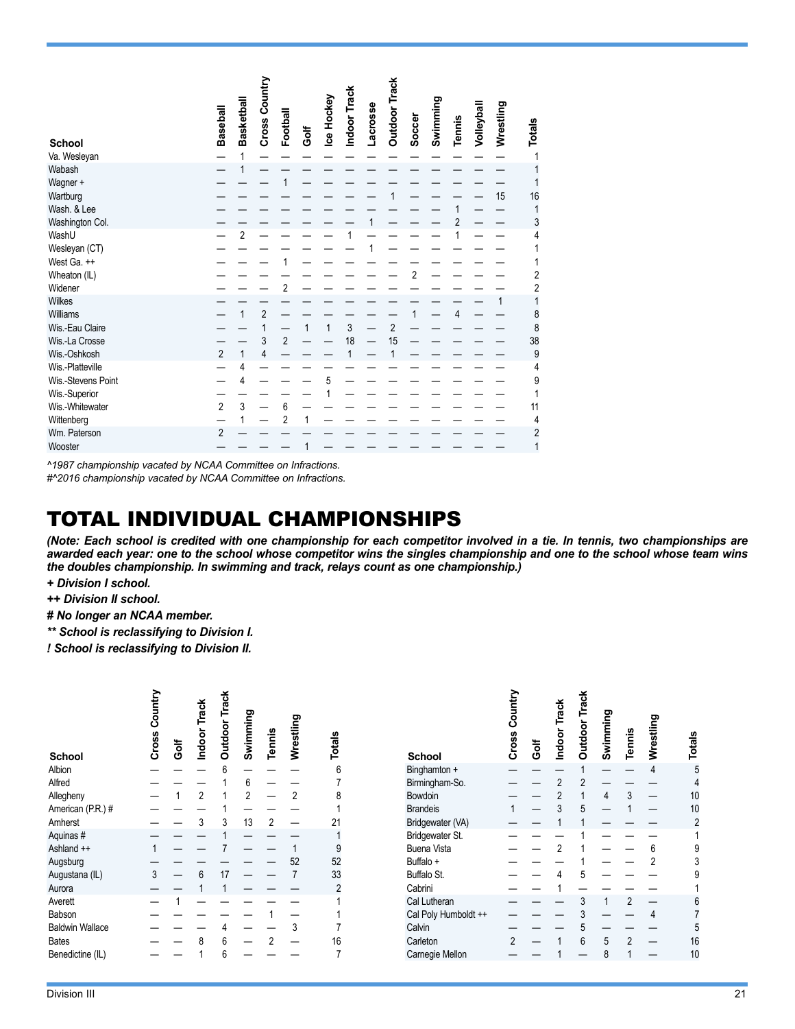| School | Baseball | Basketball | Cross Country | Football | Golf | Ice Hockey | Indoor Track | Lacrosse | Outdoor Track | Soccer | Swimming | Tennis | Volleyball | Wrestling | Totals |
|---|---|---|---|---|---|---|---|---|---|---|---|---|---|---|---|
| Va. Wesleyan | — | 1 | — | — | — | — | — | — | — | — | — | — | — | — | 1 |
| Wabash | — | 1 | — | — | — | — | — | — | — | — | — | — | — | — | 1 |
| Wagner + | — | — | — | 1 | — | — | — | — | — | — | — | — | — | — | 1 |
| Wartburg | — | — | — | — | — | — | — | — | 1 | — | — | — | — | 15 | 16 |
| Wash. & Lee | — | — | — | — | — | — | — | — | — | — | — | 1 | — | — | 1 |
| Washington Col. | — | — | — | — | — | — | — | 1 | — | — | — | 2 | — | — | 3 |
| WashU | — | 2 | — | — | — | — | 1 | — | — | — | — | 1 | — | — | 4 |
| Wesleyan (CT) | — | — | — | — | — | — | — | 1 | — | — | — | — | — | — | 1 |
| West Ga. ++ | — | — | — | 1 | — | — | — | — | — | — | — | — | — | — | 1 |
| Wheaton (IL) | — | — | — | — | — | — | — | — | — | 2 | — | — | — | — | 2 |
| Widener | — | — | — | 2 | — | — | — | — | — | — | — | — | — | — | 2 |
| Wilkes | — | — | — | — | — | — | — | — | — | — | — | — | — | 1 | 1 |
| Williams | — | 1 | 2 | — | — | — | — | — | — | 1 | — | 4 | — | — | 8 |
| Wis.-Eau Claire | — | — | 1 | — | 1 | 1 | 3 | — | 2 | — | — | — | — | — | 8 |
| Wis.-La Crosse | — | — | 3 | 2 | — | — | 18 | — | 15 | — | — | — | — | — | 38 |
| Wis.-Oshkosh | 2 | 1 | 4 | — | — | — | 1 | — | 1 | — | — | — | — | — | 9 |
| Wis.-Platteville | — | 4 | — | — | — | — | — | — | — | — | — | — | — | — | 4 |
| Wis.-Stevens Point | — | 4 | — | — | — | 5 | — | — | — | — | — | — | — | — | 9 |
| Wis.-Superior | — | — | — | — | — | 1 | — | — | — | — | — | — | — | — | 1 |
| Wis.-Whitewater | 2 | 3 | — | 6 | — | — | — | — | — | — | — | — | — | — | 11 |
| Wittenberg | — | 1 | — | 2 | 1 | — | — | — | — | — | — | — | — | — | 4 |
| Wm. Paterson | 2 | — | — | — | — | — | — | — | — | — | — | — | — | — | 2 |
| Wooster | — | — | — | — | 1 | — | — | — | — | — | — | — | — | — | 1 |

*^1987 championship vacated by NCAA Committee on Infractions.*

*#^2016 championship vacated by NCAA Committee on Infractions.*

# TOTAL INDIVIDUAL CHAMPIONSHIPS

***(Note: Each school is credited with one championship for each competitor involved in a tie. In tennis, two championships are awarded each year: one to the school whose competitor wins the singles championship and one to the school whose team wins the doubles championship. In swimming and track, relays count as one championship.)***

***+ Division I school.***

***++ Division II school.***

***# No longer an NCAA member.***

***\** School is reclassifying to Division I.***

***! School is reclassifying to Division II.***

| School | Cross Country | Golf | Indoor Track | Outdoor Track | Swimming | Tennis | Wrestling | Totals |
|---|---|---|---|---|---|---|---|---|
| Albion | — | — | — | 6 | — | — | — | 6 |
| Alfred | — | — | — | 1 | 6 | — | — | 7 |
| Allegheny | — | 1 | 2 | 1 | 2 | — | 2 | 8 |
| American (P.R.) # | — | — | — | 1 | — | — | — | 1 |
| Amherst | — | — | 3 | 3 | 13 | 2 | — | 21 |
| Aquinas # | — | — | — | 1 | — | — | — | 1 |
| Ashland ++ | 1 | — | — | 7 | — | — | 1 | 9 |
| Augsburg | — | — | — | — | — | — | 52 | 52 |
| Augustana (IL) | 3 | — | 6 | 17 | — | — | 7 | 33 |
| Aurora | — | — | 1 | 1 | — | — | — | 2 |
| Averett | — | 1 | — | — | — | — | — | 1 |
| Babson | — | — | — | — | — | 1 | — | 1 |
| Baldwin Wallace | — | — | — | 4 | — | — | 3 | 7 |
| Bates | — | — | 8 | 6 | — | 2 | — | 16 |
| Benedictine (IL) | — | — | 1 | 6 | — | — | — | 7 |
| Binghamton + | — | — | — | 1 | — | — | 4 | 5 |
| Birmingham-So. | — | — | 2 | 2 | — | — | — | 4 |
| Bowdoin | — | — | 2 | 1 | 4 | 3 | — | 10 |
| Brandeis | 1 | — | 3 | 5 | — | 1 | — | 10 |
| Bridgewater (VA) | — | — | 1 | 1 | — | — | — | 2 |
| Bridgewater St. | — | — | — | 1 | — | — | — | 1 |
| Buena Vista | — | — | 2 | 1 | — | — | 6 | 9 |
| Buffalo + | — | — | — | 1 | — | — | 2 | 3 |
| Buffalo St. | — | — | 4 | 5 | — | — | — | 9 |
| Cabrini | — | — | 1 | — | — | — | — | 1 |
| Cal Lutheran | — | — | — | 3 | 1 | 2 | — | 6 |
| Cal Poly Humboldt ++ | — | — | — | 3 | — | — | 4 | 7 |
| Calvin | — | — | — | 5 | — | — | — | 5 |
| Carleton | 2 | — | 1 | 6 | 5 | 2 | — | 16 |
| Carnegie Mellon | — | — | 1 | — | 8 | 1 | — | 10 |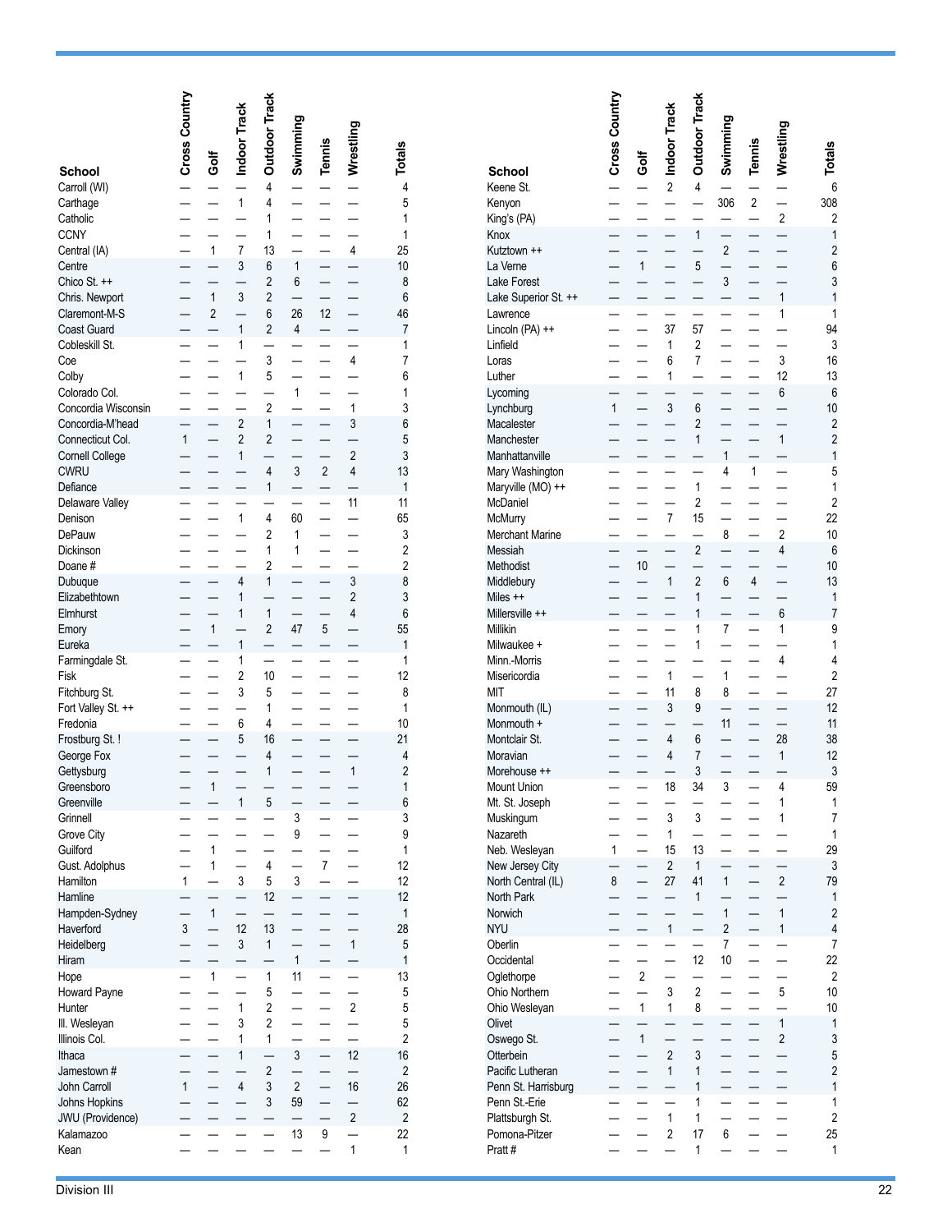| School | Cross Country | Golf | Indoor Track | Outdoor Track | Swimming | Tennis | Wrestling | Totals |
|---|---|---|---|---|---|---|---|---|
| Carroll (WI) | — | — | — | 4 | — | — | — | 4 |
| Carthage | — | — | 1 | 4 | — | — | — | 5 |
| Catholic | — | — | — | 1 | — | — | — | 1 |
| CCNY | — | — | — | 1 | — | — | — | 1 |
| Central (IA) | — | 1 | 7 | 13 | — | — | 4 | 25 |
| Centre | — | — | 3 | 6 | 1 | — | — | 10 |
| Chico St. ++ | — | — | — | 2 | 6 | — | — | 8 |
| Chris. Newport | — | 1 | 3 | 2 | — | — | — | 6 |
| Claremont-M-S | — | 2 | — | 6 | 26 | 12 | — | 46 |
| Coast Guard | — | — | 1 | 2 | 4 | — | — | 7 |
| Cobleskill St. | — | — | 1 | — | — | — | — | 1 |
| Coe | — | — | — | 3 | — | — | 4 | 7 |
| Colby | — | — | 1 | 5 | — | — | — | 6 |
| Colorado Col. | — | — | — | — | 1 | — | — | 1 |
| Concordia Wisconsin | — | — | — | 2 | — | — | 1 | 3 |
| Concordia-M'head | — | — | 2 | 1 | — | — | 3 | 6 |
| Connecticut Col. | 1 | — | 2 | 2 | — | — | — | 5 |
| Cornell College | — | — | 1 | — | — | — | 2 | 3 |
| CWRU | — | — | — | 4 | 3 | 2 | 4 | 13 |
| Defiance | — | — | — | 1 | — | — | — | 1 |
| Delaware Valley | — | — | — | — | — | — | 11 | 11 |
| Denison | — | — | 1 | 4 | 60 | — | — | 65 |
| DePauw | — | — | — | 2 | 1 | — | — | 3 |
| Dickinson | — | — | — | 1 | 1 | — | — | 2 |
| Doane # | — | — | — | 2 | — | — | — | 2 |
| Dubuque | — | — | 4 | 1 | — | — | 3 | 8 |
| Elizabethtown | — | — | 1 | — | — | — | 2 | 3 |
| Elmhurst | — | — | 1 | 1 | — | — | 4 | 6 |
| Emory | — | 1 | — | 2 | 47 | 5 | — | 55 |
| Eureka | — | — | 1 | — | — | — | — | 1 |
| Farmingdale St. | — | — | 1 | — | — | — | — | 1 |
| Fisk | — | — | 2 | 10 | — | — | — | 12 |
| Fitchburg St. | — | — | 3 | 5 | — | — | — | 8 |
| Fort Valley St. ++ | — | — | — | 1 | — | — | — | 1 |
| Fredonia | — | — | 6 | 4 | — | — | — | 10 |
| Frostburg St. ! | — | — | 5 | 16 | — | — | — | 21 |
| George Fox | — | — | — | 4 | — | — | — | 4 |
| Gettysburg | — | — | — | 1 | — | — | 1 | 2 |
| Greensboro | — | 1 | — | — | — | — | — | 1 |
| Greenville | — | — | 1 | 5 | — | — | — | 6 |
| Grinnell | — | — | — | — | 3 | — | — | 3 |
| Grove City | — | — | — | — | 9 | — | — | 9 |
| Guilford | — | 1 | — | — | — | — | — | 1 |
| Gust. Adolphus | — | 1 | — | 4 | — | 7 | — | 12 |
| Hamilton | 1 | — | 3 | 5 | 3 | — | — | 12 |
| Hamline | — | — | — | 12 | — | — | — | 12 |
| Hampden-Sydney | — | 1 | — | — | — | — | — | 1 |
| Haverford | 3 | — | 12 | 13 | — | — | — | 28 |
| Heidelberg | — | — | 3 | 1 | — | — | 1 | 5 |
| Hiram | — | — | — | — | 1 | — | — | 1 |
| Hope | — | 1 | — | 1 | 11 | — | — | 13 |
| Howard Payne | — | — | — | 5 | — | — | — | 5 |
| Hunter | — | — | 1 | 2 | — | — | 2 | 5 |
| Ill. Wesleyan | — | — | 3 | 2 | — | — | — | 5 |
| Illinois Col. | — | — | 1 | 1 | — | — | — | 2 |
| Ithaca | — | — | 1 | — | 3 | — | 12 | 16 |
| Jamestown # | — | — | — | 2 | — | — | — | 2 |
| John Carroll | 1 | — | 4 | 3 | 2 | — | 16 | 26 |
| Johns Hopkins | — | — | — | 3 | 59 | — | — | 62 |
| JWU (Providence) | — | — | — | — | — | — | 2 | 2 |
| Kalamazoo | — | — | — | — | 13 | 9 | — | 22 |
| Kean | — | — | — | — | — | — | 1 | 1 |
| Keene St. | — | — | 2 | 4 | — | — | — | 6 |
| Kenyon | — | — | — | — | 306 | 2 | — | 308 |
| King's (PA) | — | — | — | — | — | — | 2 | 2 |
| Knox | — | — | — | 1 | — | — | — | 1 |
| Kutztown ++ | — | — | — | — | 2 | — | — | 2 |
| La Verne | — | 1 | — | 5 | — | — | — | 6 |
| Lake Forest | — | — | — | — | 3 | — | — | 3 |
| Lake Superior St. ++ | — | — | — | — | — | — | 1 | 1 |
| Lawrence | — | — | — | — | — | — | 1 | 1 |
| Lincoln (PA) ++ | — | — | 37 | 57 | — | — | — | 94 |
| Linfield | — | — | 1 | 2 | — | — | — | 3 |
| Loras | — | — | 6 | 7 | — | — | 3 | 16 |
| Luther | — | — | 1 | — | — | — | 12 | 13 |
| Lycoming | — | — | — | — | — | — | 6 | 6 |
| Lynchburg | 1 | — | 3 | 6 | — | — | — | 10 |
| Macalester | — | — | — | 2 | — | — | — | 2 |
| Manchester | — | — | — | 1 | — | — | 1 | 2 |
| Manhattanville | — | — | — | — | 1 | — | — | 1 |
| Mary Washington | — | — | — | — | 4 | 1 | — | 5 |
| Maryville (MO) ++ | — | — | — | 1 | — | — | — | 1 |
| McDaniel | — | — | — | 2 | — | — | — | 2 |
| McMurry | — | — | 7 | 15 | — | — | — | 22 |
| Merchant Marine | — | — | — | — | 8 | — | 2 | 10 |
| Messiah | — | — | — | 2 | — | — | 4 | 6 |
| Methodist | — | 10 | — | — | — | — | — | 10 |
| Middlebury | — | — | 1 | 2 | 6 | 4 | — | 13 |
| Miles ++ | — | — | — | 1 | — | — | — | 1 |
| Millersville ++ | — | — | — | 1 | — | — | 6 | 7 |
| Millikin | — | — | — | 1 | 7 | — | 1 | 9 |
| Milwaukee + | — | — | — | 1 | — | — | — | 1 |
| Minn.-Morris | — | — | — | — | — | — | 4 | 4 |
| Misericordia | — | — | 1 | — | 1 | — | — | 2 |
| MIT | — | — | 11 | 8 | 8 | — | — | 27 |
| Monmouth (IL) | — | — | 3 | 9 | — | — | — | 12 |
| Monmouth + | — | — | — | — | 11 | — | — | 11 |
| Montclair St. | — | — | 4 | 6 | — | — | 28 | 38 |
| Moravian | — | — | 4 | 7 | — | — | 1 | 12 |
| Morehouse ++ | — | — | — | 3 | — | — | — | 3 |
| Mount Union | — | — | 18 | 34 | 3 | — | 4 | 59 |
| Mt. St. Joseph | — | — | — | — | — | — | 1 | 1 |
| Muskingum | — | — | 3 | 3 | — | — | 1 | 7 |
| Nazareth | — | — | 1 | — | — | — | — | 1 |
| Neb. Wesleyan | 1 | — | 15 | 13 | — | — | — | 29 |
| New Jersey City | — | — | 2 | 1 | — | — | — | 3 |
| North Central (IL) | 8 | — | 27 | 41 | 1 | — | 2 | 79 |
| North Park | — | — | — | 1 | — | — | — | 1 |
| Norwich | — | — | — | — | 1 | — | 1 | 2 |
| NYU | — | — | 1 | — | 2 | — | 1 | 4 |
| Oberlin | — | — | — | — | 7 | — | — | 7 |
| Occidental | — | — | — | 12 | 10 | — | — | 22 |
| Oglethorpe | — | 2 | — | — | — | — | — | 2 |
| Ohio Northern | — | — | 3 | 2 | — | — | 5 | 10 |
| Ohio Wesleyan | — | 1 | 1 | 8 | — | — | — | 10 |
| Olivet | — | — | — | — | — | — | 1 | 1 |
| Oswego St. | — | 1 | — | — | — | — | 2 | 3 |
| Otterbein | — | — | 2 | 3 | — | — | — | 5 |
| Pacific Lutheran | — | — | 1 | 1 | — | — | — | 2 |
| Penn St. Harrisburg | — | — | — | 1 | — | — | — | 1 |
| Penn St.-Erie | — | — | — | 1 | — | — | — | 1 |
| Plattsburgh St. | — | — | 1 | 1 | — | — | — | 2 |
| Pomona-Pitzer | — | — | 2 | 17 | 6 | — | — | 25 |
| Pratt # | — | — | — | 1 | — | — | — | 1 |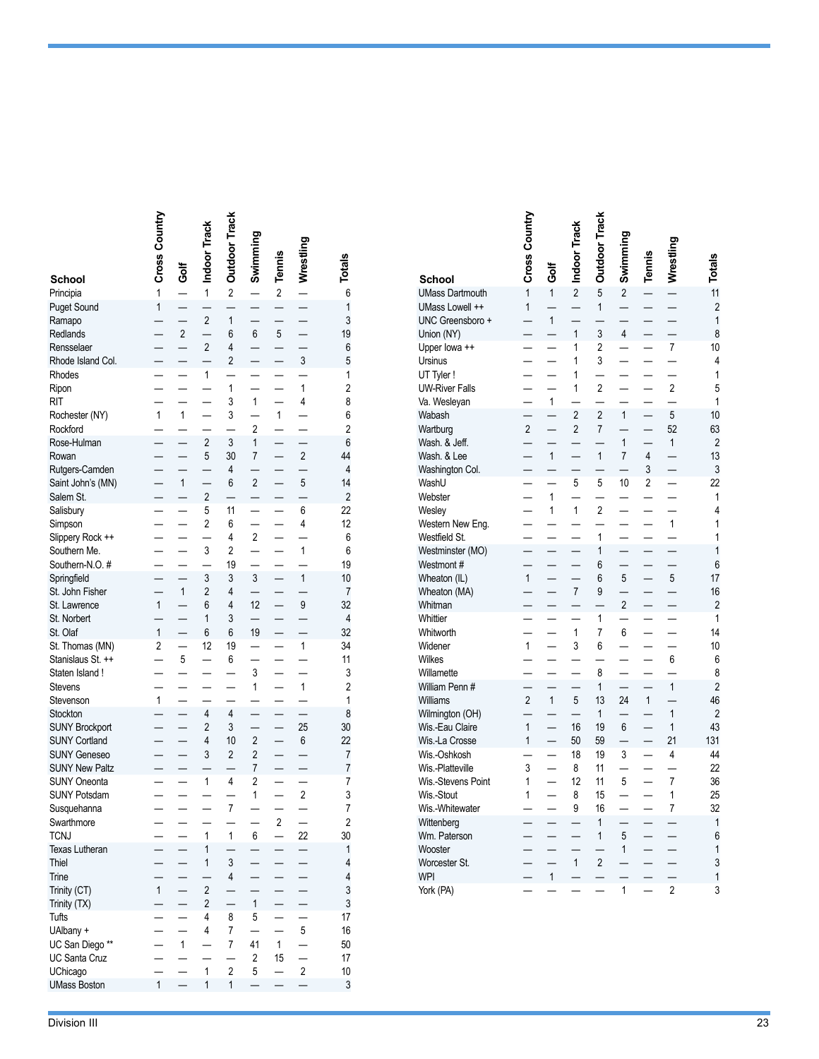| School | Cross Country | Golf | Indoor Track | Outdoor Track | Swimming | Tennis | Wrestling | Totals |
|---|---|---|---|---|---|---|---|---|
| Principia | 1 | — | 1 | 2 | — | 2 | — | 6 |
| Puget Sound | 1 | — | — | — | — | — | — | 1 |
| Ramapo | — | — | 2 | 1 | — | — | — | 3 |
| Redlands | — | 2 | — | 6 | 6 | 5 | — | 19 |
| Rensselaer | — | — | 2 | 4 | — | — | — | 6 |
| Rhode Island Col. | — | — | — | 2 | — | — | 3 | 5 |
| Rhodes | — | — | 1 | — | — | — | — | 1 |
| Ripon | — | — | — | 1 | — | — | 1 | 2 |
| RIT | — | — | — | 3 | 1 | — | 4 | 8 |
| Rochester (NY) | 1 | 1 | — | 3 | — | 1 | — | 6 |
| Rockford | — | — | — | — | 2 | — | — | 2 |
| Rose-Hulman | — | — | 2 | 3 | 1 | — | — | 6 |
| Rowan | — | — | 5 | 30 | 7 | — | 2 | 44 |
| Rutgers-Camden | — | — | — | 4 | — | — | — | 4 |
| Saint John's (MN) | — | 1 | — | 6 | 2 | — | 5 | 14 |
| Salem St. | — | — | 2 | — | — | — | — | 2 |
| Salisbury | — | — | 5 | 11 | — | — | 6 | 22 |
| Simpson | — | — | 2 | 6 | — | — | 4 | 12 |
| Slippery Rock ++ | — | — | — | 4 | 2 | — | — | 6 |
| Southern Me. | — | — | 3 | 2 | — | — | 1 | 6 |
| Southern-N.O. # | — | — | — | 19 | — | — | — | 19 |
| Springfield | — | — | 3 | 3 | 3 | — | 1 | 10 |
| St. John Fisher | — | 1 | 2 | 4 | — | — | — | 7 |
| St. Lawrence | 1 | — | 6 | 4 | 12 | — | 9 | 32 |
| St. Norbert | — | — | 1 | 3 | — | — | — | 4 |
| St. Olaf | 1 | — | 6 | 6 | 19 | — | — | 32 |
| St. Thomas (MN) | 2 | — | 12 | 19 | — | — | 1 | 34 |
| Stanislaus St. ++ | — | 5 | — | 6 | — | — | — | 11 |
| Staten Island ! | — | — | — | — | 3 | — | — | 3 |
| Stevens | — | — | — | — | 1 | — | 1 | 2 |
| Stevenson | 1 | — | — | — | — | — | — | 1 |
| Stockton | — | — | 4 | 4 | — | — | — | 8 |
| SUNY Brockport | — | — | 2 | 3 | — | — | 25 | 30 |
| SUNY Cortland | — | — | 4 | 10 | 2 | — | 6 | 22 |
| SUNY Geneseo | — | — | 3 | 2 | 2 | — | — | 7 |
| SUNY New Paltz | — | — | — | — | 7 | — | — | 7 |
| SUNY Oneonta | — | — | 1 | 4 | 2 | — | — | 7 |
| SUNY Potsdam | — | — | — | — | 1 | — | 2 | 3 |
| Susquehanna | — | — | — | 7 | — | — | — | 7 |
| Swarthmore | — | — | — | — | — | 2 | — | 2 |
| TCNJ | — | — | 1 | 1 | 6 | — | 22 | 30 |
| Texas Lutheran | — | — | 1 | — | — | — | — | 1 |
| Thiel | — | — | 1 | 3 | — | — | — | 4 |
| Trine | — | — | — | 4 | — | — | — | 4 |
| Trinity (CT) | 1 | — | 2 | — | — | — | — | 3 |
| Trinity (TX) | — | — | 2 | — | 1 | — | — | 3 |
| Tufts | — | — | 4 | 8 | 5 | — | — | 17 |
| UAlbany + | — | — | 4 | 7 | — | — | 5 | 16 |
| UC San Diego ** | — | 1 | — | 7 | 41 | 1 | — | 50 |
| UC Santa Cruz | — | — | — | — | 2 | 15 | — | 17 |
| UChicago | — | — | 1 | 2 | 5 | — | 2 | 10 |
| UMass Boston | 1 | — | 1 | 1 | — | — | — | 3 |
| UMass Dartmouth | 1 | 1 | 2 | 5 | 2 | — | — | 11 |
| UMass Lowell ++ | 1 | — | — | 1 | — | — | — | 2 |
| UNC Greensboro + | — | 1 | — | — | — | — | — | 1 |
| Union (NY) | — | — | 1 | 3 | 4 | — | — | 8 |
| Upper Iowa ++ | — | — | 1 | 2 | — | — | 7 | 10 |
| Ursinus | — | — | 1 | 3 | — | — | — | 4 |
| UT Tyler ! | — | — | 1 | — | — | — | — | 1 |
| UW-River Falls | — | — | 1 | 2 | — | — | 2 | 5 |
| Va. Wesleyan | — | 1 | — | — | — | — | — | 1 |
| Wabash | — | — | 2 | 2 | 1 | — | 5 | 10 |
| Wartburg | 2 | — | 2 | 7 | — | — | 52 | 63 |
| Wash. & Jeff. | — | — | — | — | 1 | — | 1 | 2 |
| Wash. & Lee | — | 1 | — | 1 | 7 | 4 | — | 13 |
| Washington Col. | — | — | — | — | — | 3 | — | 3 |
| WashU | — | — | 5 | 5 | 10 | 2 | — | 22 |
| Webster | — | 1 | — | — | — | — | — | 1 |
| Wesley | — | 1 | 1 | 2 | — | — | — | 4 |
| Western New Eng. | — | — | — | — | — | — | 1 | 1 |
| Westfield St. | — | — | — | 1 | — | — | — | 1 |
| Westminster (MO) | — | — | — | 1 | — | — | — | 1 |
| Westmont # | — | — | — | 6 | — | — | — | 6 |
| Wheaton (IL) | 1 | — | — | 6 | 5 | — | 5 | 17 |
| Wheaton (MA) | — | — | 7 | 9 | — | — | — | 16 |
| Whitman | — | — | — | — | 2 | — | — | 2 |
| Whittier | — | — | — | 1 | — | — | — | 1 |
| Whitworth | — | — | 1 | 7 | 6 | — | — | 14 |
| Widener | 1 | — | 3 | 6 | — | — | — | 10 |
| Wilkes | — | — | — | — | — | — | 6 | 6 |
| Willamette | — | — | — | 8 | — | — | — | 8 |
| William Penn # | — | — | — | 1 | — | — | 1 | 2 |
| Williams | 2 | 1 | 5 | 13 | 24 | 1 | — | 46 |
| Wilmington (OH) | — | — | — | 1 | — | — | 1 | 2 |
| Wis.-Eau Claire | 1 | — | 16 | 19 | 6 | — | 1 | 43 |
| Wis.-La Crosse | 1 | — | 50 | 59 | — | — | 21 | 131 |
| Wis.-Oshkosh | — | — | 18 | 19 | 3 | — | 4 | 44 |
| Wis.-Platteville | 3 | — | 8 | 11 | — | — | — | 22 |
| Wis.-Stevens Point | 1 | — | 12 | 11 | 5 | — | 7 | 36 |
| Wis.-Stout | 1 | — | 8 | 15 | — | — | 1 | 25 |
| Wis.-Whitewater | — | — | 9 | 16 | — | — | 7 | 32 |
| Wittenberg | — | — | — | 1 | — | — | — | 1 |
| Wm. Paterson | — | — | — | 1 | 5 | — | — | 6 |
| Wooster | — | — | — | — | 1 | — | — | 1 |
| Worcester St. | — | — | 1 | 2 | — | — | — | 3 |
| WPI | — | 1 | — | — | — | — | — | 1 |
| York (PA) | — | — | — | — | 1 | — | 2 | 3 |